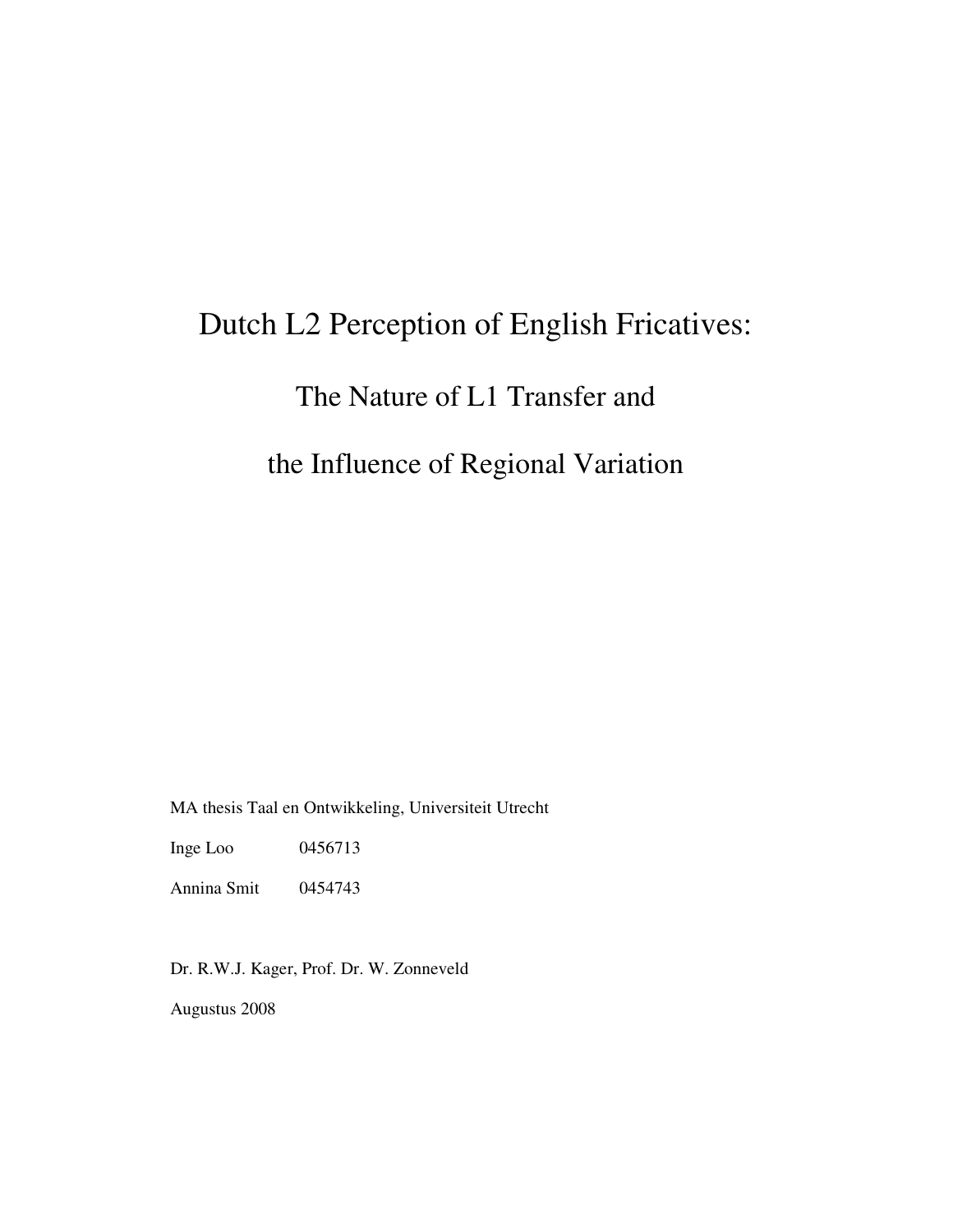# Dutch L2 Perception of English Fricatives:

# The Nature of L1 Transfer and

# the Influence of Regional Variation

MA thesis Taal en Ontwikkeling, Universiteit Utrecht

Inge Loo 0456713

Annina Smit 0454743

Dr. R.W.J. Kager, Prof. Dr. W. Zonneveld

Augustus 2008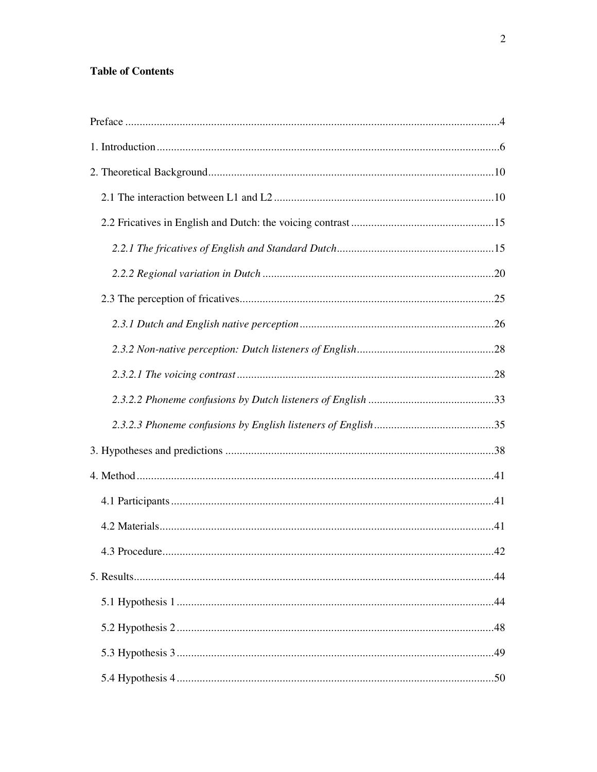**Table of Contents**

Preface ....................................................................................................................4

1. Introduction ..........................................................................................................6

2. Theoretical Background ......................................................................................10

   2.1 The interaction between L1 and L2 ...............................................................10

   2.2 Fricatives in English and Dutch: the voicing contrast ....................................15

      *2.2.1 The fricatives of English and Standard Dutch* ........................................15

      *2.2.2 Regional variation in Dutch* ....................................................................20

   2.3 The perception of fricatives............................................................................25

      *2.3.1 Dutch and English native perception* .....................................................26

      *2.3.2 Non-native perception: Dutch listeners of English* .................................28

      *2.3.2.1 The voicing contrast* .............................................................................28

      *2.3.2.2 Phoneme confusions by Dutch listeners of English* .............................33

      *2.3.2.3 Phoneme confusions by English listeners of English* ...........................35

3. Hypotheses and predictions ................................................................................38

4. Method ................................................................................................................41

   4.1 Participants ....................................................................................................41

   4.2 Materials........................................................................................................41

   4.3 Procedure.......................................................................................................42

5. Results.................................................................................................................44

   5.1 Hypothesis 1 ..................................................................................................44

   5.2 Hypothesis 2 ..................................................................................................48

   5.3 Hypothesis 3 ..................................................................................................49

   5.4 Hypothesis 4 ..................................................................................................50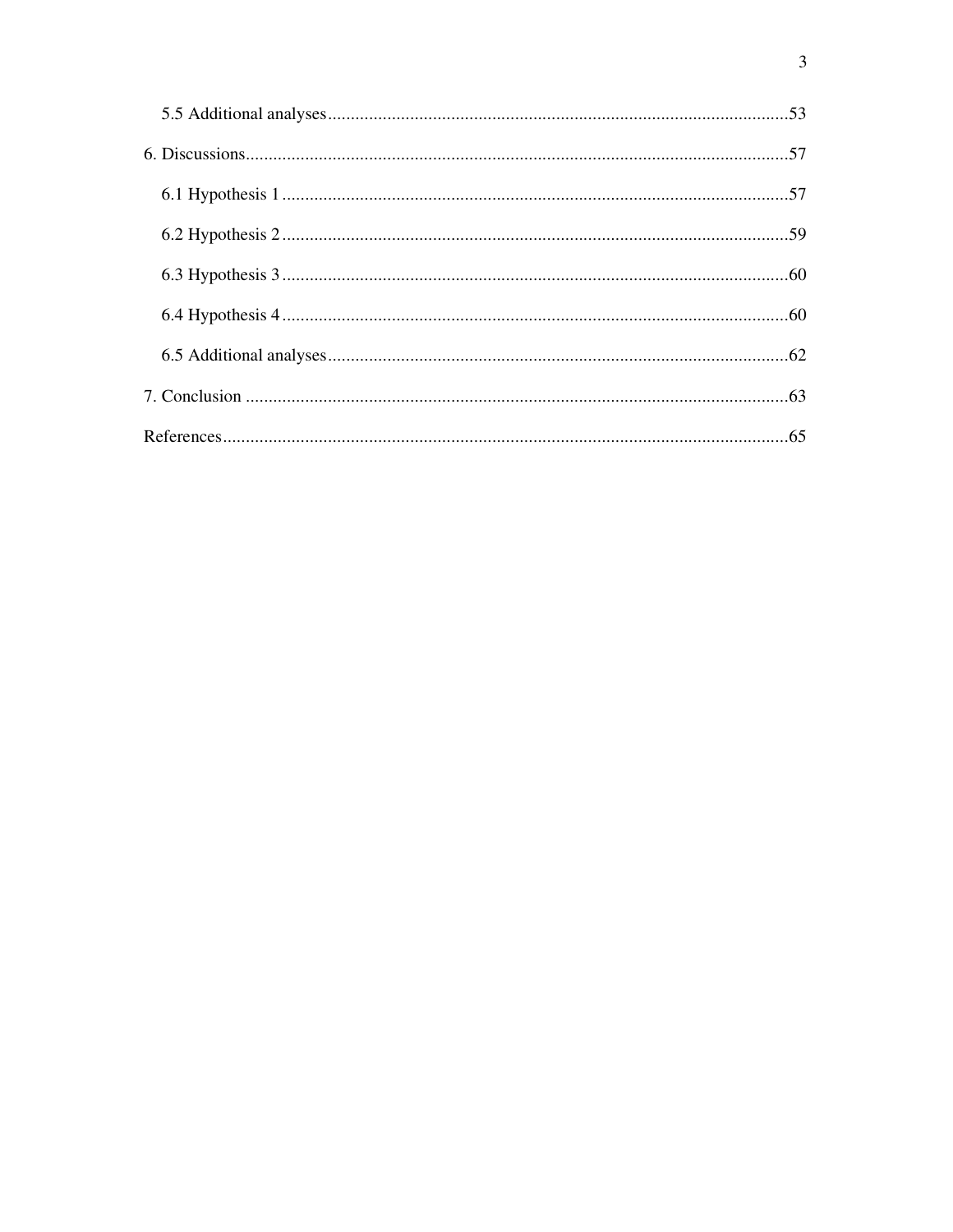5.5 Additional analyses ....................................................................................................53

6. Discussions......................................................................................................................57

6.1 Hypothesis 1 ..............................................................................................................57

6.2 Hypothesis 2 ..............................................................................................................59

6.3 Hypothesis 3 ..............................................................................................................60

6.4 Hypothesis 4 ..............................................................................................................60

6.5 Additional analyses ....................................................................................................62

7. Conclusion ......................................................................................................................63

References...........................................................................................................................65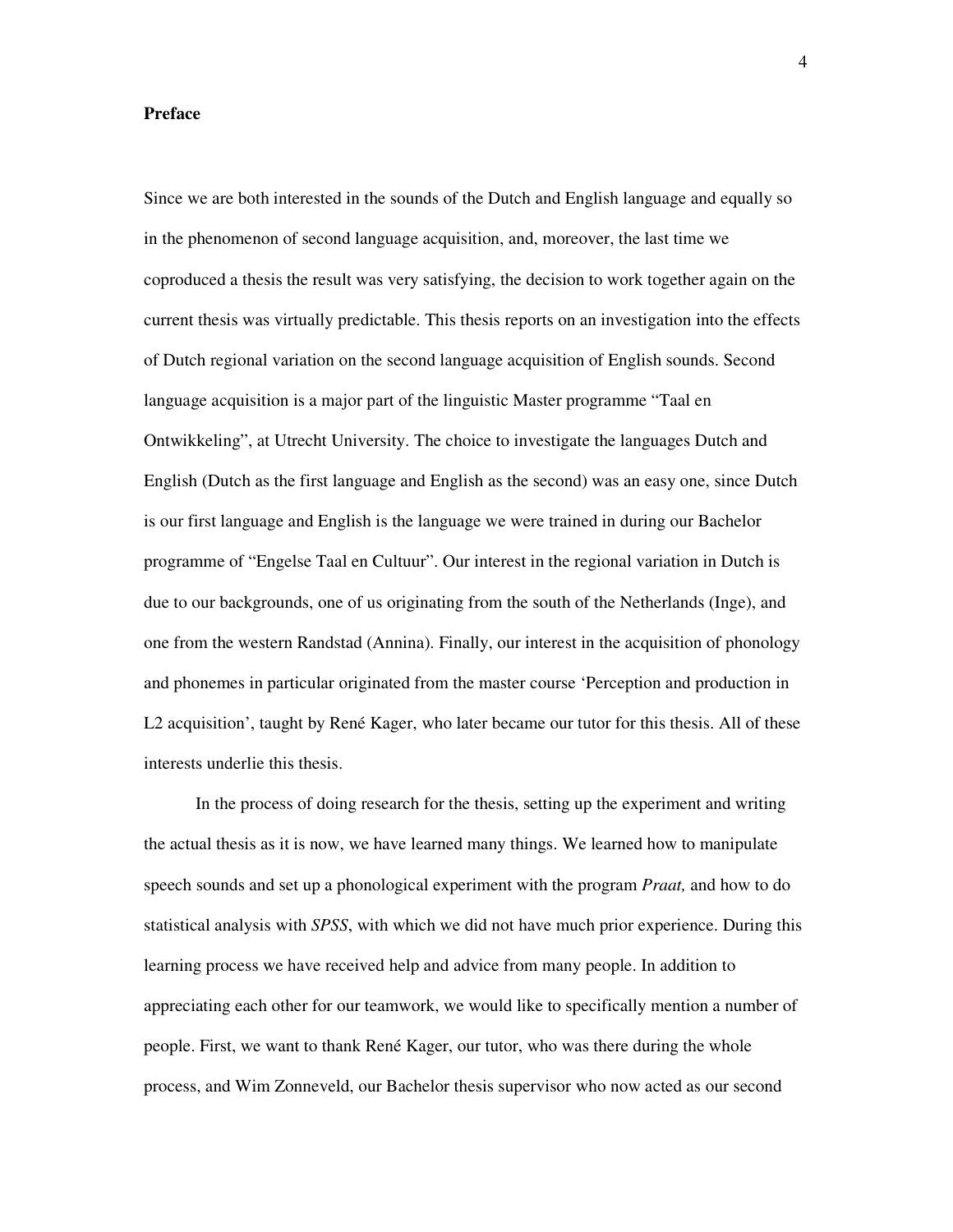# Preface

Since we are both interested in the sounds of the Dutch and English language and equally so in the phenomenon of second language acquisition, and, moreover, the last time we coproduced a thesis the result was very satisfying, the decision to work together again on the current thesis was virtually predictable. This thesis reports on an investigation into the effects of Dutch regional variation on the second language acquisition of English sounds. Second language acquisition is a major part of the linguistic Master programme "Taal en Ontwikkeling", at Utrecht University. The choice to investigate the languages Dutch and English (Dutch as the first language and English as the second) was an easy one, since Dutch is our first language and English is the language we were trained in during our Bachelor programme of "Engelse Taal en Cultuur". Our interest in the regional variation in Dutch is due to our backgrounds, one of us originating from the south of the Netherlands (Inge), and one from the western Randstad (Annina). Finally, our interest in the acquisition of phonology and phonemes in particular originated from the master course 'Perception and production in L2 acquisition', taught by René Kager, who later became our tutor for this thesis. All of these interests underlie this thesis.

In the process of doing research for the thesis, setting up the experiment and writing the actual thesis as it is now, we have learned many things. We learned how to manipulate speech sounds and set up a phonological experiment with the program *Praat,* and how to do statistical analysis with *SPSS*, with which we did not have much prior experience. During this learning process we have received help and advice from many people. In addition to appreciating each other for our teamwork, we would like to specifically mention a number of people. First, we want to thank René Kager, our tutor, who was there during the whole process, and Wim Zonneveld, our Bachelor thesis supervisor who now acted as our second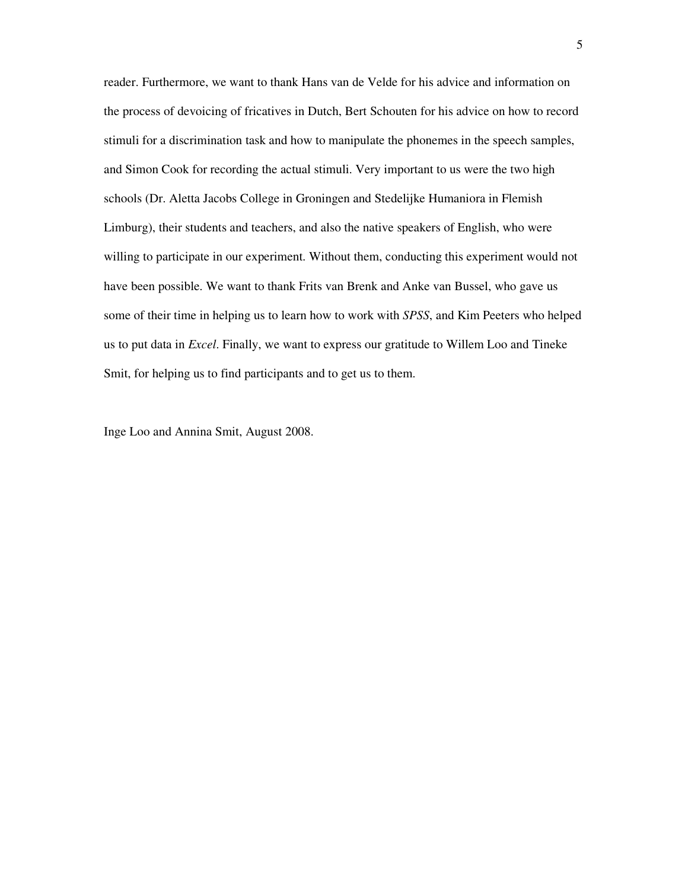reader. Furthermore, we want to thank Hans van de Velde for his advice and information on the process of devoicing of fricatives in Dutch, Bert Schouten for his advice on how to record stimuli for a discrimination task and how to manipulate the phonemes in the speech samples, and Simon Cook for recording the actual stimuli. Very important to us were the two high schools (Dr. Aletta Jacobs College in Groningen and Stedelijke Humaniora in Flemish Limburg), their students and teachers, and also the native speakers of English, who were willing to participate in our experiment. Without them, conducting this experiment would not have been possible. We want to thank Frits van Brenk and Anke van Bussel, who gave us some of their time in helping us to learn how to work with *SPSS*, and Kim Peeters who helped us to put data in *Excel*. Finally, we want to express our gratitude to Willem Loo and Tineke Smit, for helping us to find participants and to get us to them.

Inge Loo and Annina Smit, August 2008.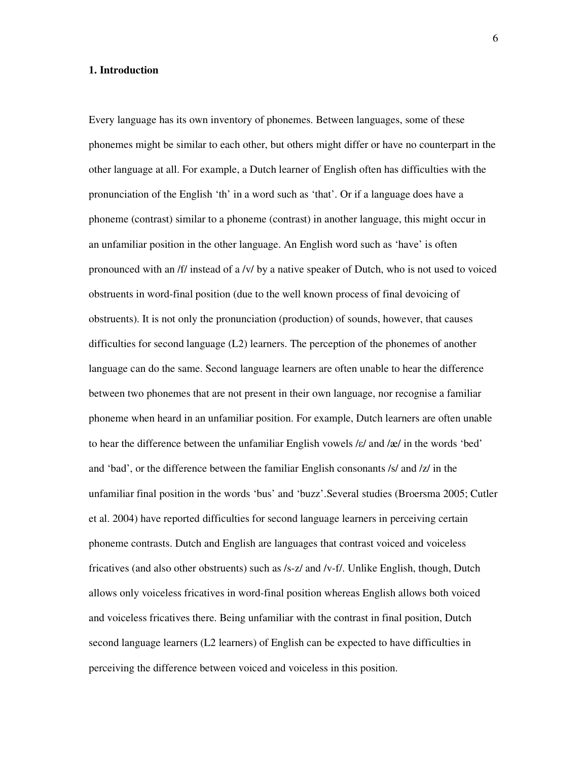# 1. Introduction

Every language has its own inventory of phonemes. Between languages, some of these phonemes might be similar to each other, but others might differ or have no counterpart in the other language at all. For example, a Dutch learner of English often has difficulties with the pronunciation of the English 'th' in a word such as 'that'. Or if a language does have a phoneme (contrast) similar to a phoneme (contrast) in another language, this might occur in an unfamiliar position in the other language. An English word such as 'have' is often pronounced with an /f/ instead of a /v/ by a native speaker of Dutch, who is not used to voiced obstruents in word-final position (due to the well known process of final devoicing of obstruents). It is not only the pronunciation (production) of sounds, however, that causes difficulties for second language (L2) learners. The perception of the phonemes of another language can do the same. Second language learners are often unable to hear the difference between two phonemes that are not present in their own language, nor recognise a familiar phoneme when heard in an unfamiliar position. For example, Dutch learners are often unable to hear the difference between the unfamiliar English vowels /ɛ/ and /æ/ in the words 'bed' and 'bad', or the difference between the familiar English consonants /s/ and /z/ in the unfamiliar final position in the words 'bus' and 'buzz'.Several studies (Broersma 2005; Cutler et al. 2004) have reported difficulties for second language learners in perceiving certain phoneme contrasts. Dutch and English are languages that contrast voiced and voiceless fricatives (and also other obstruents) such as /s-z/ and /v-f/. Unlike English, though, Dutch allows only voiceless fricatives in word-final position whereas English allows both voiced and voiceless fricatives there. Being unfamiliar with the contrast in final position, Dutch second language learners (L2 learners) of English can be expected to have difficulties in perceiving the difference between voiced and voiceless in this position.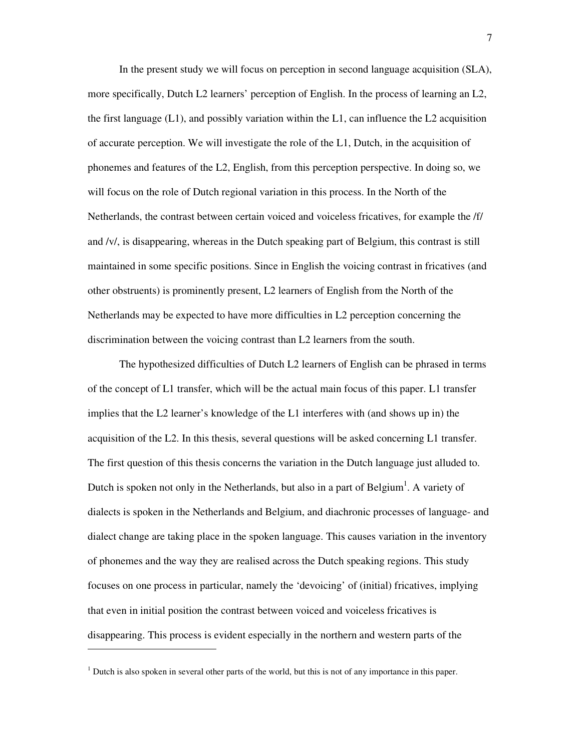In the present study we will focus on perception in second language acquisition (SLA), more specifically, Dutch L2 learners' perception of English. In the process of learning an L2, the first language (L1), and possibly variation within the L1, can influence the L2 acquisition of accurate perception. We will investigate the role of the L1, Dutch, in the acquisition of phonemes and features of the L2, English, from this perception perspective. In doing so, we will focus on the role of Dutch regional variation in this process. In the North of the Netherlands, the contrast between certain voiced and voiceless fricatives, for example the /f/ and /v/, is disappearing, whereas in the Dutch speaking part of Belgium, this contrast is still maintained in some specific positions. Since in English the voicing contrast in fricatives (and other obstruents) is prominently present, L2 learners of English from the North of the Netherlands may be expected to have more difficulties in L2 perception concerning the discrimination between the voicing contrast than L2 learners from the south.

The hypothesized difficulties of Dutch L2 learners of English can be phrased in terms of the concept of L1 transfer, which will be the actual main focus of this paper. L1 transfer implies that the L2 learner's knowledge of the L1 interferes with (and shows up in) the acquisition of the L2. In this thesis, several questions will be asked concerning L1 transfer. The first question of this thesis concerns the variation in the Dutch language just alluded to. Dutch is spoken not only in the Netherlands, but also in a part of Belgium[1]. A variety of dialects is spoken in the Netherlands and Belgium, and diachronic processes of language- and dialect change are taking place in the spoken language. This causes variation in the inventory of phonemes and the way they are realised across the Dutch speaking regions. This study focuses on one process in particular, namely the 'devoicing' of (initial) fricatives, implying that even in initial position the contrast between voiced and voiceless fricatives is disappearing. This process is evident especially in the northern and western parts of the

---

[1] Dutch is also spoken in several other parts of the world, but this is not of any importance in this paper.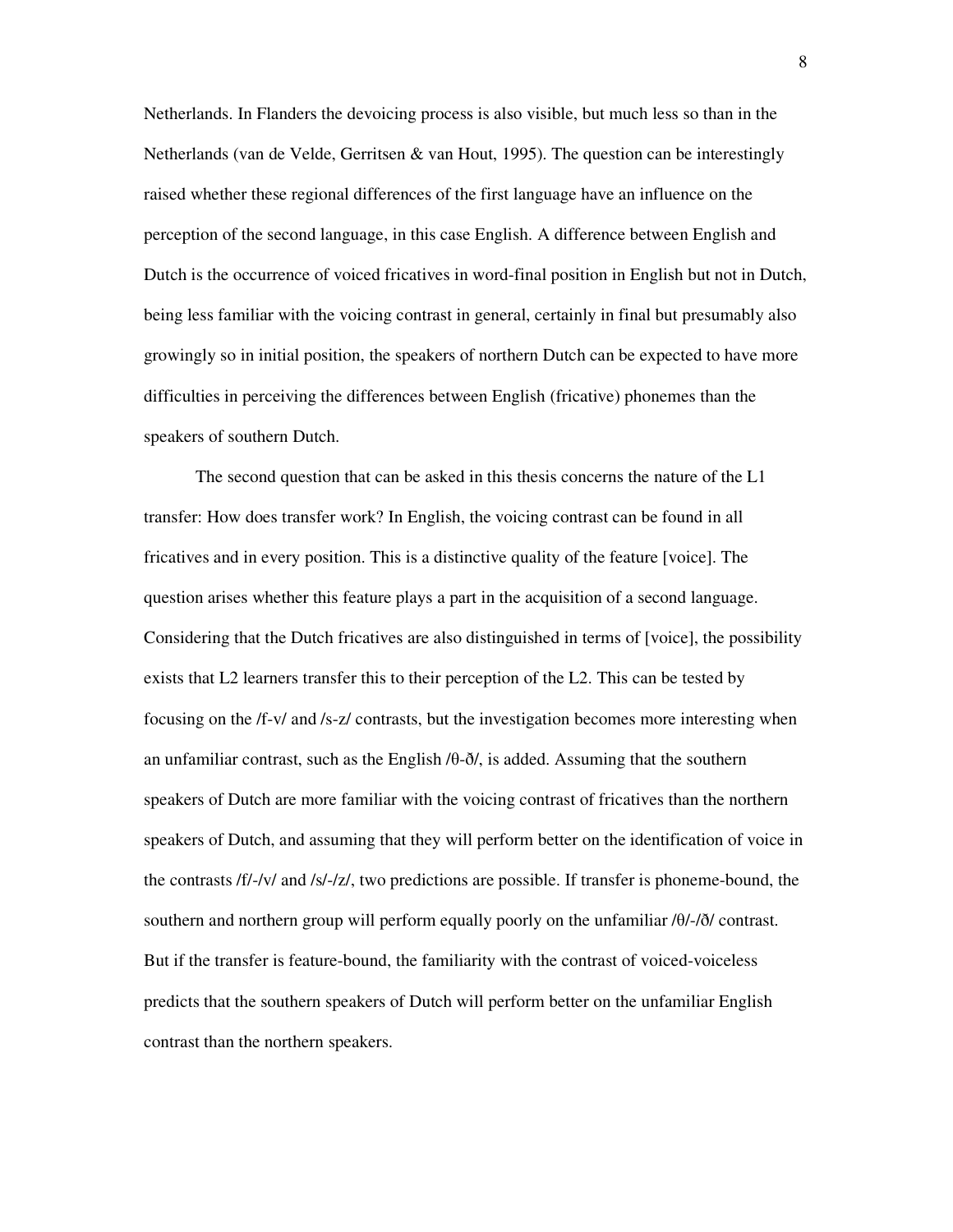Netherlands. In Flanders the devoicing process is also visible, but much less so than in the Netherlands (van de Velde, Gerritsen & van Hout, 1995). The question can be interestingly raised whether these regional differences of the first language have an influence on the perception of the second language, in this case English. A difference between English and Dutch is the occurrence of voiced fricatives in word-final position in English but not in Dutch, being less familiar with the voicing contrast in general, certainly in final but presumably also growingly so in initial position, the speakers of northern Dutch can be expected to have more difficulties in perceiving the differences between English (fricative) phonemes than the speakers of southern Dutch.

The second question that can be asked in this thesis concerns the nature of the L1 transfer: How does transfer work? In English, the voicing contrast can be found in all fricatives and in every position. This is a distinctive quality of the feature [voice]. The question arises whether this feature plays a part in the acquisition of a second language. Considering that the Dutch fricatives are also distinguished in terms of [voice], the possibility exists that L2 learners transfer this to their perception of the L2. This can be tested by focusing on the /f-v/ and /s-z/ contrasts, but the investigation becomes more interesting when an unfamiliar contrast, such as the English /θ-ð/, is added. Assuming that the southern speakers of Dutch are more familiar with the voicing contrast of fricatives than the northern speakers of Dutch, and assuming that they will perform better on the identification of voice in the contrasts /f/-/v/ and /s/-/z/, two predictions are possible. If transfer is phoneme-bound, the southern and northern group will perform equally poorly on the unfamiliar /θ/-/ð/ contrast. But if the transfer is feature-bound, the familiarity with the contrast of voiced-voiceless predicts that the southern speakers of Dutch will perform better on the unfamiliar English contrast than the northern speakers.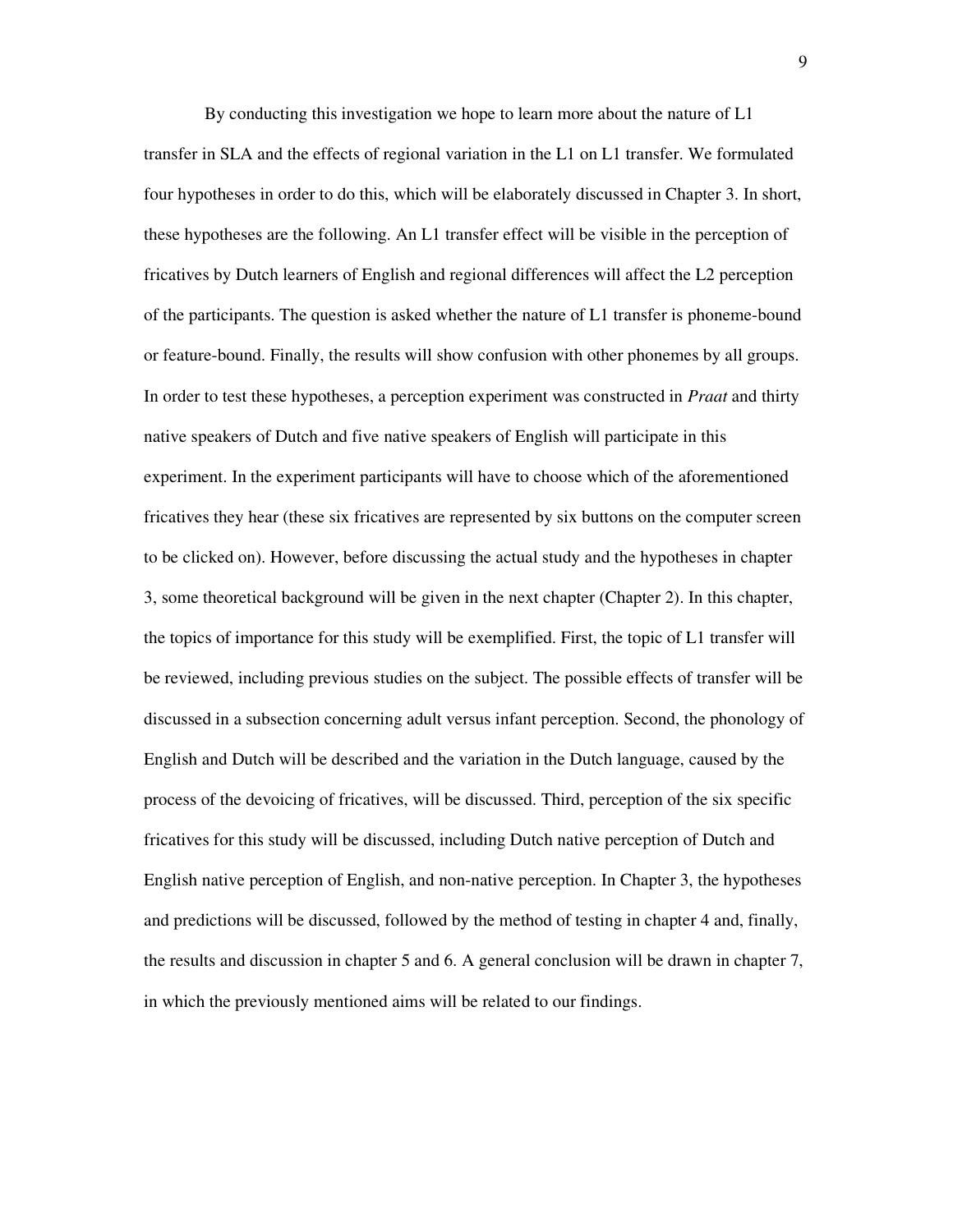By conducting this investigation we hope to learn more about the nature of L1 transfer in SLA and the effects of regional variation in the L1 on L1 transfer. We formulated four hypotheses in order to do this, which will be elaborately discussed in Chapter 3. In short, these hypotheses are the following. An L1 transfer effect will be visible in the perception of fricatives by Dutch learners of English and regional differences will affect the L2 perception of the participants. The question is asked whether the nature of L1 transfer is phoneme-bound or feature-bound. Finally, the results will show confusion with other phonemes by all groups. In order to test these hypotheses, a perception experiment was constructed in *Praat* and thirty native speakers of Dutch and five native speakers of English will participate in this experiment. In the experiment participants will have to choose which of the aforementioned fricatives they hear (these six fricatives are represented by six buttons on the computer screen to be clicked on). However, before discussing the actual study and the hypotheses in chapter 3, some theoretical background will be given in the next chapter (Chapter 2). In this chapter, the topics of importance for this study will be exemplified. First, the topic of L1 transfer will be reviewed, including previous studies on the subject. The possible effects of transfer will be discussed in a subsection concerning adult versus infant perception. Second, the phonology of English and Dutch will be described and the variation in the Dutch language, caused by the process of the devoicing of fricatives, will be discussed. Third, perception of the six specific fricatives for this study will be discussed, including Dutch native perception of Dutch and English native perception of English, and non-native perception. In Chapter 3, the hypotheses and predictions will be discussed, followed by the method of testing in chapter 4 and, finally, the results and discussion in chapter 5 and 6. A general conclusion will be drawn in chapter 7, in which the previously mentioned aims will be related to our findings.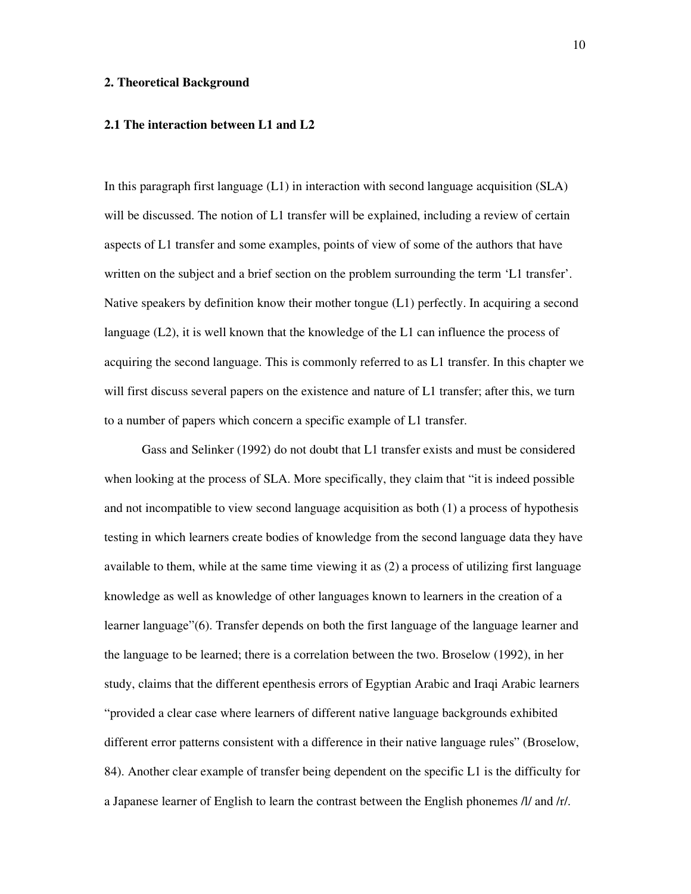## 2. Theoretical Background

### 2.1 The interaction between L1 and L2

In this paragraph first language (L1) in interaction with second language acquisition (SLA) will be discussed. The notion of L1 transfer will be explained, including a review of certain aspects of L1 transfer and some examples, points of view of some of the authors that have written on the subject and a brief section on the problem surrounding the term 'L1 transfer'. Native speakers by definition know their mother tongue (L1) perfectly. In acquiring a second language (L2), it is well known that the knowledge of the L1 can influence the process of acquiring the second language. This is commonly referred to as L1 transfer. In this chapter we will first discuss several papers on the existence and nature of L1 transfer; after this, we turn to a number of papers which concern a specific example of L1 transfer.

Gass and Selinker (1992) do not doubt that L1 transfer exists and must be considered when looking at the process of SLA. More specifically, they claim that "it is indeed possible and not incompatible to view second language acquisition as both (1) a process of hypothesis testing in which learners create bodies of knowledge from the second language data they have available to them, while at the same time viewing it as (2) a process of utilizing first language knowledge as well as knowledge of other languages known to learners in the creation of a learner language"(6). Transfer depends on both the first language of the language learner and the language to be learned; there is a correlation between the two. Broselow (1992), in her study, claims that the different epenthesis errors of Egyptian Arabic and Iraqi Arabic learners "provided a clear case where learners of different native language backgrounds exhibited different error patterns consistent with a difference in their native language rules" (Broselow, 84). Another clear example of transfer being dependent on the specific L1 is the difficulty for a Japanese learner of English to learn the contrast between the English phonemes /l/ and /r/.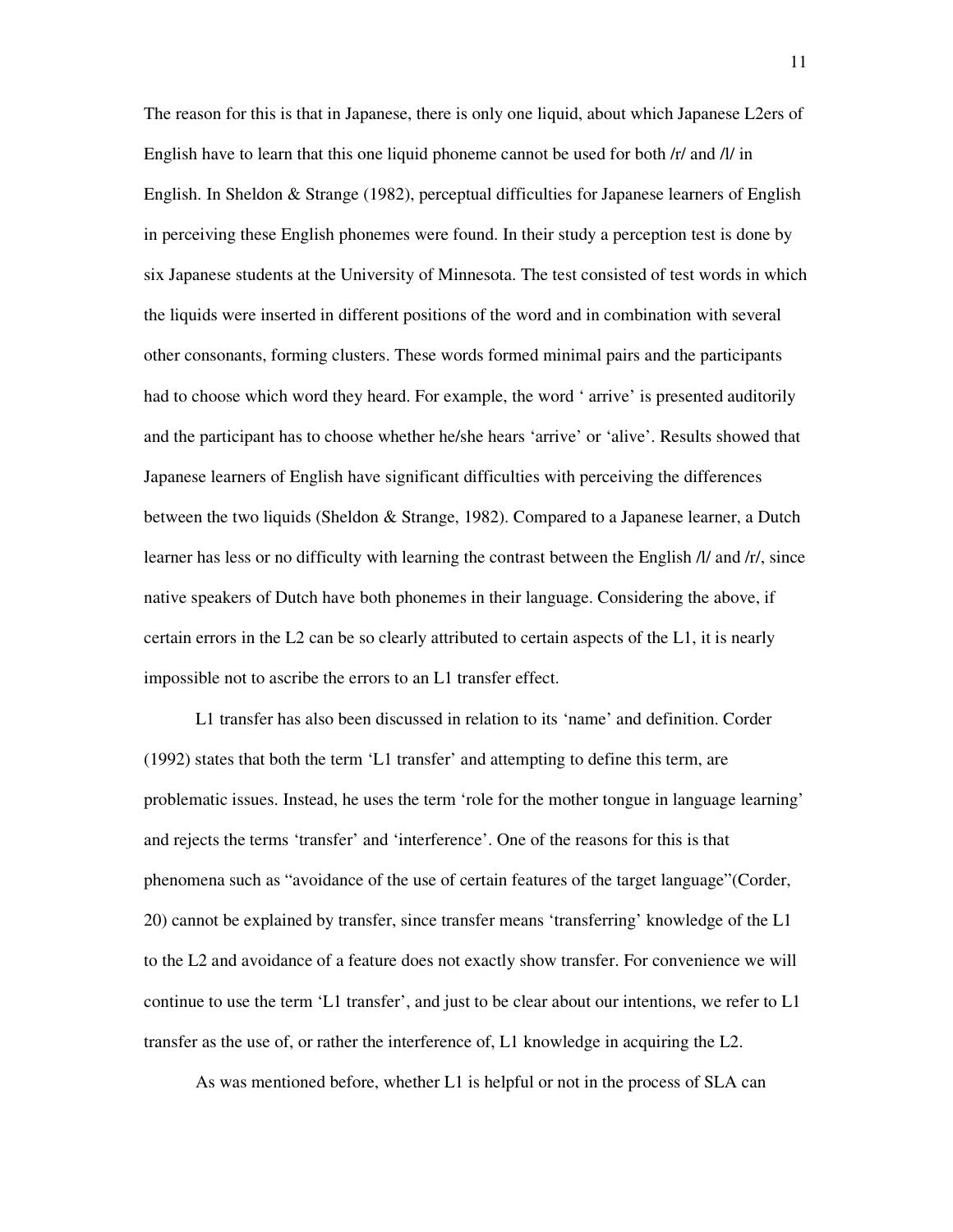The reason for this is that in Japanese, there is only one liquid, about which Japanese L2ers of English have to learn that this one liquid phoneme cannot be used for both /r/ and /l/ in English. In Sheldon & Strange (1982), perceptual difficulties for Japanese learners of English in perceiving these English phonemes were found. In their study a perception test is done by six Japanese students at the University of Minnesota. The test consisted of test words in which the liquids were inserted in different positions of the word and in combination with several other consonants, forming clusters. These words formed minimal pairs and the participants had to choose which word they heard. For example, the word ' arrive' is presented auditorily and the participant has to choose whether he/she hears 'arrive' or 'alive'. Results showed that Japanese learners of English have significant difficulties with perceiving the differences between the two liquids (Sheldon & Strange, 1982). Compared to a Japanese learner, a Dutch learner has less or no difficulty with learning the contrast between the English /l/ and /r/, since native speakers of Dutch have both phonemes in their language. Considering the above, if certain errors in the L2 can be so clearly attributed to certain aspects of the L1, it is nearly impossible not to ascribe the errors to an L1 transfer effect.

L1 transfer has also been discussed in relation to its 'name' and definition. Corder (1992) states that both the term 'L1 transfer' and attempting to define this term, are problematic issues. Instead, he uses the term 'role for the mother tongue in language learning' and rejects the terms 'transfer' and 'interference'. One of the reasons for this is that phenomena such as "avoidance of the use of certain features of the target language"(Corder, 20) cannot be explained by transfer, since transfer means 'transferring' knowledge of the L1 to the L2 and avoidance of a feature does not exactly show transfer. For convenience we will continue to use the term 'L1 transfer', and just to be clear about our intentions, we refer to L1 transfer as the use of, or rather the interference of, L1 knowledge in acquiring the L2.

As was mentioned before, whether L1 is helpful or not in the process of SLA can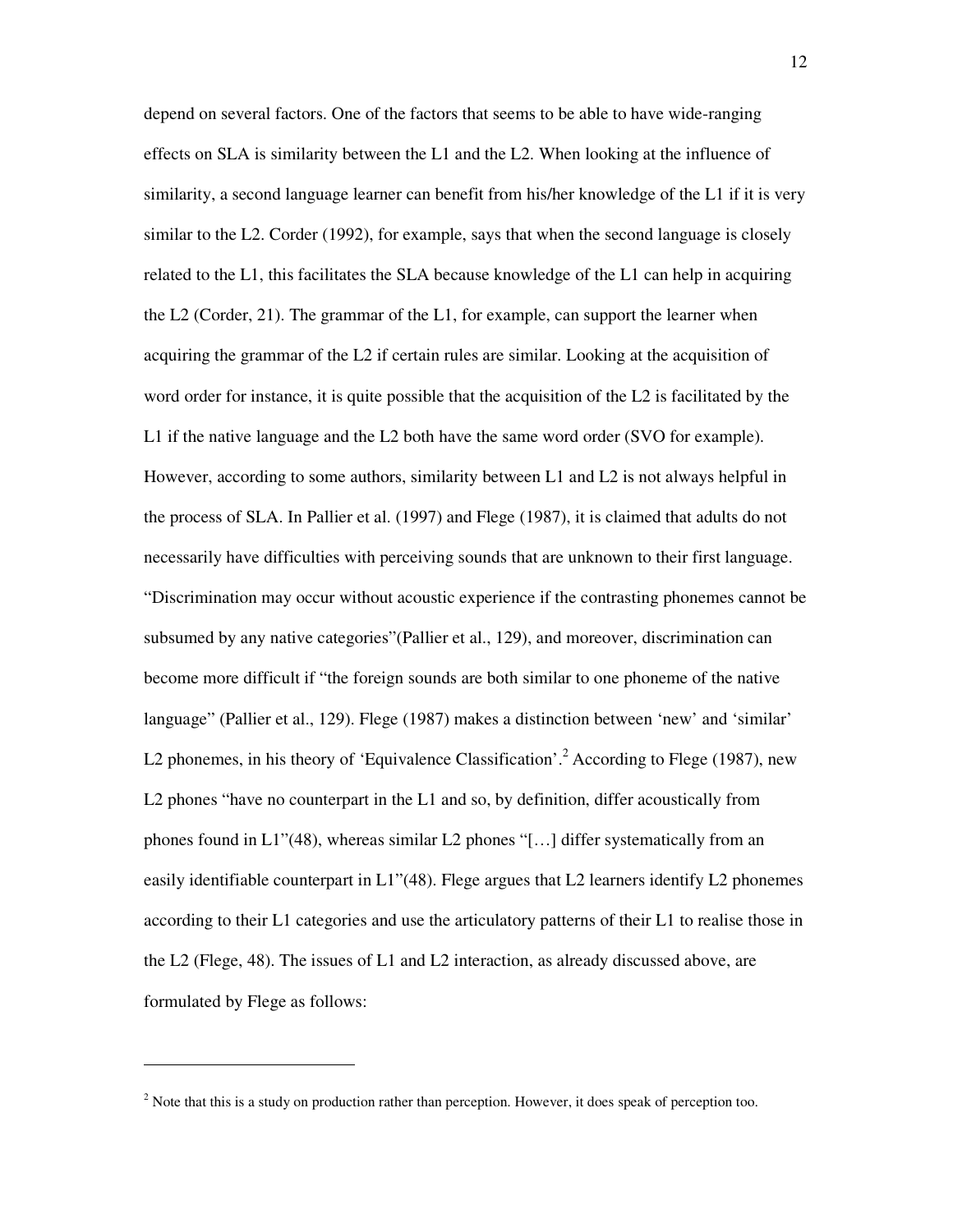depend on several factors. One of the factors that seems to be able to have wide-ranging effects on SLA is similarity between the L1 and the L2. When looking at the influence of similarity, a second language learner can benefit from his/her knowledge of the L1 if it is very similar to the L2. Corder (1992), for example, says that when the second language is closely related to the L1, this facilitates the SLA because knowledge of the L1 can help in acquiring the L2 (Corder, 21). The grammar of the L1, for example, can support the learner when acquiring the grammar of the L2 if certain rules are similar. Looking at the acquisition of word order for instance, it is quite possible that the acquisition of the L2 is facilitated by the L1 if the native language and the L2 both have the same word order (SVO for example). However, according to some authors, similarity between L1 and L2 is not always helpful in the process of SLA. In Pallier et al. (1997) and Flege (1987), it is claimed that adults do not necessarily have difficulties with perceiving sounds that are unknown to their first language. "Discrimination may occur without acoustic experience if the contrasting phonemes cannot be subsumed by any native categories"(Pallier et al., 129), and moreover, discrimination can become more difficult if "the foreign sounds are both similar to one phoneme of the native language" (Pallier et al., 129). Flege (1987) makes a distinction between 'new' and 'similar' L2 phonemes, in his theory of 'Equivalence Classification'.[2] According to Flege (1987), new L2 phones "have no counterpart in the L1 and so, by definition, differ acoustically from phones found in L1"(48), whereas similar L2 phones "[…] differ systematically from an easily identifiable counterpart in L1"(48). Flege argues that L2 learners identify L2 phonemes according to their L1 categories and use the articulatory patterns of their L1 to realise those in the L2 (Flege, 48). The issues of L1 and L2 interaction, as already discussed above, are formulated by Flege as follows:

---

[2] Note that this is a study on production rather than perception. However, it does speak of perception too.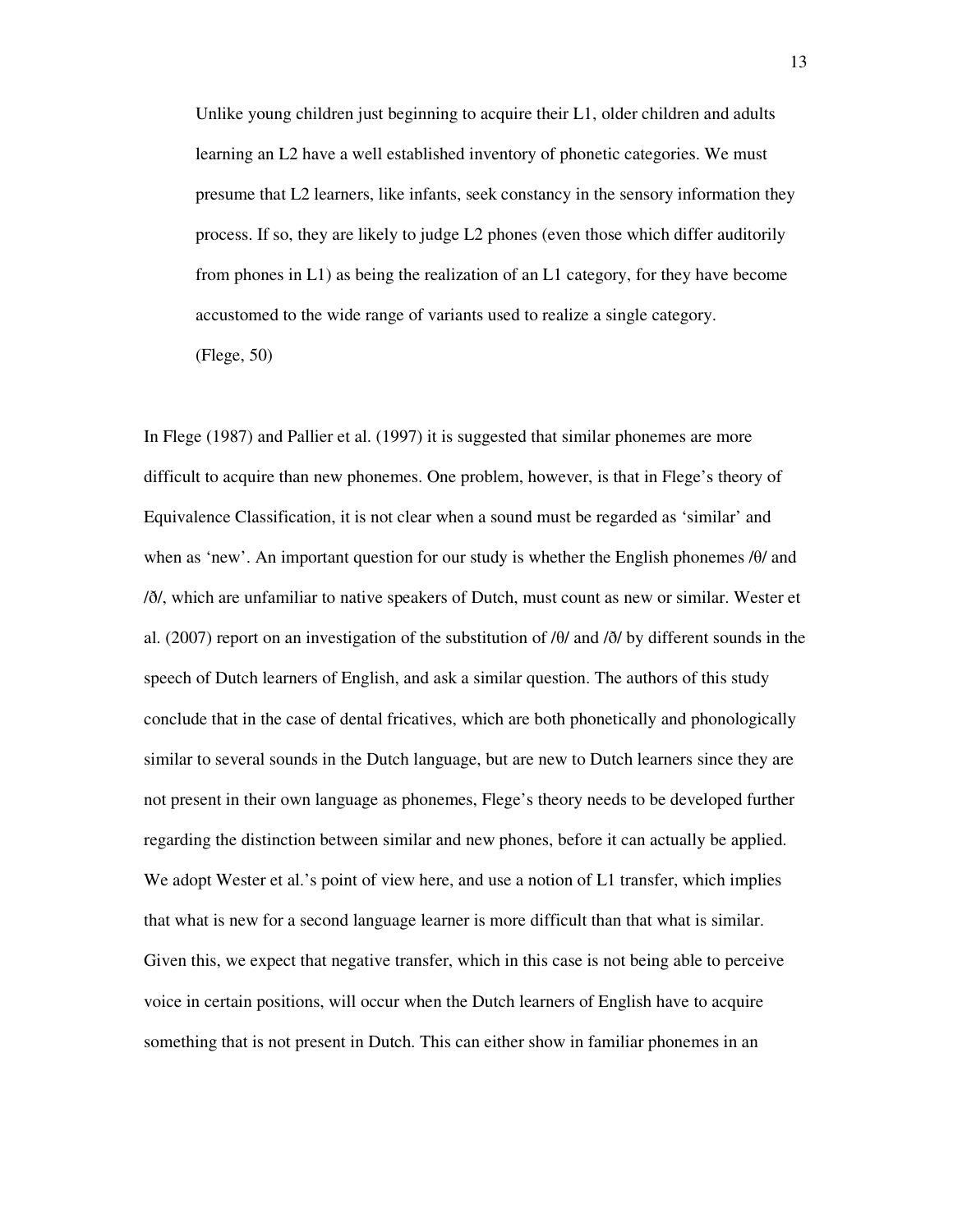> Unlike young children just beginning to acquire their L1, older children and adults learning an L2 have a well established inventory of phonetic categories. We must presume that L2 learners, like infants, seek constancy in the sensory information they process. If so, they are likely to judge L2 phones (even those which differ auditorily from phones in L1) as being the realization of an L1 category, for they have become accustomed to the wide range of variants used to realize a single category.
> (Flege, 50)

In Flege (1987) and Pallier et al. (1997) it is suggested that similar phonemes are more difficult to acquire than new phonemes. One problem, however, is that in Flege's theory of Equivalence Classification, it is not clear when a sound must be regarded as 'similar' and when as 'new'. An important question for our study is whether the English phonemes /θ/ and /ð/, which are unfamiliar to native speakers of Dutch, must count as new or similar. Wester et al. (2007) report on an investigation of the substitution of /θ/ and /ð/ by different sounds in the speech of Dutch learners of English, and ask a similar question. The authors of this study conclude that in the case of dental fricatives, which are both phonetically and phonologically similar to several sounds in the Dutch language, but are new to Dutch learners since they are not present in their own language as phonemes, Flege's theory needs to be developed further regarding the distinction between similar and new phones, before it can actually be applied. We adopt Wester et al.'s point of view here, and use a notion of L1 transfer, which implies that what is new for a second language learner is more difficult than that what is similar. Given this, we expect that negative transfer, which in this case is not being able to perceive voice in certain positions, will occur when the Dutch learners of English have to acquire something that is not present in Dutch. This can either show in familiar phonemes in an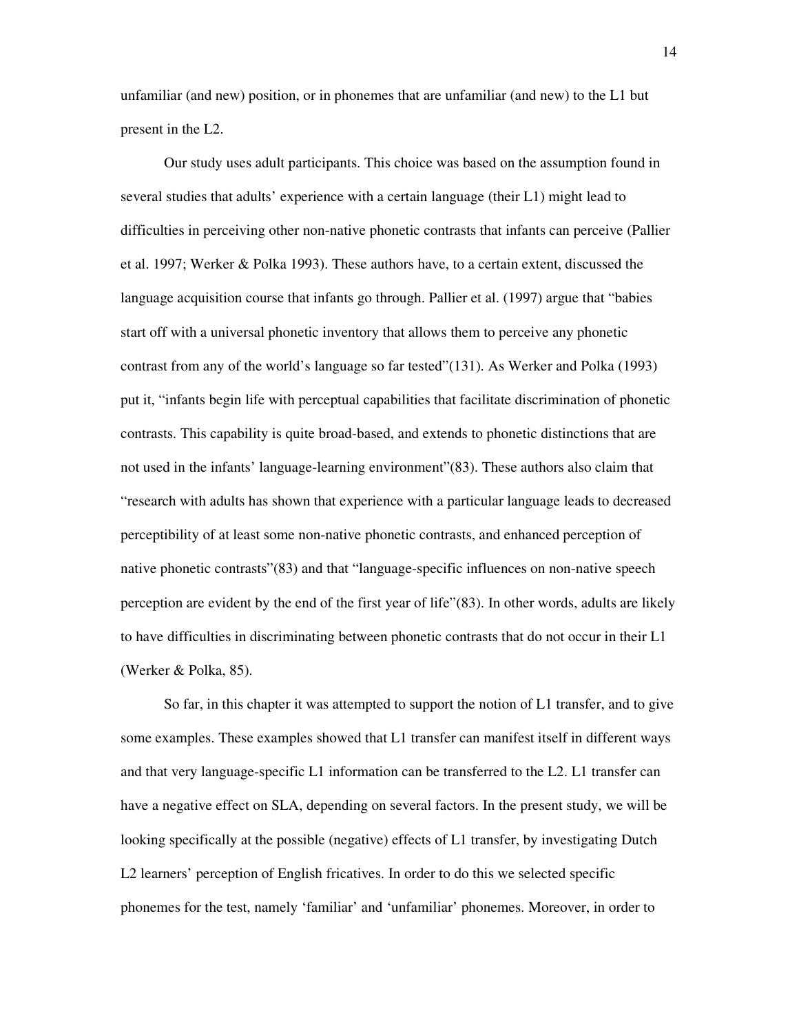unfamiliar (and new) position, or in phonemes that are unfamiliar (and new) to the L1 but present in the L2.

Our study uses adult participants. This choice was based on the assumption found in several studies that adults' experience with a certain language (their L1) might lead to difficulties in perceiving other non-native phonetic contrasts that infants can perceive (Pallier et al. 1997; Werker & Polka 1993). These authors have, to a certain extent, discussed the language acquisition course that infants go through. Pallier et al. (1997) argue that "babies start off with a universal phonetic inventory that allows them to perceive any phonetic contrast from any of the world's language so far tested"(131). As Werker and Polka (1993) put it, "infants begin life with perceptual capabilities that facilitate discrimination of phonetic contrasts. This capability is quite broad-based, and extends to phonetic distinctions that are not used in the infants' language-learning environment"(83). These authors also claim that "research with adults has shown that experience with a particular language leads to decreased perceptibility of at least some non-native phonetic contrasts, and enhanced perception of native phonetic contrasts"(83) and that "language-specific influences on non-native speech perception are evident by the end of the first year of life"(83). In other words, adults are likely to have difficulties in discriminating between phonetic contrasts that do not occur in their L1 (Werker & Polka, 85).

So far, in this chapter it was attempted to support the notion of L1 transfer, and to give some examples. These examples showed that L1 transfer can manifest itself in different ways and that very language-specific L1 information can be transferred to the L2. L1 transfer can have a negative effect on SLA, depending on several factors. In the present study, we will be looking specifically at the possible (negative) effects of L1 transfer, by investigating Dutch L2 learners' perception of English fricatives. In order to do this we selected specific phonemes for the test, namely 'familiar' and 'unfamiliar' phonemes. Moreover, in order to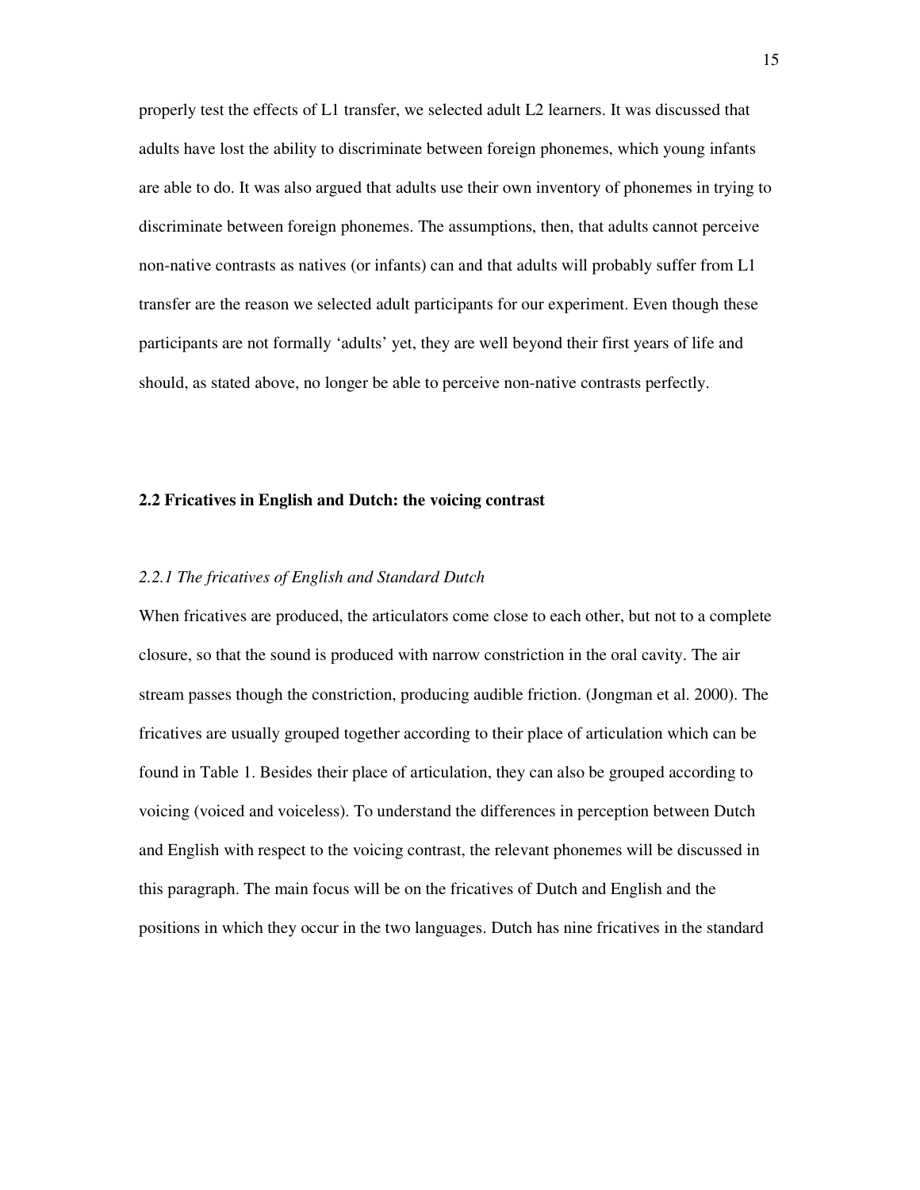properly test the effects of L1 transfer, we selected adult L2 learners. It was discussed that adults have lost the ability to discriminate between foreign phonemes, which young infants are able to do. It was also argued that adults use their own inventory of phonemes in trying to discriminate between foreign phonemes. The assumptions, then, that adults cannot perceive non-native contrasts as natives (or infants) can and that adults will probably suffer from L1 transfer are the reason we selected adult participants for our experiment. Even though these participants are not formally 'adults' yet, they are well beyond their first years of life and should, as stated above, no longer be able to perceive non-native contrasts perfectly.

## 2.2 Fricatives in English and Dutch: the voicing contrast

### *2.2.1 The fricatives of English and Standard Dutch*

When fricatives are produced, the articulators come close to each other, but not to a complete closure, so that the sound is produced with narrow constriction in the oral cavity. The air stream passes though the constriction, producing audible friction. (Jongman et al. 2000). The fricatives are usually grouped together according to their place of articulation which can be found in Table 1. Besides their place of articulation, they can also be grouped according to voicing (voiced and voiceless). To understand the differences in perception between Dutch and English with respect to the voicing contrast, the relevant phonemes will be discussed in this paragraph. The main focus will be on the fricatives of Dutch and English and the positions in which they occur in the two languages. Dutch has nine fricatives in the standard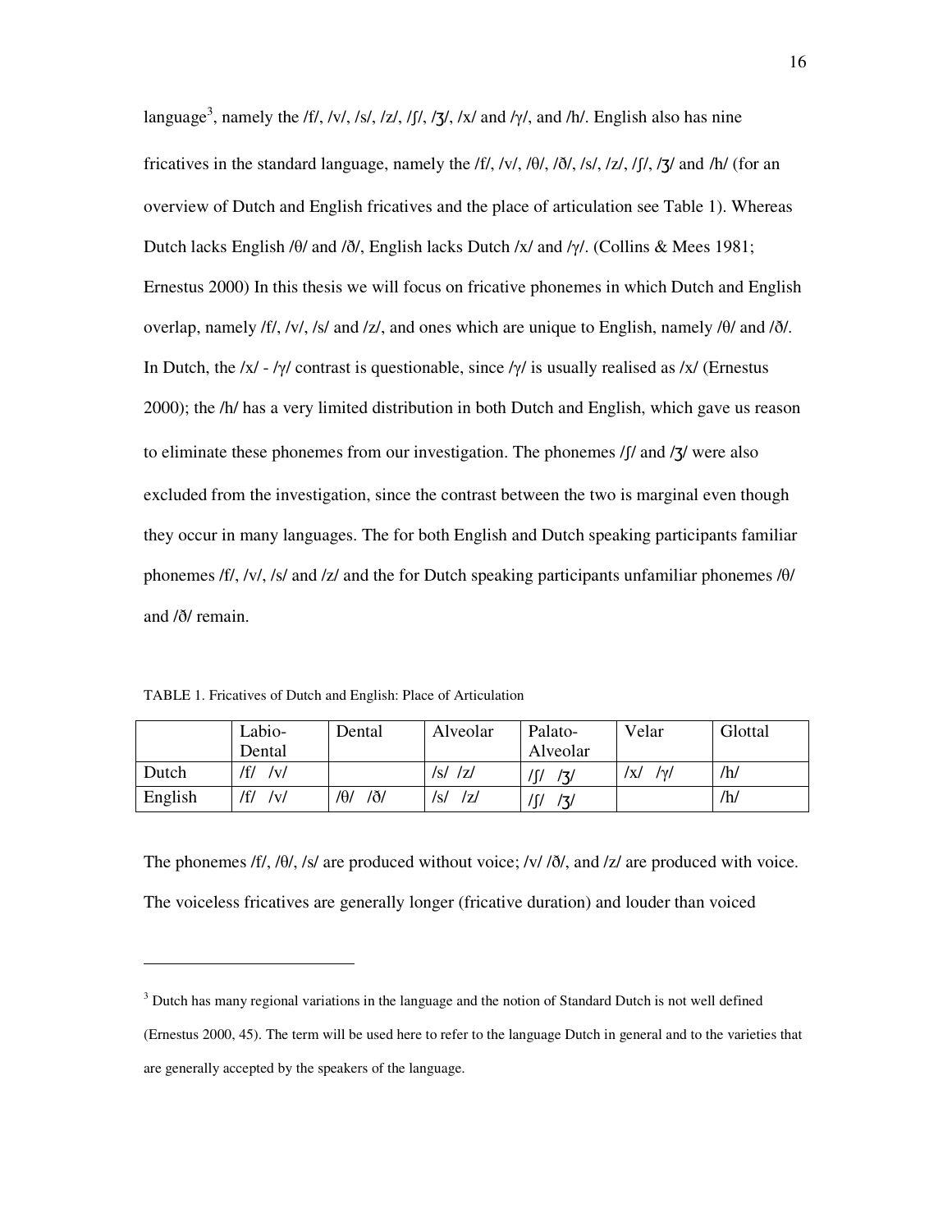language[3], namely the /f/, /v/, /s/, /z/, /ʃ/, /ʒ/, /x/ and /ɣ/, and /h/. English also has nine fricatives in the standard language, namely the /f/, /v/, /θ/, /ð/, /s/, /z/, /ʃ/, /ʒ/ and /h/ (for an overview of Dutch and English fricatives and the place of articulation see Table 1). Whereas Dutch lacks English /θ/ and /ð/, English lacks Dutch /x/ and /ɣ/. (Collins & Mees 1981; Ernestus 2000) In this thesis we will focus on fricative phonemes in which Dutch and English overlap, namely /f/, /v/, /s/ and /z/, and ones which are unique to English, namely /θ/ and /ð/. In Dutch, the /x/ - /ɣ/ contrast is questionable, since /ɣ/ is usually realised as /x/ (Ernestus 2000); the /h/ has a very limited distribution in both Dutch and English, which gave us reason to eliminate these phonemes from our investigation. The phonemes /ʃ/ and /ʒ/ were also excluded from the investigation, since the contrast between the two is marginal even though they occur in many languages. The for both English and Dutch speaking participants familiar phonemes /f/, /v/, /s/ and /z/ and the for Dutch speaking participants unfamiliar phonemes /θ/ and /ð/ remain.

TABLE 1. Fricatives of Dutch and English: Place of Articulation

| | Labio-Dental | Dental | Alveolar | Palato-Alveolar | Velar | Glottal |
|---|---|---|---|---|---|---|
| Dutch | /f/ /v/ | | /s/ /z/ | /ʃ/ /ʒ/ | /x/ /ɣ/ | /h/ |
| English | /f/ /v/ | /θ/ /ð/ | /s/ /z/ | /ʃ/ /ʒ/ | | /h/ |

The phonemes /f/, /θ/, /s/ are produced without voice; /v/ /ð/, and /z/ are produced with voice. The voiceless fricatives are generally longer (fricative duration) and louder than voiced

[3] Dutch has many regional variations in the language and the notion of Standard Dutch is not well defined (Ernestus 2000, 45). The term will be used here to refer to the language Dutch in general and to the varieties that are generally accepted by the speakers of the language.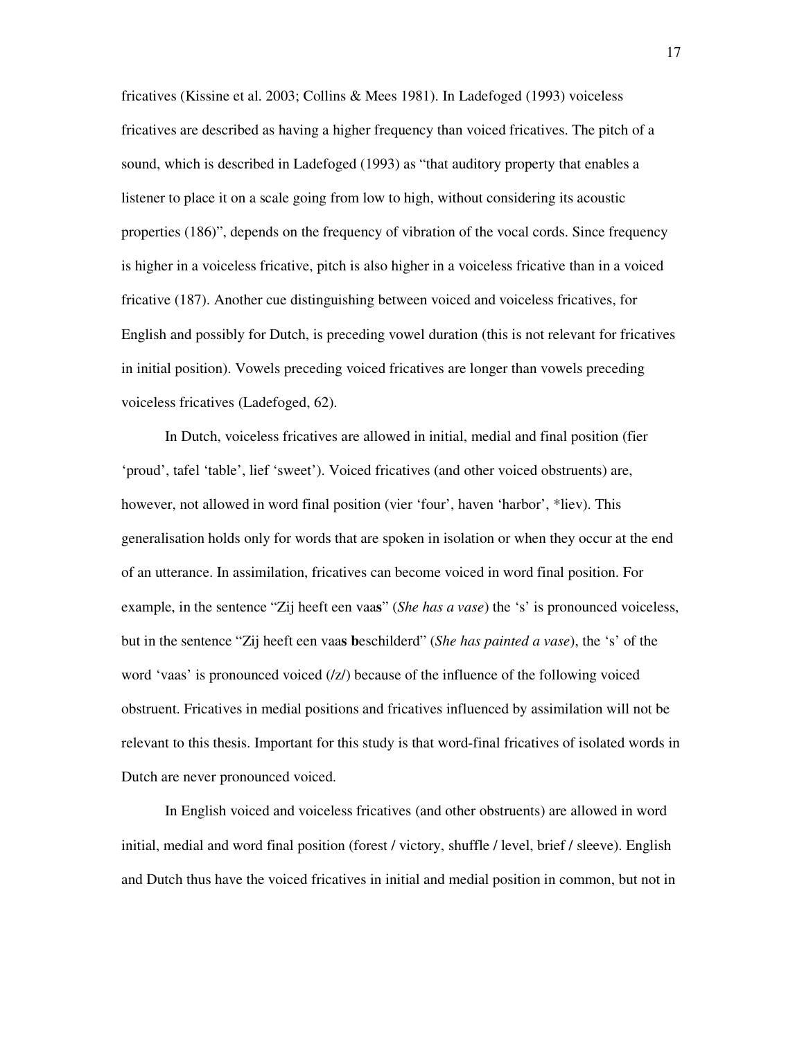fricatives (Kissine et al. 2003; Collins & Mees 1981). In Ladefoged (1993) voiceless fricatives are described as having a higher frequency than voiced fricatives. The pitch of a sound, which is described in Ladefoged (1993) as "that auditory property that enables a listener to place it on a scale going from low to high, without considering its acoustic properties (186)", depends on the frequency of vibration of the vocal cords. Since frequency is higher in a voiceless fricative, pitch is also higher in a voiceless fricative than in a voiced fricative (187). Another cue distinguishing between voiced and voiceless fricatives, for English and possibly for Dutch, is preceding vowel duration (this is not relevant for fricatives in initial position). Vowels preceding voiced fricatives are longer than vowels preceding voiceless fricatives (Ladefoged, 62).

In Dutch, voiceless fricatives are allowed in initial, medial and final position (fier 'proud', tafel 'table', lief 'sweet'). Voiced fricatives (and other voiced obstruents) are, however, not allowed in word final position (vier 'four', haven 'harbor', *liev). This generalisation holds only for words that are spoken in isolation or when they occur at the end of an utterance. In assimilation, fricatives can become voiced in word final position. For example, in the sentence "Zij heeft een vaa**s**" (*She has a vase*) the 's' is pronounced voiceless, but in the sentence "Zij heeft een vaa**s b**eschilderd" (*She has painted a vase*), the 's' of the word 'vaas' is pronounced voiced (/z/) because of the influence of the following voiced obstruent. Fricatives in medial positions and fricatives influenced by assimilation will not be relevant to this thesis. Important for this study is that word-final fricatives of isolated words in Dutch are never pronounced voiced.

In English voiced and voiceless fricatives (and other obstruents) are allowed in word initial, medial and word final position (forest / victory, shuffle / level, brief / sleeve). English and Dutch thus have the voiced fricatives in initial and medial position in common, but not in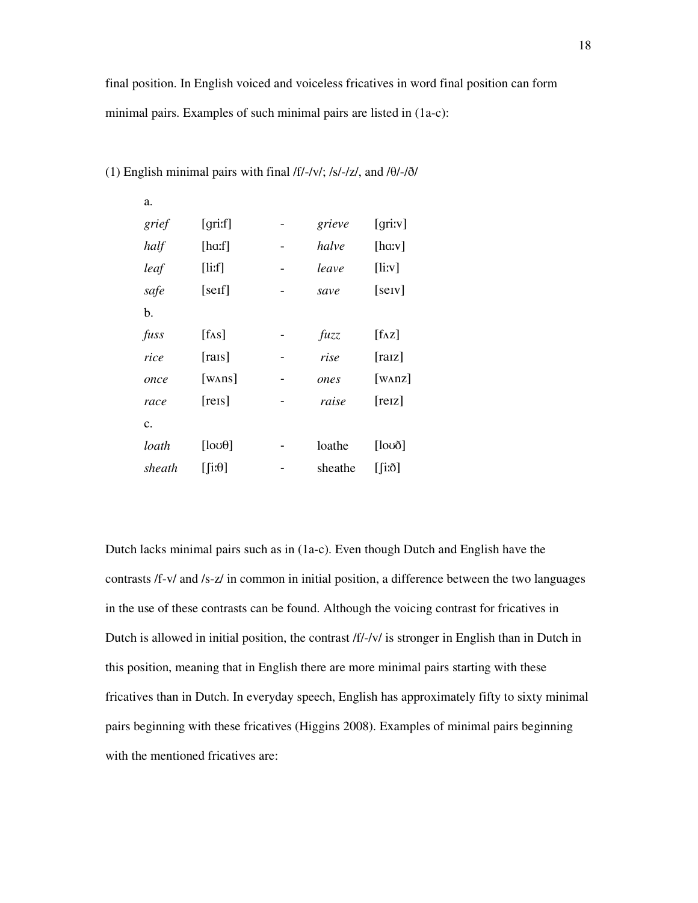final position. In English voiced and voiceless fricatives in word final position can form minimal pairs. Examples of such minimal pairs are listed in (1a-c):

(1) English minimal pairs with final /f/-/v/; /s/-/z/, and /θ/-/ð/

a.

| | | | | |
|---|---|---|---|---|
| *grief* | [ɡriːf] | - | *grieve* | [ɡriːv] |
| *half* | [hɑːf] | - | *halve* | [hɑːv] |
| *leaf* | [liːf] | - | *leave* | [liːv] |
| *safe* | [seɪf] | - | *save* | [seɪv] |

b.

| | | | | |
|---|---|---|---|---|
| *fuss* | [fʌs] | - | *fuzz* | [fʌz] |
| *rice* | [raɪs] | - | *rise* | [raɪz] |
| *once* | [wʌns] | - | *ones* | [wʌnz] |
| *race* | [reɪs] | - | *raise* | [reɪz] |

c.

| | | | | |
|---|---|---|---|---|
| *loath* | [loʊθ] | - | loathe | [loʊð] |
| *sheath* | [ʃiːθ] | - | sheathe | [ʃiːð] |

Dutch lacks minimal pairs such as in (1a-c). Even though Dutch and English have the contrasts /f-v/ and /s-z/ in common in initial position, a difference between the two languages in the use of these contrasts can be found. Although the voicing contrast for fricatives in Dutch is allowed in initial position, the contrast /f/-/v/ is stronger in English than in Dutch in this position, meaning that in English there are more minimal pairs starting with these fricatives than in Dutch. In everyday speech, English has approximately fifty to sixty minimal pairs beginning with these fricatives (Higgins 2008). Examples of minimal pairs beginning with the mentioned fricatives are: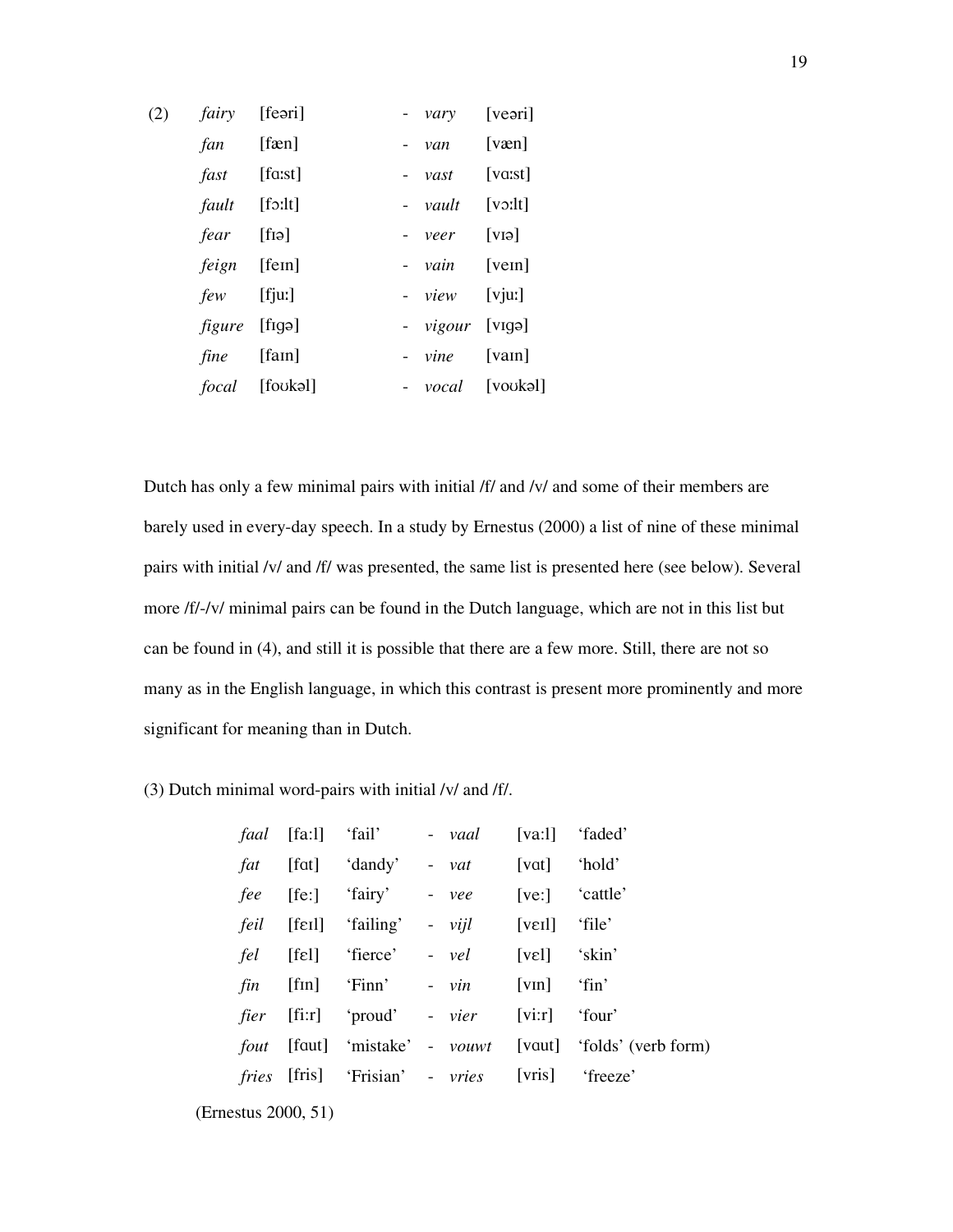(2)

| | | | | |
|---|---|---|---|---|
| *fairy* | [feəri] | - | *vary* | [veəri] |
| *fan* | [fæn] | - | *van* | [væn] |
| *fast* | [fɑːst] | - | *vast* | [vɑːst] |
| *fault* | [fɔːlt] | - | *vault* | [vɔːlt] |
| *fear* | [fɪə] | - | *veer* | [vɪə] |
| *feign* | [feɪn] | - | *vain* | [veɪn] |
| *few* | [fjuː] | - | *view* | [vjuː] |
| *figure* | [fɪgə] | - | *vigour* | [vɪgə] |
| *fine* | [faɪn] | - | *vine* | [vaɪn] |
| *focal* | [foʊkəl] | - | *vocal* | [voʊkəl] |

Dutch has only a few minimal pairs with initial /f/ and /v/ and some of their members are barely used in every-day speech. In a study by Ernestus (2000) a list of nine of these minimal pairs with initial /v/ and /f/ was presented, the same list is presented here (see below). Several more /f/-/v/ minimal pairs can be found in the Dutch language, which are not in this list but can be found in (4), and still it is possible that there are a few more. Still, there are not so many as in the English language, in which this contrast is present more prominently and more significant for meaning than in Dutch.

(3) Dutch minimal word-pairs with initial /v/ and /f/.

| | | | | | | |
|---|---|---|---|---|---|---|
| *faal* | [fa:l] | 'fail' | - | *vaal* | [va:l] | 'faded' |
| *fat* | [fɑt] | 'dandy' | - | *vat* | [vɑt] | 'hold' |
| *fee* | [fe:] | 'fairy' | - | *vee* | [ve:] | 'cattle' |
| *feil* | [fɛɪl] | 'failing' | - | *vijl* | [vɛɪl] | 'file' |
| *fel* | [fɛl] | 'fierce' | - | *vel* | [vɛl] | 'skin' |
| *fin* | [fɪn] | 'Finn' | - | *vin* | [vɪn] | 'fin' |
| *fier* | [fi:r] | 'proud' | - | *vier* | [vi:r] | 'four' |
| *fout* | [fɑut] | 'mistake' | - | *vouwt* | [vɑut] | 'folds' (verb form) |
| *fries* | [fris] | 'Frisian' | - | *vries* | [vris] | 'freeze' |

(Ernestus 2000, 51)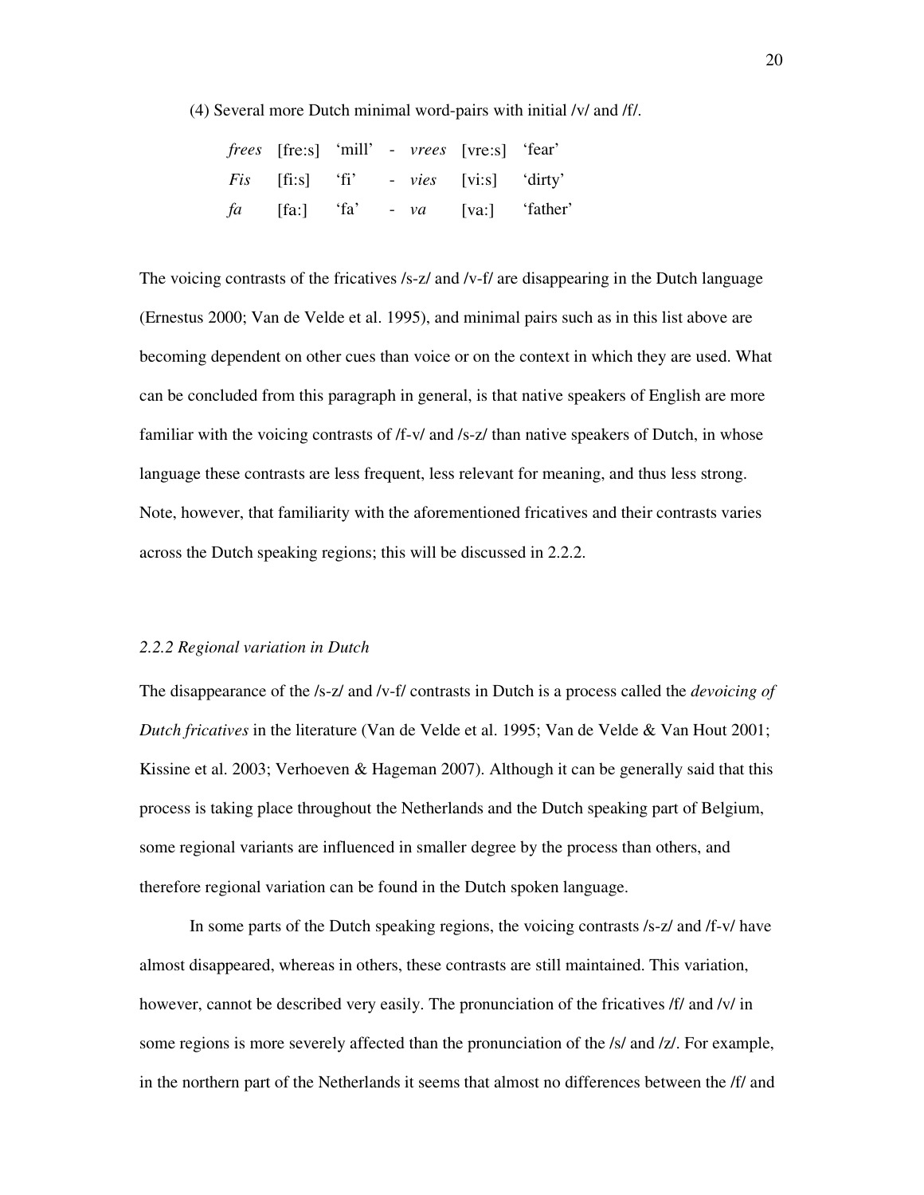(4) Several more Dutch minimal word-pairs with initial /v/ and /f/.

| | | | | | | |
|---|---|---|---|---|---|---|
| *frees* | [fre:s] | 'mill' | - | *vrees* | [vre:s] | 'fear' |
| *Fis* | [fi:s] | 'fi' | - | *vies* | [vi:s] | 'dirty' |
| *fa* | [fa:] | 'fa' | - | *va* | [va:] | 'father' |

The voicing contrasts of the fricatives /s-z/ and /v-f/ are disappearing in the Dutch language (Ernestus 2000; Van de Velde et al. 1995), and minimal pairs such as in this list above are becoming dependent on other cues than voice or on the context in which they are used. What can be concluded from this paragraph in general, is that native speakers of English are more familiar with the voicing contrasts of /f-v/ and /s-z/ than native speakers of Dutch, in whose language these contrasts are less frequent, less relevant for meaning, and thus less strong. Note, however, that familiarity with the aforementioned fricatives and their contrasts varies across the Dutch speaking regions; this will be discussed in 2.2.2.

### *2.2.2 Regional variation in Dutch*

The disappearance of the /s-z/ and /v-f/ contrasts in Dutch is a process called the *devoicing of Dutch fricatives* in the literature (Van de Velde et al. 1995; Van de Velde & Van Hout 2001; Kissine et al. 2003; Verhoeven & Hageman 2007). Although it can be generally said that this process is taking place throughout the Netherlands and the Dutch speaking part of Belgium, some regional variants are influenced in smaller degree by the process than others, and therefore regional variation can be found in the Dutch spoken language.

In some parts of the Dutch speaking regions, the voicing contrasts /s-z/ and /f-v/ have almost disappeared, whereas in others, these contrasts are still maintained. This variation, however, cannot be described very easily. The pronunciation of the fricatives /f/ and /v/ in some regions is more severely affected than the pronunciation of the /s/ and /z/. For example, in the northern part of the Netherlands it seems that almost no differences between the /f/ and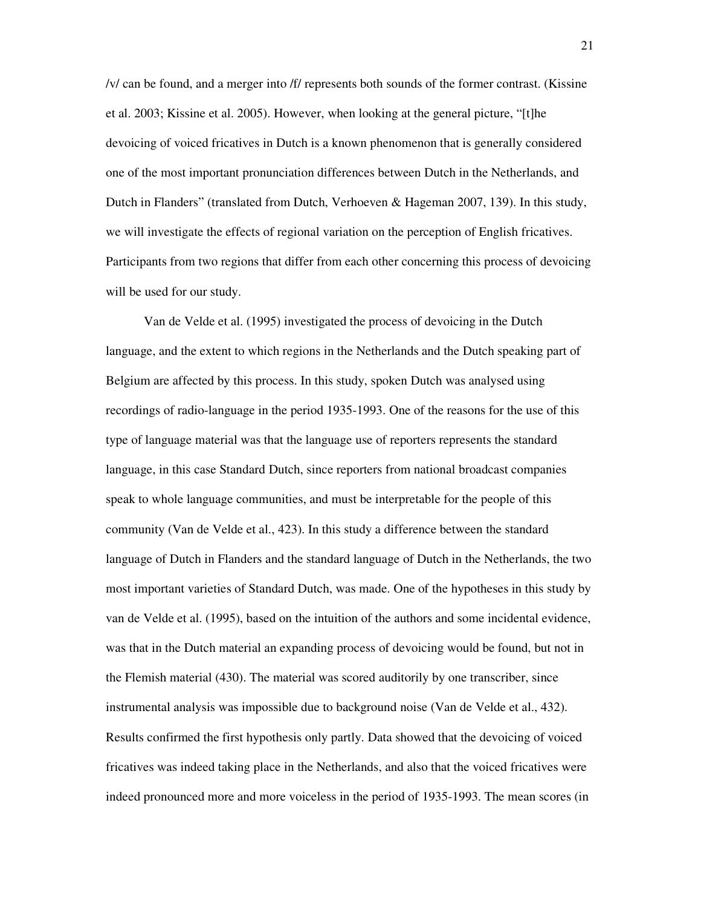/v/ can be found, and a merger into /f/ represents both sounds of the former contrast. (Kissine et al. 2003; Kissine et al. 2005). However, when looking at the general picture, "[t]he devoicing of voiced fricatives in Dutch is a known phenomenon that is generally considered one of the most important pronunciation differences between Dutch in the Netherlands, and Dutch in Flanders" (translated from Dutch, Verhoeven & Hageman 2007, 139). In this study, we will investigate the effects of regional variation on the perception of English fricatives. Participants from two regions that differ from each other concerning this process of devoicing will be used for our study.

Van de Velde et al. (1995) investigated the process of devoicing in the Dutch language, and the extent to which regions in the Netherlands and the Dutch speaking part of Belgium are affected by this process. In this study, spoken Dutch was analysed using recordings of radio-language in the period 1935-1993. One of the reasons for the use of this type of language material was that the language use of reporters represents the standard language, in this case Standard Dutch, since reporters from national broadcast companies speak to whole language communities, and must be interpretable for the people of this community (Van de Velde et al., 423). In this study a difference between the standard language of Dutch in Flanders and the standard language of Dutch in the Netherlands, the two most important varieties of Standard Dutch, was made. One of the hypotheses in this study by van de Velde et al. (1995), based on the intuition of the authors and some incidental evidence, was that in the Dutch material an expanding process of devoicing would be found, but not in the Flemish material (430). The material was scored auditorily by one transcriber, since instrumental analysis was impossible due to background noise (Van de Velde et al., 432). Results confirmed the first hypothesis only partly. Data showed that the devoicing of voiced fricatives was indeed taking place in the Netherlands, and also that the voiced fricatives were indeed pronounced more and more voiceless in the period of 1935-1993. The mean scores (in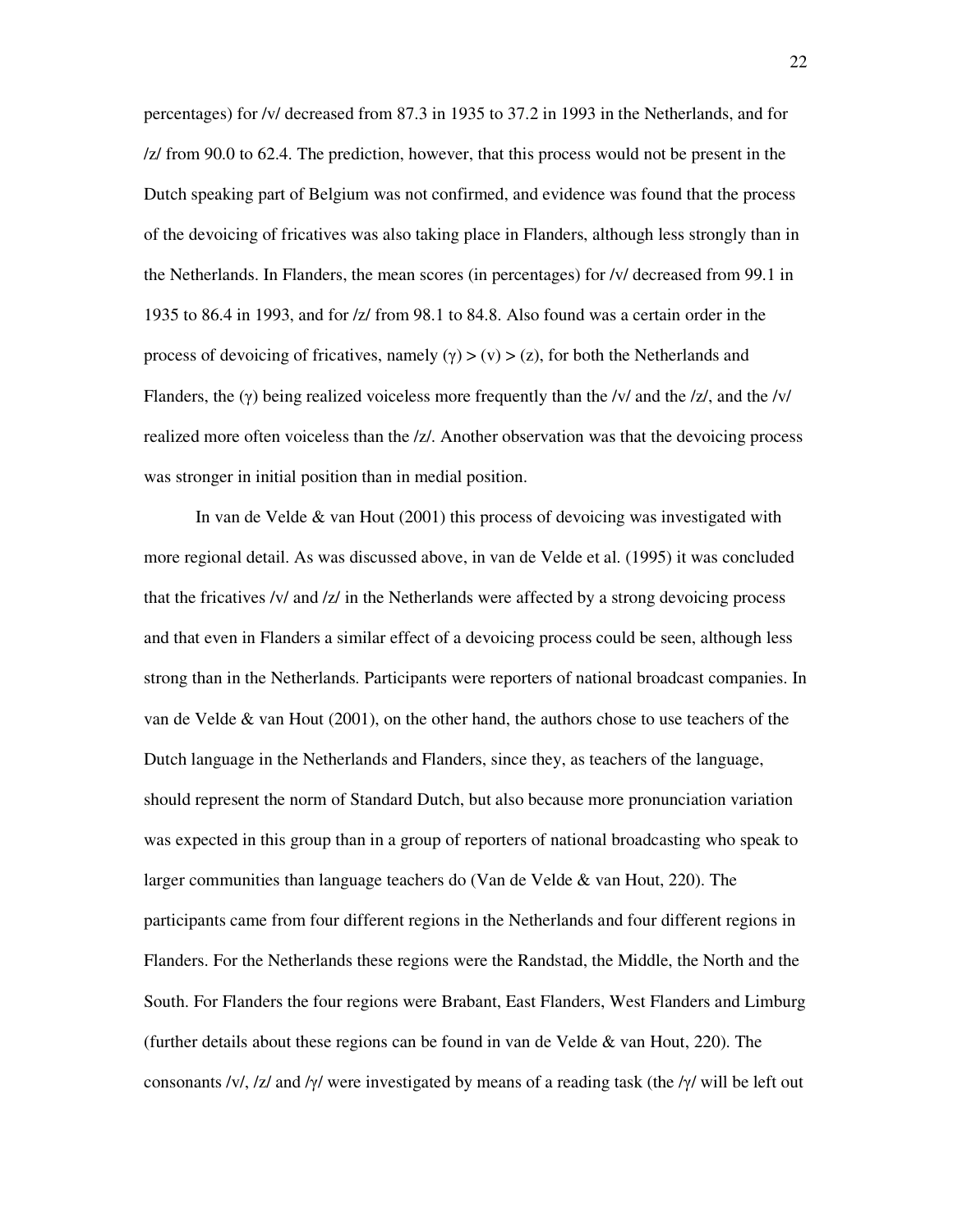percentages) for /v/ decreased from 87.3 in 1935 to 37.2 in 1993 in the Netherlands, and for /z/ from 90.0 to 62.4. The prediction, however, that this process would not be present in the Dutch speaking part of Belgium was not confirmed, and evidence was found that the process of the devoicing of fricatives was also taking place in Flanders, although less strongly than in the Netherlands. In Flanders, the mean scores (in percentages) for /v/ decreased from 99.1 in 1935 to 86.4 in 1993, and for /z/ from 98.1 to 84.8. Also found was a certain order in the process of devoicing of fricatives, namely (γ) > (v) > (z), for both the Netherlands and Flanders, the (γ) being realized voiceless more frequently than the /v/ and the /z/, and the /v/ realized more often voiceless than the /z/. Another observation was that the devoicing process was stronger in initial position than in medial position.

In van de Velde & van Hout (2001) this process of devoicing was investigated with more regional detail. As was discussed above, in van de Velde et al. (1995) it was concluded that the fricatives /v/ and /z/ in the Netherlands were affected by a strong devoicing process and that even in Flanders a similar effect of a devoicing process could be seen, although less strong than in the Netherlands. Participants were reporters of national broadcast companies. In van de Velde & van Hout (2001), on the other hand, the authors chose to use teachers of the Dutch language in the Netherlands and Flanders, since they, as teachers of the language, should represent the norm of Standard Dutch, but also because more pronunciation variation was expected in this group than in a group of reporters of national broadcasting who speak to larger communities than language teachers do (Van de Velde & van Hout, 220). The participants came from four different regions in the Netherlands and four different regions in Flanders. For the Netherlands these regions were the Randstad, the Middle, the North and the South. For Flanders the four regions were Brabant, East Flanders, West Flanders and Limburg (further details about these regions can be found in van de Velde & van Hout, 220). The consonants /v/, /z/ and /γ/ were investigated by means of a reading task (the /γ/ will be left out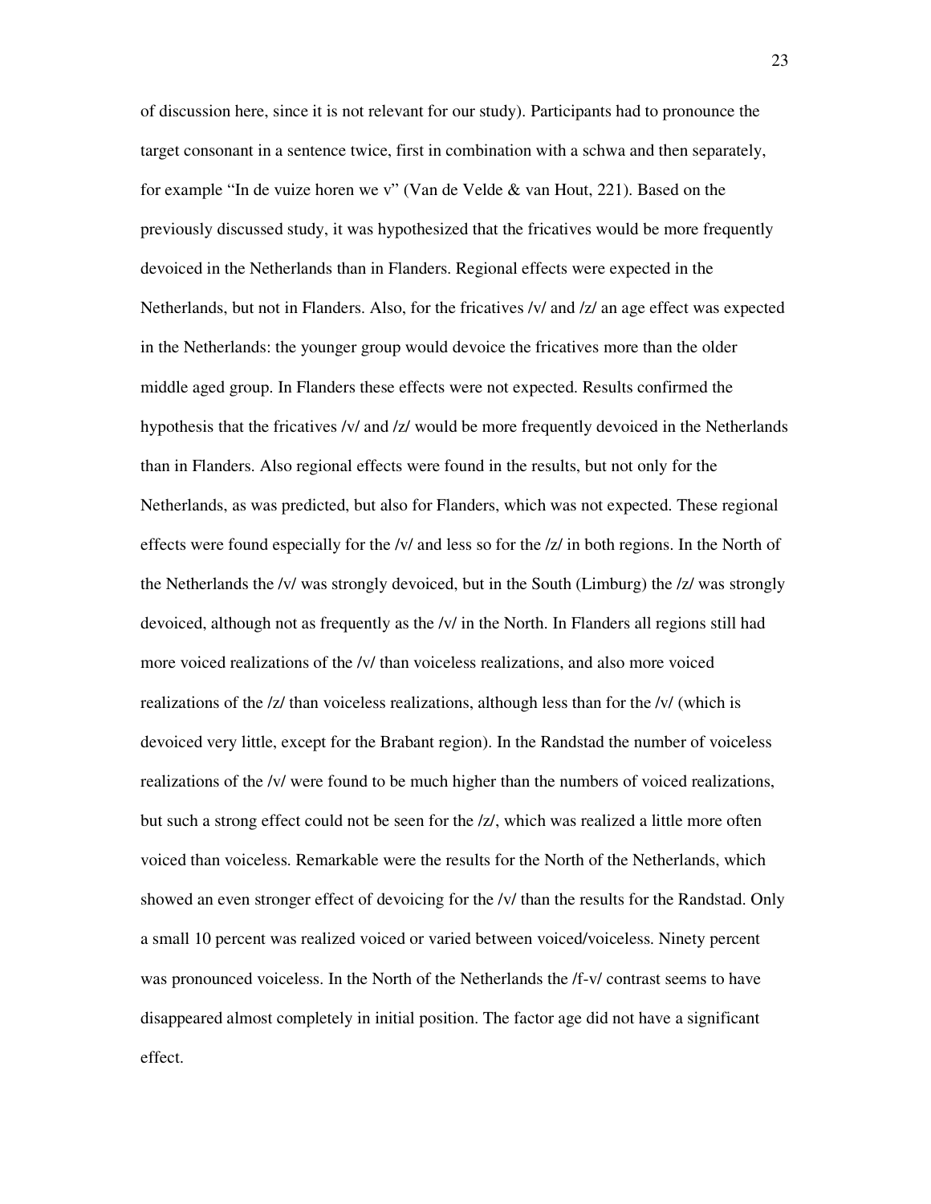of discussion here, since it is not relevant for our study). Participants had to pronounce the target consonant in a sentence twice, first in combination with a schwa and then separately, for example “In de vuize horen we v” (Van de Velde & van Hout, 221). Based on the previously discussed study, it was hypothesized that the fricatives would be more frequently devoiced in the Netherlands than in Flanders. Regional effects were expected in the Netherlands, but not in Flanders. Also, for the fricatives /v/ and /z/ an age effect was expected in the Netherlands: the younger group would devoice the fricatives more than the older middle aged group. In Flanders these effects were not expected. Results confirmed the hypothesis that the fricatives /v/ and /z/ would be more frequently devoiced in the Netherlands than in Flanders. Also regional effects were found in the results, but not only for the Netherlands, as was predicted, but also for Flanders, which was not expected. These regional effects were found especially for the /v/ and less so for the /z/ in both regions. In the North of the Netherlands the /v/ was strongly devoiced, but in the South (Limburg) the /z/ was strongly devoiced, although not as frequently as the /v/ in the North. In Flanders all regions still had more voiced realizations of the /v/ than voiceless realizations, and also more voiced realizations of the /z/ than voiceless realizations, although less than for the /v/ (which is devoiced very little, except for the Brabant region). In the Randstad the number of voiceless realizations of the /v/ were found to be much higher than the numbers of voiced realizations, but such a strong effect could not be seen for the /z/, which was realized a little more often voiced than voiceless. Remarkable were the results for the North of the Netherlands, which showed an even stronger effect of devoicing for the /v/ than the results for the Randstad. Only a small 10 percent was realized voiced or varied between voiced/voiceless. Ninety percent was pronounced voiceless. In the North of the Netherlands the /f-v/ contrast seems to have disappeared almost completely in initial position. The factor age did not have a significant effect.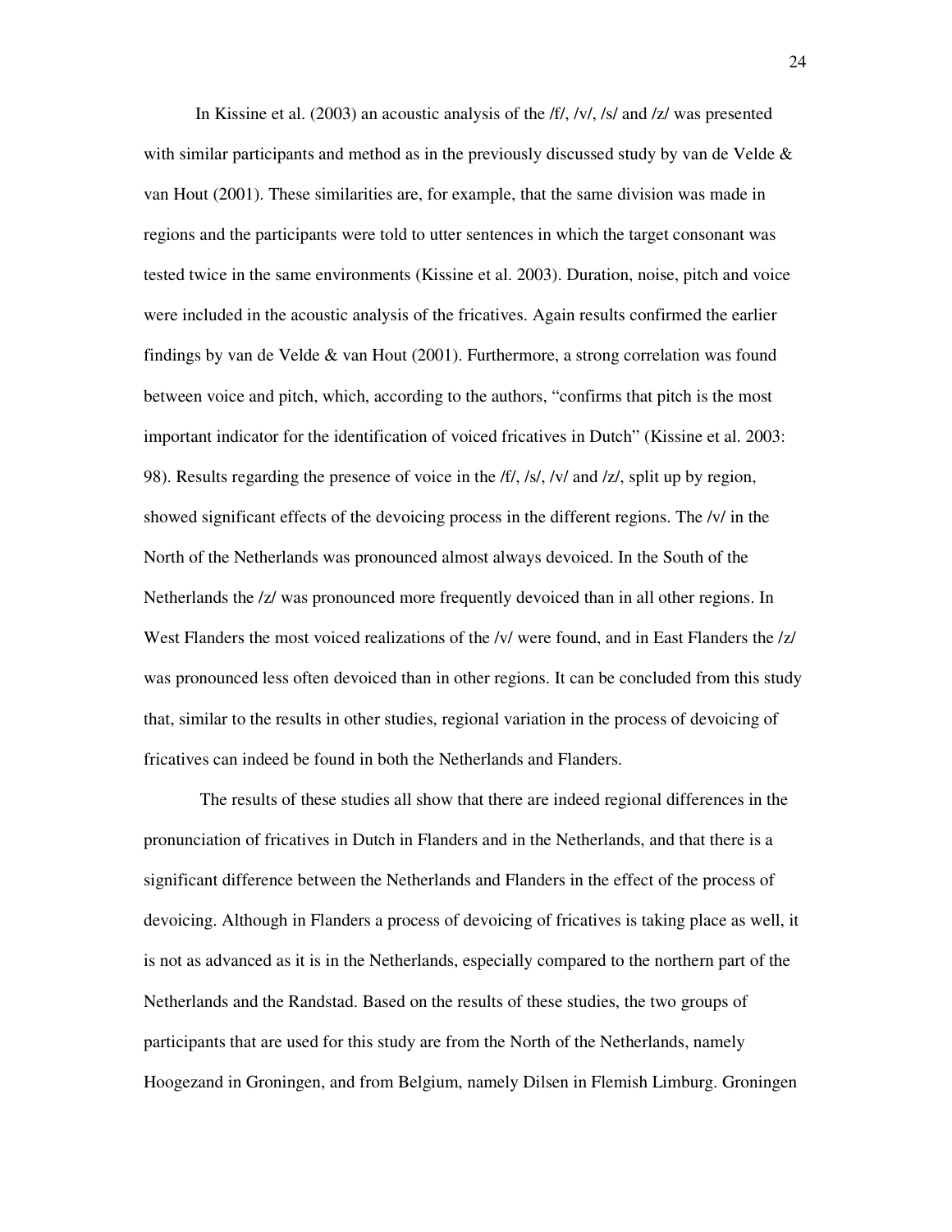In Kissine et al. (2003) an acoustic analysis of the /f/, /v/, /s/ and /z/ was presented with similar participants and method as in the previously discussed study by van de Velde & van Hout (2001). These similarities are, for example, that the same division was made in regions and the participants were told to utter sentences in which the target consonant was tested twice in the same environments (Kissine et al. 2003). Duration, noise, pitch and voice were included in the acoustic analysis of the fricatives. Again results confirmed the earlier findings by van de Velde & van Hout (2001). Furthermore, a strong correlation was found between voice and pitch, which, according to the authors, "confirms that pitch is the most important indicator for the identification of voiced fricatives in Dutch" (Kissine et al. 2003: 98). Results regarding the presence of voice in the /f/, /s/, /v/ and /z/, split up by region, showed significant effects of the devoicing process in the different regions. The /v/ in the North of the Netherlands was pronounced almost always devoiced. In the South of the Netherlands the /z/ was pronounced more frequently devoiced than in all other regions. In West Flanders the most voiced realizations of the /v/ were found, and in East Flanders the /z/ was pronounced less often devoiced than in other regions. It can be concluded from this study that, similar to the results in other studies, regional variation in the process of devoicing of fricatives can indeed be found in both the Netherlands and Flanders.

The results of these studies all show that there are indeed regional differences in the pronunciation of fricatives in Dutch in Flanders and in the Netherlands, and that there is a significant difference between the Netherlands and Flanders in the effect of the process of devoicing. Although in Flanders a process of devoicing of fricatives is taking place as well, it is not as advanced as it is in the Netherlands, especially compared to the northern part of the Netherlands and the Randstad. Based on the results of these studies, the two groups of participants that are used for this study are from the North of the Netherlands, namely Hoogezand in Groningen, and from Belgium, namely Dilsen in Flemish Limburg. Groningen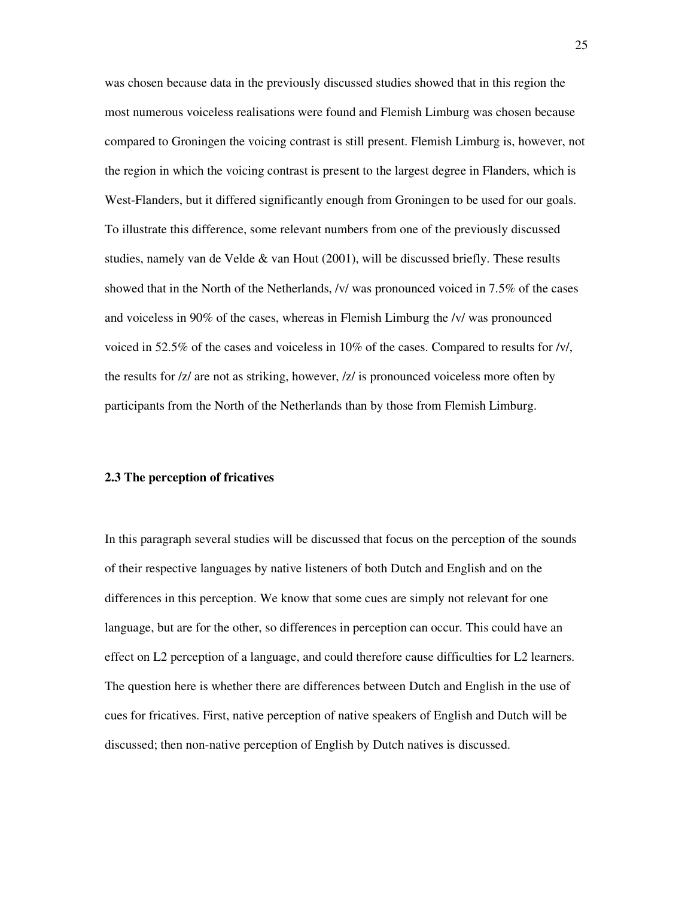was chosen because data in the previously discussed studies showed that in this region the most numerous voiceless realisations were found and Flemish Limburg was chosen because compared to Groningen the voicing contrast is still present. Flemish Limburg is, however, not the region in which the voicing contrast is present to the largest degree in Flanders, which is West-Flanders, but it differed significantly enough from Groningen to be used for our goals. To illustrate this difference, some relevant numbers from one of the previously discussed studies, namely van de Velde & van Hout (2001), will be discussed briefly. These results showed that in the North of the Netherlands, /v/ was pronounced voiced in 7.5% of the cases and voiceless in 90% of the cases, whereas in Flemish Limburg the /v/ was pronounced voiced in 52.5% of the cases and voiceless in 10% of the cases. Compared to results for /v/, the results for /z/ are not as striking, however, /z/ is pronounced voiceless more often by participants from the North of the Netherlands than by those from Flemish Limburg.

### 2.3 The perception of fricatives

In this paragraph several studies will be discussed that focus on the perception of the sounds of their respective languages by native listeners of both Dutch and English and on the differences in this perception. We know that some cues are simply not relevant for one language, but are for the other, so differences in perception can occur. This could have an effect on L2 perception of a language, and could therefore cause difficulties for L2 learners. The question here is whether there are differences between Dutch and English in the use of cues for fricatives. First, native perception of native speakers of English and Dutch will be discussed; then non-native perception of English by Dutch natives is discussed.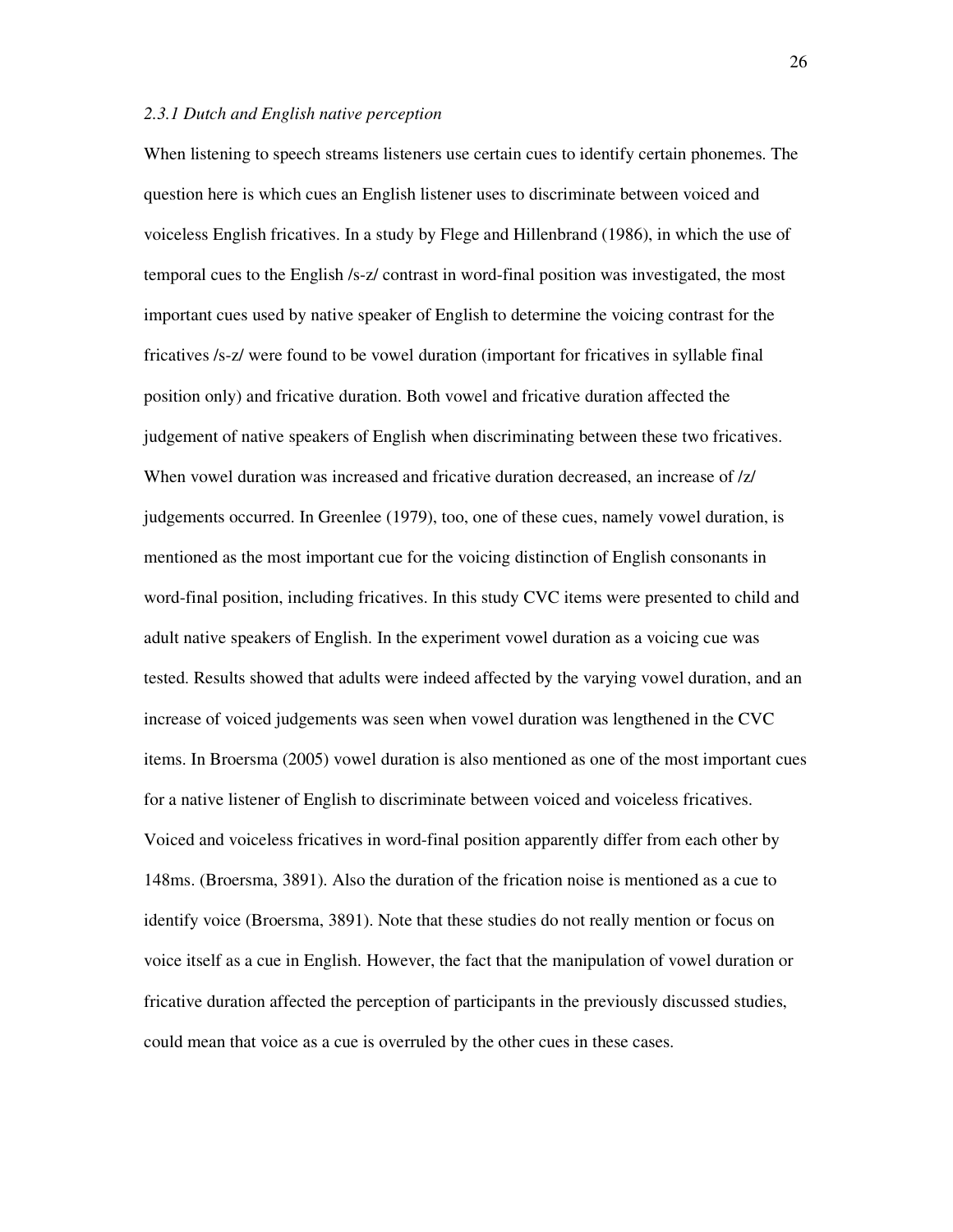### *2.3.1 Dutch and English native perception*

When listening to speech streams listeners use certain cues to identify certain phonemes. The question here is which cues an English listener uses to discriminate between voiced and voiceless English fricatives. In a study by Flege and Hillenbrand (1986), in which the use of temporal cues to the English /s-z/ contrast in word-final position was investigated, the most important cues used by native speaker of English to determine the voicing contrast for the fricatives /s-z/ were found to be vowel duration (important for fricatives in syllable final position only) and fricative duration. Both vowel and fricative duration affected the judgement of native speakers of English when discriminating between these two fricatives. When vowel duration was increased and fricative duration decreased, an increase of /z/ judgements occurred. In Greenlee (1979), too, one of these cues, namely vowel duration, is mentioned as the most important cue for the voicing distinction of English consonants in word-final position, including fricatives. In this study CVC items were presented to child and adult native speakers of English. In the experiment vowel duration as a voicing cue was tested. Results showed that adults were indeed affected by the varying vowel duration, and an increase of voiced judgements was seen when vowel duration was lengthened in the CVC items. In Broersma (2005) vowel duration is also mentioned as one of the most important cues for a native listener of English to discriminate between voiced and voiceless fricatives. Voiced and voiceless fricatives in word-final position apparently differ from each other by 148ms. (Broersma, 3891). Also the duration of the frication noise is mentioned as a cue to identify voice (Broersma, 3891). Note that these studies do not really mention or focus on voice itself as a cue in English. However, the fact that the manipulation of vowel duration or fricative duration affected the perception of participants in the previously discussed studies, could mean that voice as a cue is overruled by the other cues in these cases.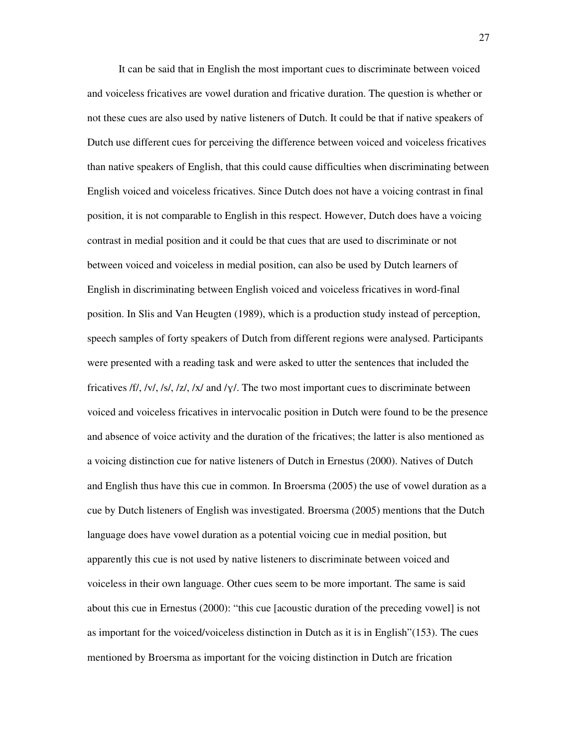It can be said that in English the most important cues to discriminate between voiced and voiceless fricatives are vowel duration and fricative duration. The question is whether or not these cues are also used by native listeners of Dutch. It could be that if native speakers of Dutch use different cues for perceiving the difference between voiced and voiceless fricatives than native speakers of English, that this could cause difficulties when discriminating between English voiced and voiceless fricatives. Since Dutch does not have a voicing contrast in final position, it is not comparable to English in this respect. However, Dutch does have a voicing contrast in medial position and it could be that cues that are used to discriminate or not between voiced and voiceless in medial position, can also be used by Dutch learners of English in discriminating between English voiced and voiceless fricatives in word-final position. In Slis and Van Heugten (1989), which is a production study instead of perception, speech samples of forty speakers of Dutch from different regions were analysed. Participants were presented with a reading task and were asked to utter the sentences that included the fricatives /f/, /v/, /s/, /z/, /x/ and /ɣ/. The two most important cues to discriminate between voiced and voiceless fricatives in intervocalic position in Dutch were found to be the presence and absence of voice activity and the duration of the fricatives; the latter is also mentioned as a voicing distinction cue for native listeners of Dutch in Ernestus (2000). Natives of Dutch and English thus have this cue in common. In Broersma (2005) the use of vowel duration as a cue by Dutch listeners of English was investigated. Broersma (2005) mentions that the Dutch language does have vowel duration as a potential voicing cue in medial position, but apparently this cue is not used by native listeners to discriminate between voiced and voiceless in their own language. Other cues seem to be more important. The same is said about this cue in Ernestus (2000): "this cue [acoustic duration of the preceding vowel] is not as important for the voiced/voiceless distinction in Dutch as it is in English"(153). The cues mentioned by Broersma as important for the voicing distinction in Dutch are frication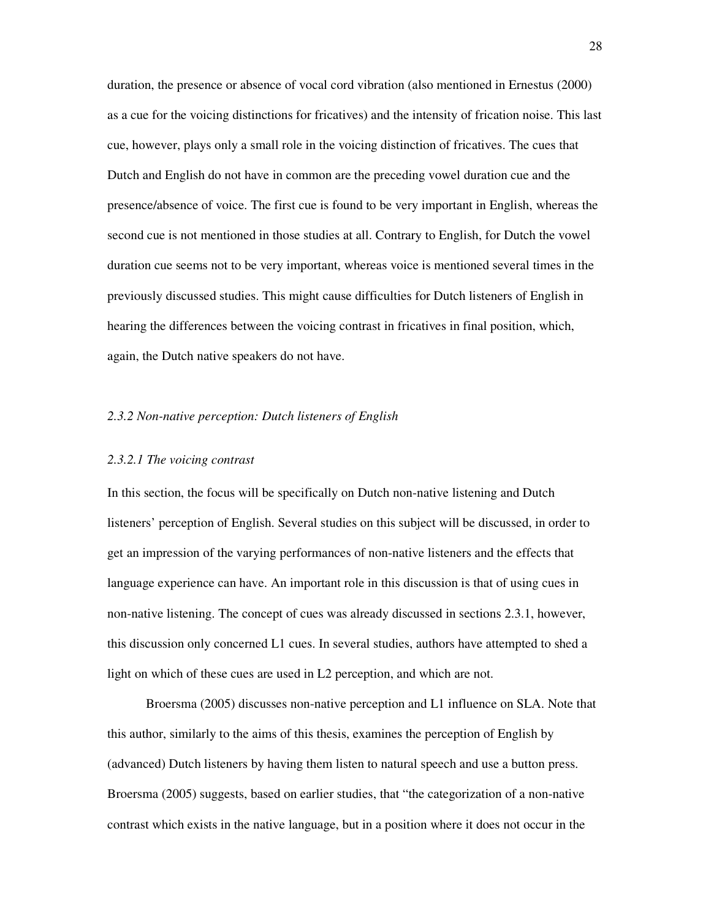duration, the presence or absence of vocal cord vibration (also mentioned in Ernestus (2000) as a cue for the voicing distinctions for fricatives) and the intensity of frication noise. This last cue, however, plays only a small role in the voicing distinction of fricatives. The cues that Dutch and English do not have in common are the preceding vowel duration cue and the presence/absence of voice. The first cue is found to be very important in English, whereas the second cue is not mentioned in those studies at all. Contrary to English, for Dutch the vowel duration cue seems not to be very important, whereas voice is mentioned several times in the previously discussed studies. This might cause difficulties for Dutch listeners of English in hearing the differences between the voicing contrast in fricatives in final position, which, again, the Dutch native speakers do not have.

### *2.3.2 Non-native perception: Dutch listeners of English*

#### *2.3.2.1 The voicing contrast*

In this section, the focus will be specifically on Dutch non-native listening and Dutch listeners' perception of English. Several studies on this subject will be discussed, in order to get an impression of the varying performances of non-native listeners and the effects that language experience can have. An important role in this discussion is that of using cues in non-native listening. The concept of cues was already discussed in sections 2.3.1, however, this discussion only concerned L1 cues. In several studies, authors have attempted to shed a light on which of these cues are used in L2 perception, and which are not.

Broersma (2005) discusses non-native perception and L1 influence on SLA. Note that this author, similarly to the aims of this thesis, examines the perception of English by (advanced) Dutch listeners by having them listen to natural speech and use a button press. Broersma (2005) suggests, based on earlier studies, that "the categorization of a non-native contrast which exists in the native language, but in a position where it does not occur in the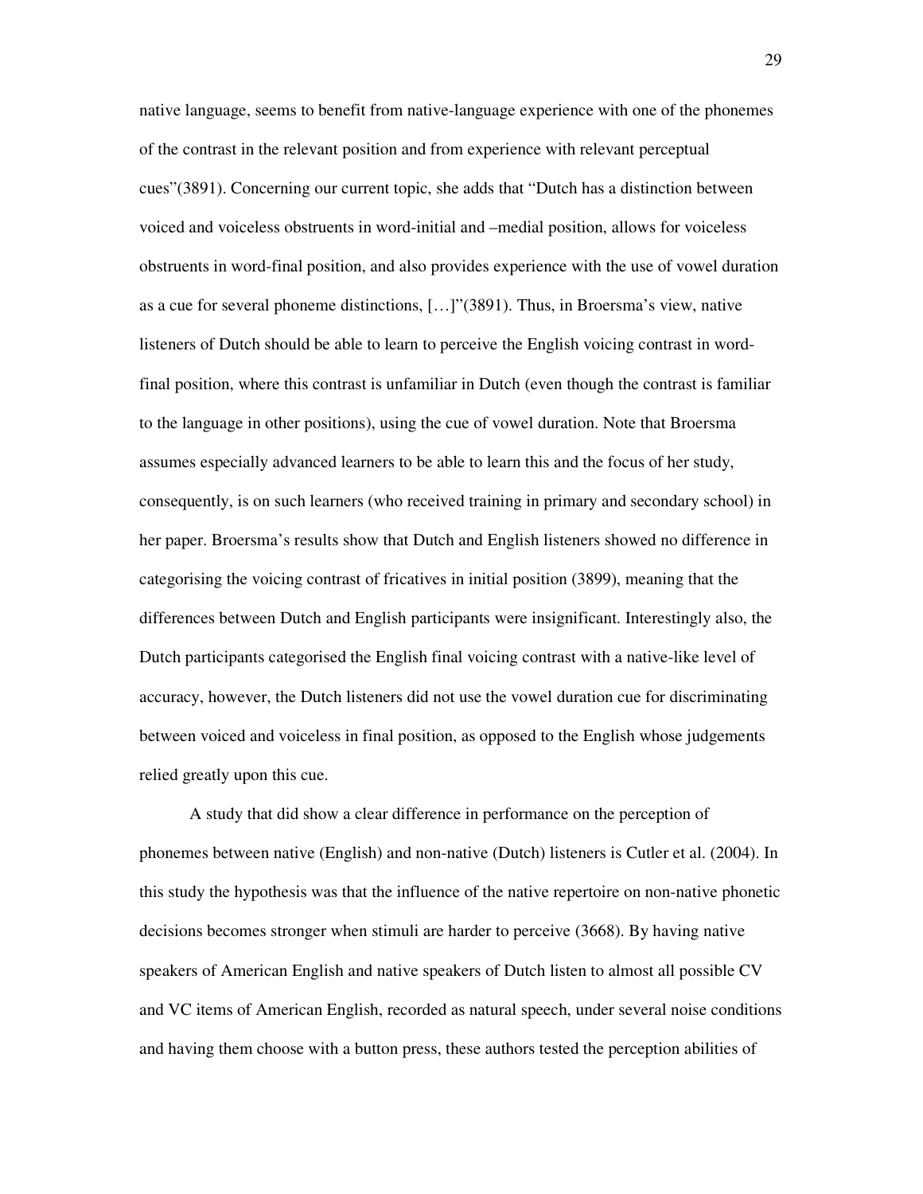native language, seems to benefit from native-language experience with one of the phonemes of the contrast in the relevant position and from experience with relevant perceptual cues"(3891). Concerning our current topic, she adds that "Dutch has a distinction between voiced and voiceless obstruents in word-initial and –medial position, allows for voiceless obstruents in word-final position, and also provides experience with the use of vowel duration as a cue for several phoneme distinctions, […]"(3891). Thus, in Broersma's view, native listeners of Dutch should be able to learn to perceive the English voicing contrast in word-final position, where this contrast is unfamiliar in Dutch (even though the contrast is familiar to the language in other positions), using the cue of vowel duration. Note that Broersma assumes especially advanced learners to be able to learn this and the focus of her study, consequently, is on such learners (who received training in primary and secondary school) in her paper. Broersma's results show that Dutch and English listeners showed no difference in categorising the voicing contrast of fricatives in initial position (3899), meaning that the differences between Dutch and English participants were insignificant. Interestingly also, the Dutch participants categorised the English final voicing contrast with a native-like level of accuracy, however, the Dutch listeners did not use the vowel duration cue for discriminating between voiced and voiceless in final position, as opposed to the English whose judgements relied greatly upon this cue.

A study that did show a clear difference in performance on the perception of phonemes between native (English) and non-native (Dutch) listeners is Cutler et al. (2004). In this study the hypothesis was that the influence of the native repertoire on non-native phonetic decisions becomes stronger when stimuli are harder to perceive (3668). By having native speakers of American English and native speakers of Dutch listen to almost all possible CV and VC items of American English, recorded as natural speech, under several noise conditions and having them choose with a button press, these authors tested the perception abilities of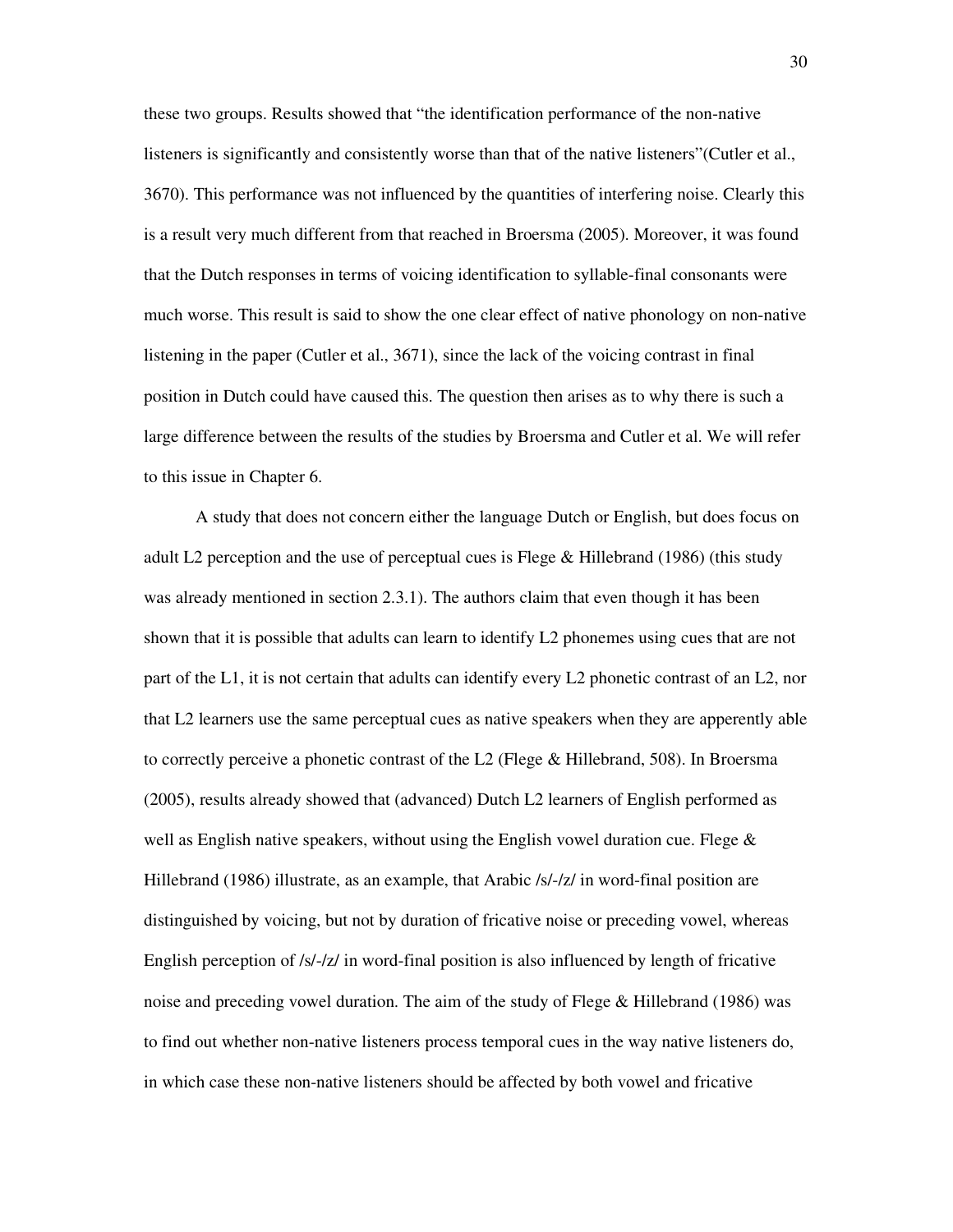these two groups. Results showed that "the identification performance of the non-native listeners is significantly and consistently worse than that of the native listeners"(Cutler et al., 3670). This performance was not influenced by the quantities of interfering noise. Clearly this is a result very much different from that reached in Broersma (2005). Moreover, it was found that the Dutch responses in terms of voicing identification to syllable-final consonants were much worse. This result is said to show the one clear effect of native phonology on non-native listening in the paper (Cutler et al., 3671), since the lack of the voicing contrast in final position in Dutch could have caused this. The question then arises as to why there is such a large difference between the results of the studies by Broersma and Cutler et al. We will refer to this issue in Chapter 6.

A study that does not concern either the language Dutch or English, but does focus on adult L2 perception and the use of perceptual cues is Flege & Hillebrand (1986) (this study was already mentioned in section 2.3.1). The authors claim that even though it has been shown that it is possible that adults can learn to identify L2 phonemes using cues that are not part of the L1, it is not certain that adults can identify every L2 phonetic contrast of an L2, nor that L2 learners use the same perceptual cues as native speakers when they are apperently able to correctly perceive a phonetic contrast of the L2 (Flege & Hillebrand, 508). In Broersma (2005), results already showed that (advanced) Dutch L2 learners of English performed as well as English native speakers, without using the English vowel duration cue. Flege & Hillebrand (1986) illustrate, as an example, that Arabic /s/-/z/ in word-final position are distinguished by voicing, but not by duration of fricative noise or preceding vowel, whereas English perception of /s/-/z/ in word-final position is also influenced by length of fricative noise and preceding vowel duration. The aim of the study of Flege & Hillebrand (1986) was to find out whether non-native listeners process temporal cues in the way native listeners do, in which case these non-native listeners should be affected by both vowel and fricative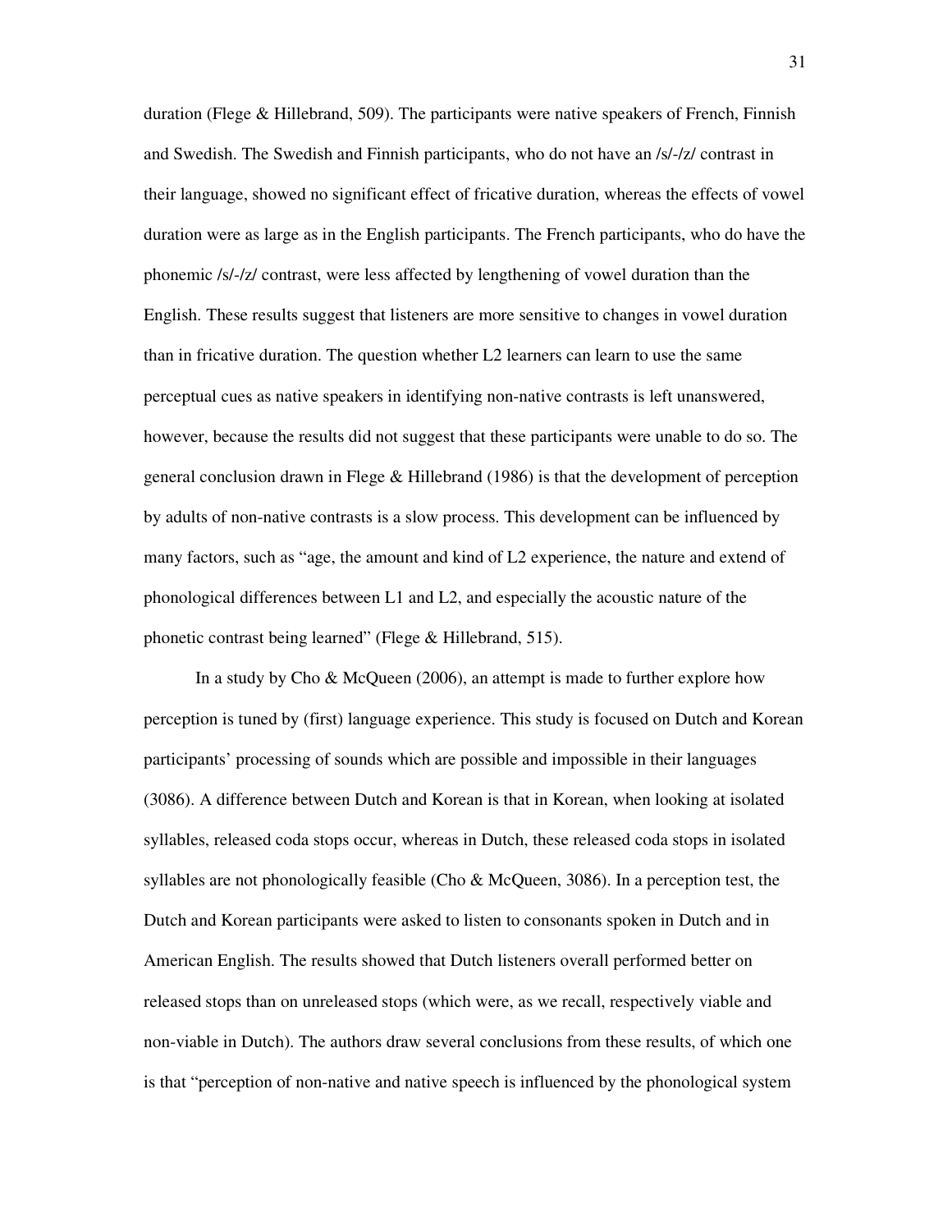duration (Flege & Hillebrand, 509). The participants were native speakers of French, Finnish and Swedish. The Swedish and Finnish participants, who do not have an /s/-/z/ contrast in their language, showed no significant effect of fricative duration, whereas the effects of vowel duration were as large as in the English participants. The French participants, who do have the phonemic /s/-/z/ contrast, were less affected by lengthening of vowel duration than the English. These results suggest that listeners are more sensitive to changes in vowel duration than in fricative duration. The question whether L2 learners can learn to use the same perceptual cues as native speakers in identifying non-native contrasts is left unanswered, however, because the results did not suggest that these participants were unable to do so. The general conclusion drawn in Flege & Hillebrand (1986) is that the development of perception by adults of non-native contrasts is a slow process. This development can be influenced by many factors, such as "age, the amount and kind of L2 experience, the nature and extend of phonological differences between L1 and L2, and especially the acoustic nature of the phonetic contrast being learned" (Flege & Hillebrand, 515).

In a study by Cho & McQueen (2006), an attempt is made to further explore how perception is tuned by (first) language experience. This study is focused on Dutch and Korean participants' processing of sounds which are possible and impossible in their languages (3086). A difference between Dutch and Korean is that in Korean, when looking at isolated syllables, released coda stops occur, whereas in Dutch, these released coda stops in isolated syllables are not phonologically feasible (Cho & McQueen, 3086). In a perception test, the Dutch and Korean participants were asked to listen to consonants spoken in Dutch and in American English. The results showed that Dutch listeners overall performed better on released stops than on unreleased stops (which were, as we recall, respectively viable and non-viable in Dutch). The authors draw several conclusions from these results, of which one is that "perception of non-native and native speech is influenced by the phonological system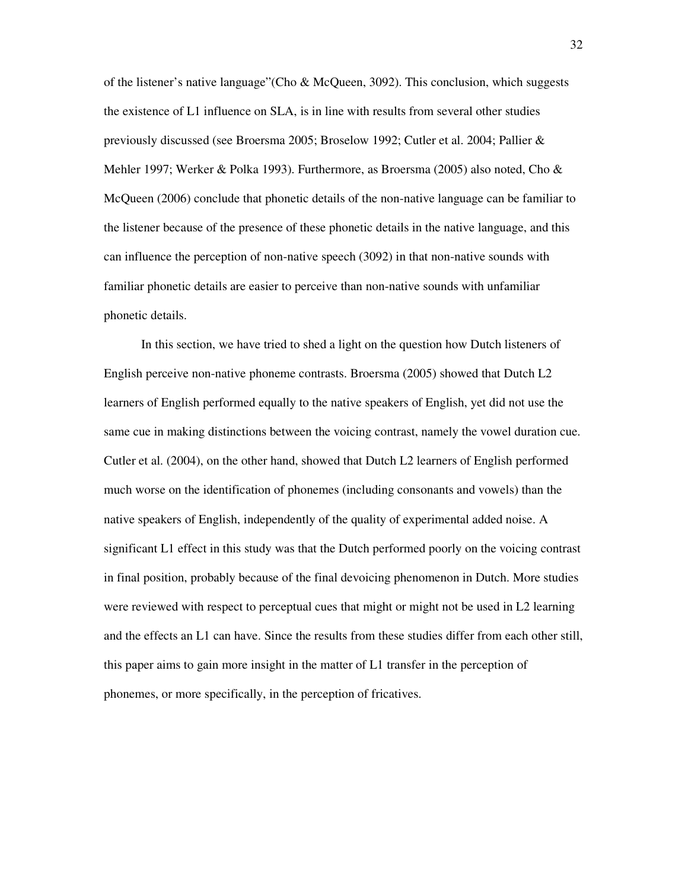of the listener's native language"(Cho & McQueen, 3092). This conclusion, which suggests the existence of L1 influence on SLA, is in line with results from several other studies previously discussed (see Broersma 2005; Broselow 1992; Cutler et al. 2004; Pallier & Mehler 1997; Werker & Polka 1993). Furthermore, as Broersma (2005) also noted, Cho & McQueen (2006) conclude that phonetic details of the non-native language can be familiar to the listener because of the presence of these phonetic details in the native language, and this can influence the perception of non-native speech (3092) in that non-native sounds with familiar phonetic details are easier to perceive than non-native sounds with unfamiliar phonetic details.

In this section, we have tried to shed a light on the question how Dutch listeners of English perceive non-native phoneme contrasts. Broersma (2005) showed that Dutch L2 learners of English performed equally to the native speakers of English, yet did not use the same cue in making distinctions between the voicing contrast, namely the vowel duration cue. Cutler et al. (2004), on the other hand, showed that Dutch L2 learners of English performed much worse on the identification of phonemes (including consonants and vowels) than the native speakers of English, independently of the quality of experimental added noise. A significant L1 effect in this study was that the Dutch performed poorly on the voicing contrast in final position, probably because of the final devoicing phenomenon in Dutch. More studies were reviewed with respect to perceptual cues that might or might not be used in L2 learning and the effects an L1 can have. Since the results from these studies differ from each other still, this paper aims to gain more insight in the matter of L1 transfer in the perception of phonemes, or more specifically, in the perception of fricatives.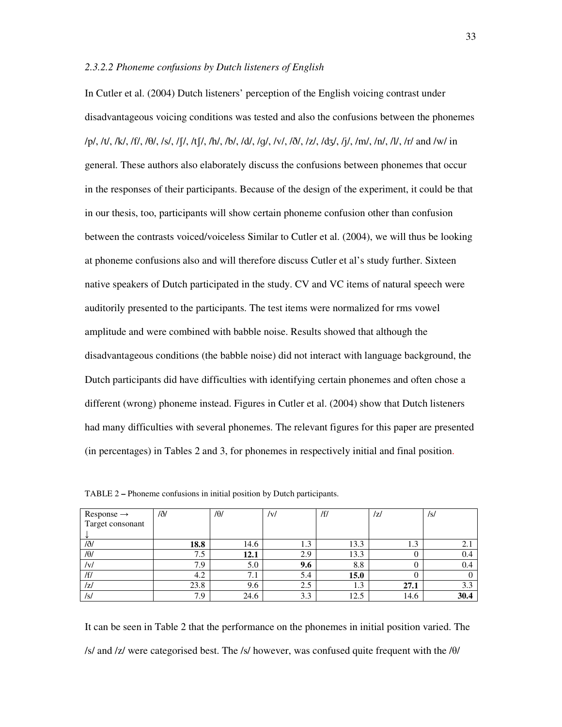### *2.3.2.2 Phoneme confusions by Dutch listeners of English*

In Cutler et al. (2004) Dutch listeners' perception of the English voicing contrast under disadvantageous voicing conditions was tested and also the confusions between the phonemes /p/, /t/, /k/, /f/, /θ/, /s/, /ʃ/, /tʃ/, /h/, /b/, /d/, /g/, /v/, /ð/, /z/, /dʒ/, /j/, /m/, /n/, /l/, /r/ and /w/ in general. These authors also elaborately discuss the confusions between phonemes that occur in the responses of their participants. Because of the design of the experiment, it could be that in our thesis, too, participants will show certain phoneme confusion other than confusion between the contrasts voiced/voiceless Similar to Cutler et al. (2004), we will thus be looking at phoneme confusions also and will therefore discuss Cutler et al's study further. Sixteen native speakers of Dutch participated in the study. CV and VC items of natural speech were auditorily presented to the participants. The test items were normalized for rms vowel amplitude and were combined with babble noise. Results showed that although the disadvantageous conditions (the babble noise) did not interact with language background, the Dutch participants did have difficulties with identifying certain phonemes and often chose a different (wrong) phoneme instead. Figures in Cutler et al. (2004) show that Dutch listeners had many difficulties with several phonemes. The relevant figures for this paper are presented (in percentages) in Tables 2 and 3, for phonemes in respectively initial and final position.

TABLE 2 – Phoneme confusions in initial position by Dutch participants.

| Response → Target consonant ↓ | /ð/ | /θ/ | /v/ | /f/ | /z/ | /s/ |
|---|---|---|---|---|---|---|
| /ð/ | **18.8** | 14.6 | 1.3 | 13.3 | 1.3 | 2.1 |
| /θ/ | 7.5 | **12.1** | 2.9 | 13.3 | 0 | 0.4 |
| /v/ | 7.9 | 5.0 | **9.6** | 8.8 | 0 | 0.4 |
| /f/ | 4.2 | 7.1 | 5.4 | **15.0** | 0 | 0 |
| /z/ | 23.8 | 9.6 | 2.5 | 1.3 | **27.1** | 3.3 |
| /s/ | 7.9 | 24.6 | 3.3 | 12.5 | 14.6 | **30.4** |

It can be seen in Table 2 that the performance on the phonemes in initial position varied. The /s/ and /z/ were categorised best. The /s/ however, was confused quite frequent with the /θ/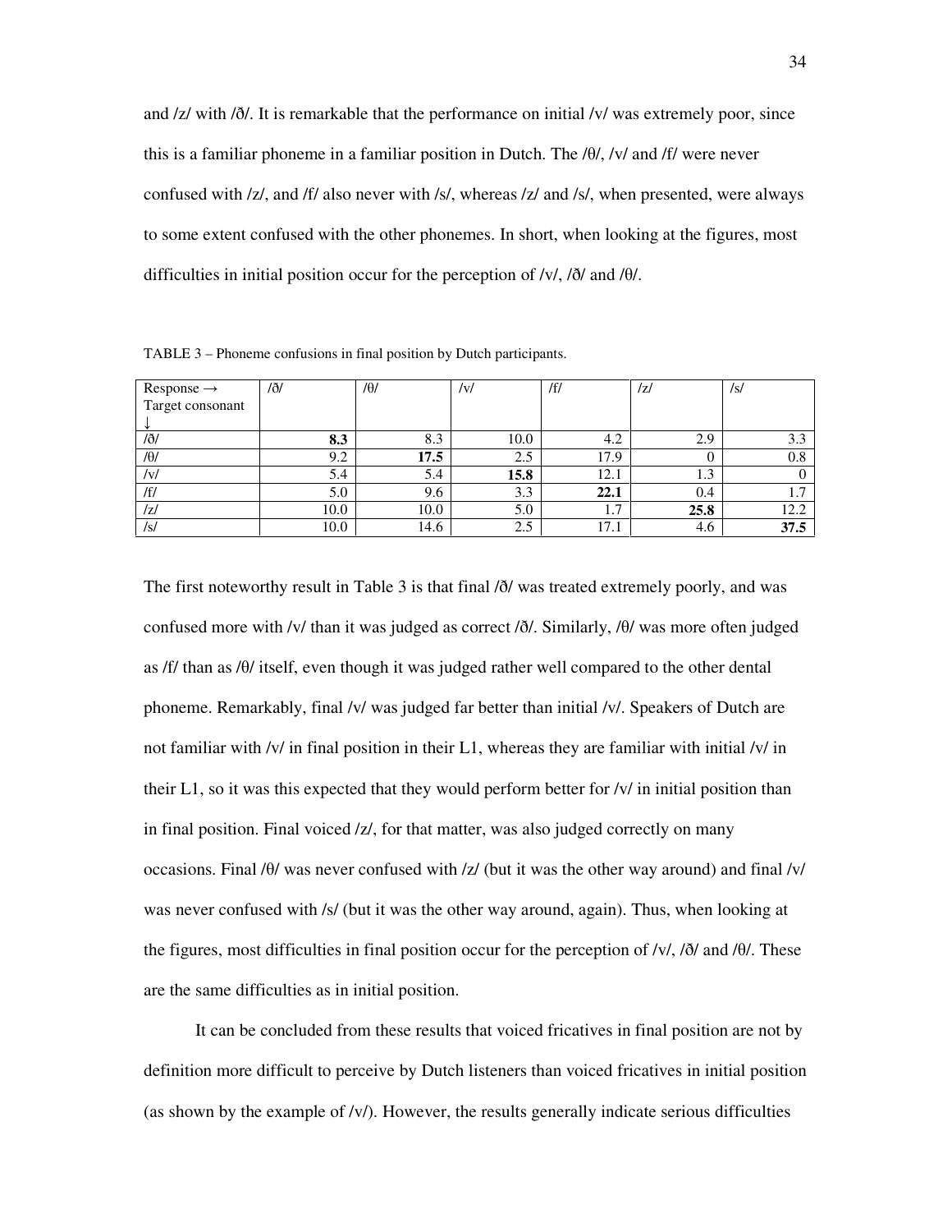and /z/ with /ð/. It is remarkable that the performance on initial /v/ was extremely poor, since this is a familiar phoneme in a familiar position in Dutch. The /θ/, /v/ and /f/ were never confused with /z/, and /f/ also never with /s/, whereas /z/ and /s/, when presented, were always to some extent confused with the other phonemes. In short, when looking at the figures, most difficulties in initial position occur for the perception of /v/, /ð/ and /θ/.

TABLE 3 – Phoneme confusions in final position by Dutch participants.

| Response → Target consonant ↓ | /ð/ | /θ/ | /v/ | /f/ | /z/ | /s/ |
|---|---|---|---|---|---|---|
| /ð/ | **8.3** | 8.3 | 10.0 | 4.2 | 2.9 | 3.3 |
| /θ/ | 9.2 | **17.5** | 2.5 | 17.9 | 0 | 0.8 |
| /v/ | 5.4 | 5.4 | **15.8** | 12.1 | 1.3 | 0 |
| /f/ | 5.0 | 9.6 | 3.3 | **22.1** | 0.4 | 1.7 |
| /z/ | 10.0 | 10.0 | 5.0 | 1.7 | **25.8** | 12.2 |
| /s/ | 10.0 | 14.6 | 2.5 | 17.1 | 4.6 | **37.5** |

The first noteworthy result in Table 3 is that final /ð/ was treated extremely poorly, and was confused more with /v/ than it was judged as correct /ð/. Similarly, /θ/ was more often judged as /f/ than as /θ/ itself, even though it was judged rather well compared to the other dental phoneme. Remarkably, final /v/ was judged far better than initial /v/. Speakers of Dutch are not familiar with /v/ in final position in their L1, whereas they are familiar with initial /v/ in their L1, so it was this expected that they would perform better for /v/ in initial position than in final position. Final voiced /z/, for that matter, was also judged correctly on many occasions. Final /θ/ was never confused with /z/ (but it was the other way around) and final /v/ was never confused with /s/ (but it was the other way around, again). Thus, when looking at the figures, most difficulties in final position occur for the perception of /v/, /ð/ and /θ/. These are the same difficulties as in initial position.

It can be concluded from these results that voiced fricatives in final position are not by definition more difficult to perceive by Dutch listeners than voiced fricatives in initial position (as shown by the example of /v/). However, the results generally indicate serious difficulties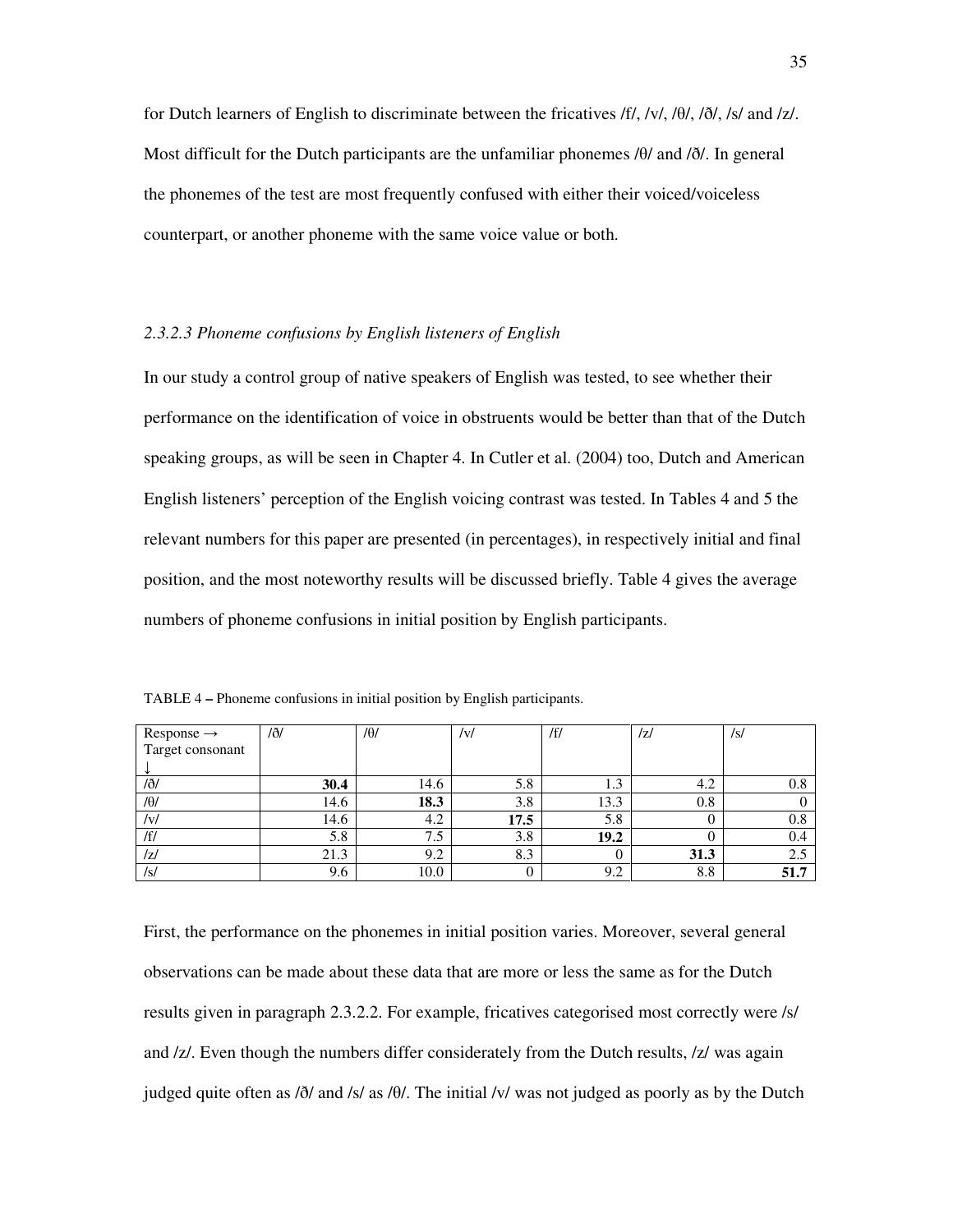for Dutch learners of English to discriminate between the fricatives /f/, /v/, /θ/, /ð/, /s/ and /z/. Most difficult for the Dutch participants are the unfamiliar phonemes /θ/ and /ð/. In general the phonemes of the test are most frequently confused with either their voiced/voiceless counterpart, or another phoneme with the same voice value or both.

*2.3.2.3 Phoneme confusions by English listeners of English*

In our study a control group of native speakers of English was tested, to see whether their performance on the identification of voice in obstruents would be better than that of the Dutch speaking groups, as will be seen in Chapter 4. In Cutler et al. (2004) too, Dutch and American English listeners' perception of the English voicing contrast was tested. In Tables 4 and 5 the relevant numbers for this paper are presented (in percentages), in respectively initial and final position, and the most noteworthy results will be discussed briefly. Table 4 gives the average numbers of phoneme confusions in initial position by English participants.

TABLE 4 **–** Phoneme confusions in initial position by English participants.

| Response → Target consonant ↓ | /ð/ | /θ/ | /v/ | /f/ | /z/ | /s/ |
|---|---|---|---|---|---|---|
| /ð/ | **30.4** | 14.6 | 5.8 | 1.3 | 4.2 | 0.8 |
| /θ/ | 14.6 | **18.3** | 3.8 | 13.3 | 0.8 | 0 |
| /v/ | 14.6 | 4.2 | **17.5** | 5.8 | 0 | 0.8 |
| /f/ | 5.8 | 7.5 | 3.8 | **19.2** | 0 | 0.4 |
| /z/ | 21.3 | 9.2 | 8.3 | 0 | **31.3** | 2.5 |
| /s/ | 9.6 | 10.0 | 0 | 9.2 | 8.8 | **51.7** |

First, the performance on the phonemes in initial position varies. Moreover, several general observations can be made about these data that are more or less the same as for the Dutch results given in paragraph 2.3.2.2. For example, fricatives categorised most correctly were /s/ and /z/. Even though the numbers differ considerately from the Dutch results, /z/ was again judged quite often as /ð/ and /s/ as /θ/. The initial /v/ was not judged as poorly as by the Dutch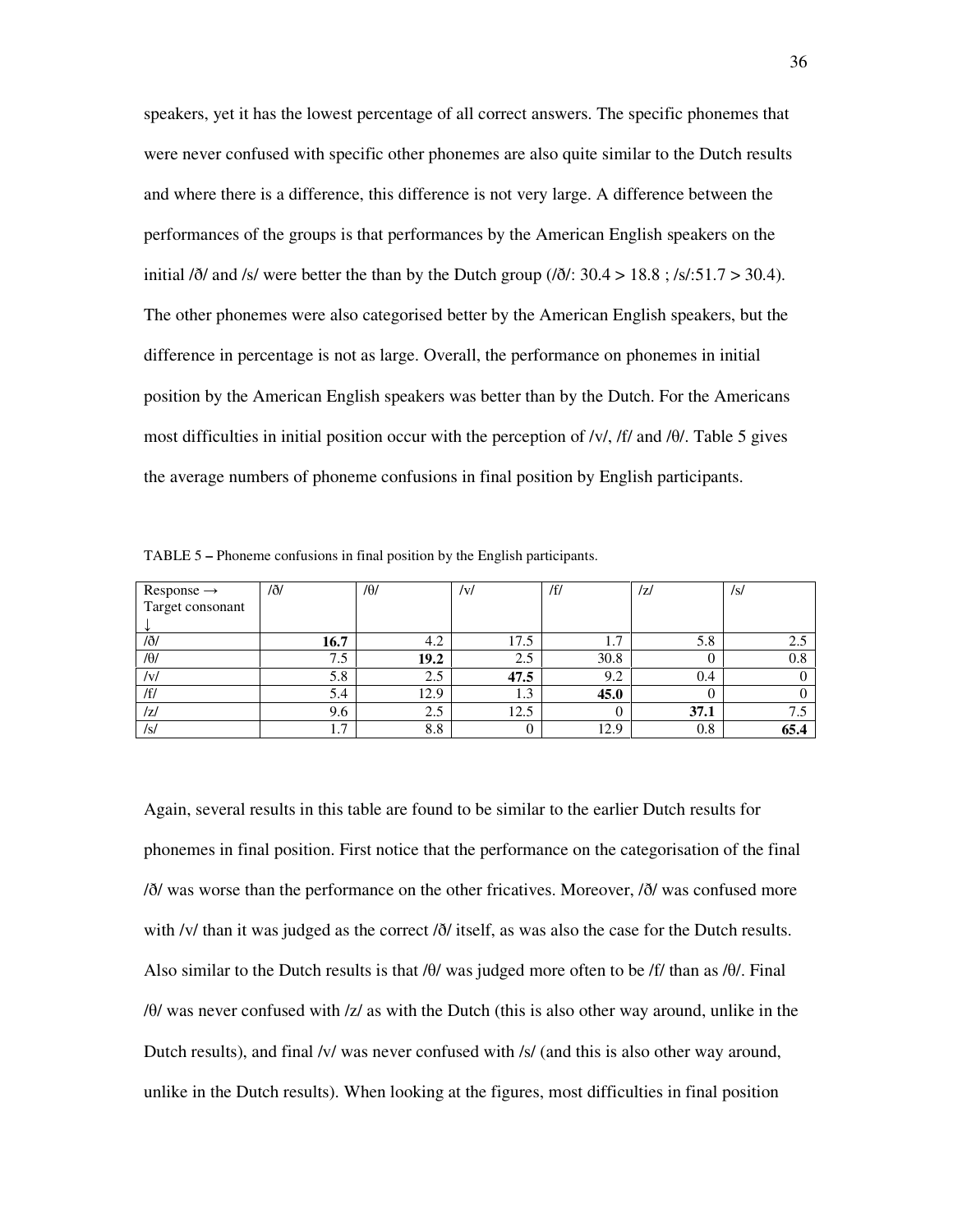speakers, yet it has the lowest percentage of all correct answers. The specific phonemes that were never confused with specific other phonemes are also quite similar to the Dutch results and where there is a difference, this difference is not very large. A difference between the performances of the groups is that performances by the American English speakers on the initial /ð/ and /s/ were better the than by the Dutch group (/ð/: 30.4 > 18.8 ; /s/:51.7 > 30.4). The other phonemes were also categorised better by the American English speakers, but the difference in percentage is not as large. Overall, the performance on phonemes in initial position by the American English speakers was better than by the Dutch. For the Americans most difficulties in initial position occur with the perception of /v/, /f/ and /θ/. Table 5 gives the average numbers of phoneme confusions in final position by English participants.

TABLE 5 – Phoneme confusions in final position by the English participants.

| Response → Target consonant ↓ | /ð/ | /θ/ | /v/ | /f/ | /z/ | /s/ |
|---|---|---|---|---|---|---|
| /ð/ | **16.7** | 4.2 | 17.5 | 1.7 | 5.8 | 2.5 |
| /θ/ | 7.5 | **19.2** | 2.5 | 30.8 | 0 | 0.8 |
| /v/ | 5.8 | 2.5 | **47.5** | 9.2 | 0.4 | 0 |
| /f/ | 5.4 | 12.9 | 1.3 | **45.0** | 0 | 0 |
| /z/ | 9.6 | 2.5 | 12.5 | 0 | **37.1** | 7.5 |
| /s/ | 1.7 | 8.8 | 0 | 12.9 | 0.8 | **65.4** |

Again, several results in this table are found to be similar to the earlier Dutch results for phonemes in final position. First notice that the performance on the categorisation of the final /ð/ was worse than the performance on the other fricatives. Moreover, /ð/ was confused more with /v/ than it was judged as the correct /ð/ itself, as was also the case for the Dutch results. Also similar to the Dutch results is that /θ/ was judged more often to be /f/ than as /θ/. Final /θ/ was never confused with /z/ as with the Dutch (this is also other way around, unlike in the Dutch results), and final /v/ was never confused with /s/ (and this is also other way around, unlike in the Dutch results). When looking at the figures, most difficulties in final position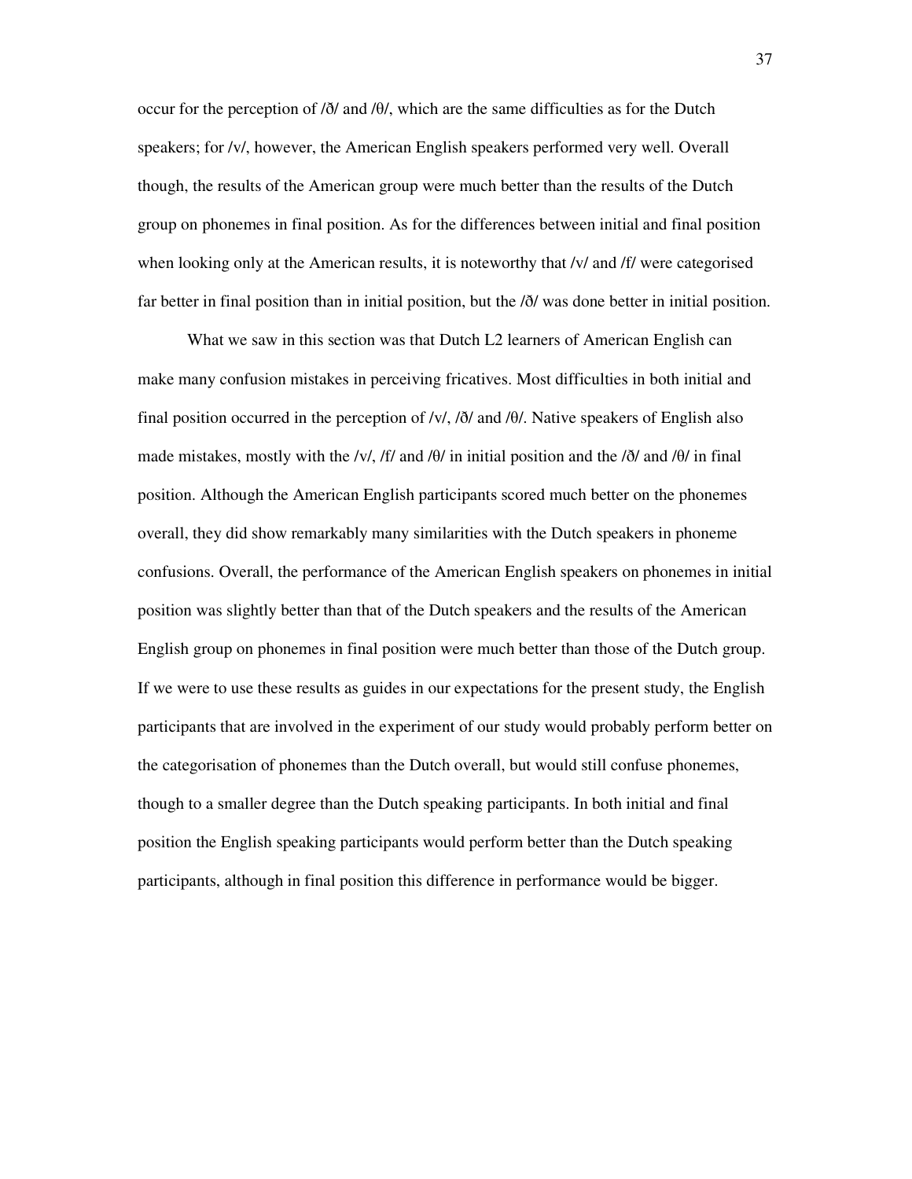occur for the perception of /ð/ and /θ/, which are the same difficulties as for the Dutch speakers; for /v/, however, the American English speakers performed very well. Overall though, the results of the American group were much better than the results of the Dutch group on phonemes in final position. As for the differences between initial and final position when looking only at the American results, it is noteworthy that /v/ and /f/ were categorised far better in final position than in initial position, but the /ð/ was done better in initial position.

What we saw in this section was that Dutch L2 learners of American English can make many confusion mistakes in perceiving fricatives. Most difficulties in both initial and final position occurred in the perception of /v/, /ð/ and /θ/. Native speakers of English also made mistakes, mostly with the /v/, /f/ and /θ/ in initial position and the /ð/ and /θ/ in final position. Although the American English participants scored much better on the phonemes overall, they did show remarkably many similarities with the Dutch speakers in phoneme confusions. Overall, the performance of the American English speakers on phonemes in initial position was slightly better than that of the Dutch speakers and the results of the American English group on phonemes in final position were much better than those of the Dutch group. If we were to use these results as guides in our expectations for the present study, the English participants that are involved in the experiment of our study would probably perform better on the categorisation of phonemes than the Dutch overall, but would still confuse phonemes, though to a smaller degree than the Dutch speaking participants. In both initial and final position the English speaking participants would perform better than the Dutch speaking participants, although in final position this difference in performance would be bigger.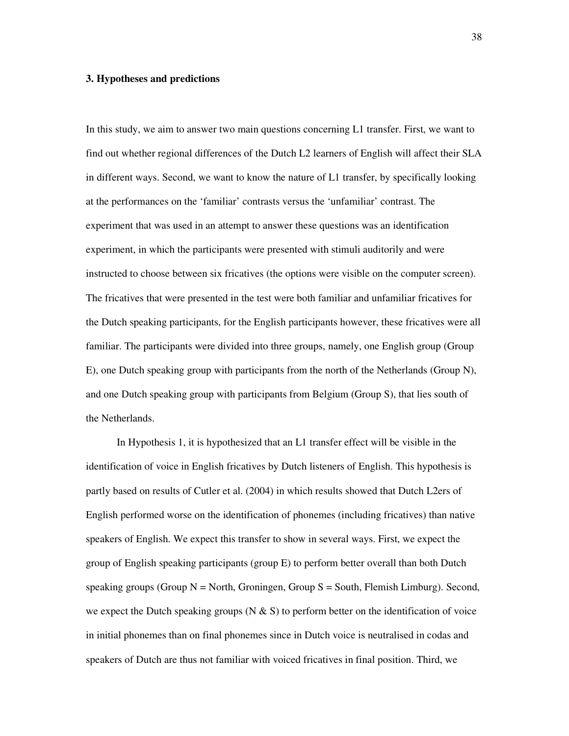### 3. Hypotheses and predictions

In this study, we aim to answer two main questions concerning L1 transfer. First, we want to find out whether regional differences of the Dutch L2 learners of English will affect their SLA in different ways. Second, we want to know the nature of L1 transfer, by specifically looking at the performances on the 'familiar' contrasts versus the 'unfamiliar' contrast. The experiment that was used in an attempt to answer these questions was an identification experiment, in which the participants were presented with stimuli auditorily and were instructed to choose between six fricatives (the options were visible on the computer screen). The fricatives that were presented in the test were both familiar and unfamiliar fricatives for the Dutch speaking participants, for the English participants however, these fricatives were all familiar. The participants were divided into three groups, namely, one English group (Group E), one Dutch speaking group with participants from the north of the Netherlands (Group N), and one Dutch speaking group with participants from Belgium (Group S), that lies south of the Netherlands.

In Hypothesis 1, it is hypothesized that an L1 transfer effect will be visible in the identification of voice in English fricatives by Dutch listeners of English. This hypothesis is partly based on results of Cutler et al. (2004) in which results showed that Dutch L2ers of English performed worse on the identification of phonemes (including fricatives) than native speakers of English. We expect this transfer to show in several ways. First, we expect the group of English speaking participants (group E) to perform better overall than both Dutch speaking groups (Group N = North, Groningen, Group S = South, Flemish Limburg). Second, we expect the Dutch speaking groups (N & S) to perform better on the identification of voice in initial phonemes than on final phonemes since in Dutch voice is neutralised in codas and speakers of Dutch are thus not familiar with voiced fricatives in final position. Third, we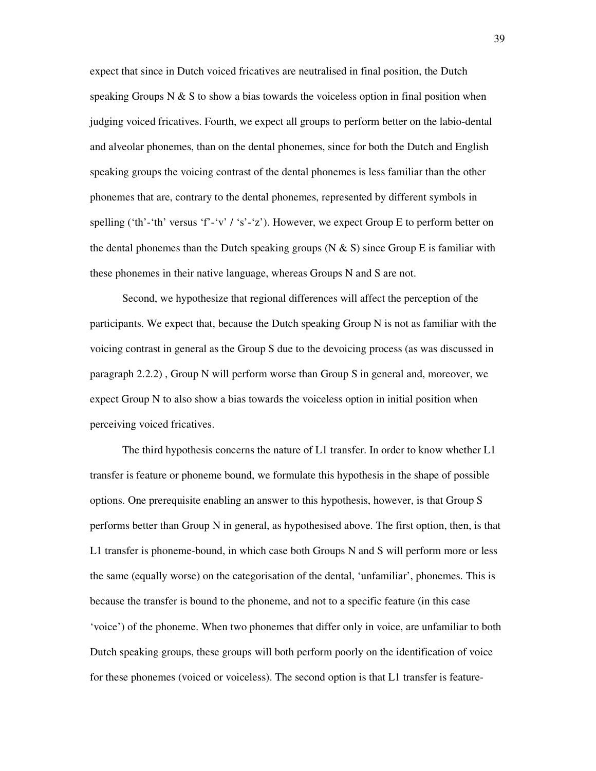expect that since in Dutch voiced fricatives are neutralised in final position, the Dutch speaking Groups N & S to show a bias towards the voiceless option in final position when judging voiced fricatives. Fourth, we expect all groups to perform better on the labio-dental and alveolar phonemes, than on the dental phonemes, since for both the Dutch and English speaking groups the voicing contrast of the dental phonemes is less familiar than the other phonemes that are, contrary to the dental phonemes, represented by different symbols in spelling ('th'-'th' versus 'f'-'v' / 's'-'z'). However, we expect Group E to perform better on the dental phonemes than the Dutch speaking groups (N & S) since Group E is familiar with these phonemes in their native language, whereas Groups N and S are not.

Second, we hypothesize that regional differences will affect the perception of the participants. We expect that, because the Dutch speaking Group N is not as familiar with the voicing contrast in general as the Group S due to the devoicing process (as was discussed in paragraph 2.2.2) , Group N will perform worse than Group S in general and, moreover, we expect Group N to also show a bias towards the voiceless option in initial position when perceiving voiced fricatives.

The third hypothesis concerns the nature of L1 transfer. In order to know whether L1 transfer is feature or phoneme bound, we formulate this hypothesis in the shape of possible options. One prerequisite enabling an answer to this hypothesis, however, is that Group S performs better than Group N in general, as hypothesised above. The first option, then, is that L1 transfer is phoneme-bound, in which case both Groups N and S will perform more or less the same (equally worse) on the categorisation of the dental, 'unfamiliar', phonemes. This is because the transfer is bound to the phoneme, and not to a specific feature (in this case 'voice') of the phoneme. When two phonemes that differ only in voice, are unfamiliar to both Dutch speaking groups, these groups will both perform poorly on the identification of voice for these phonemes (voiced or voiceless). The second option is that L1 transfer is feature-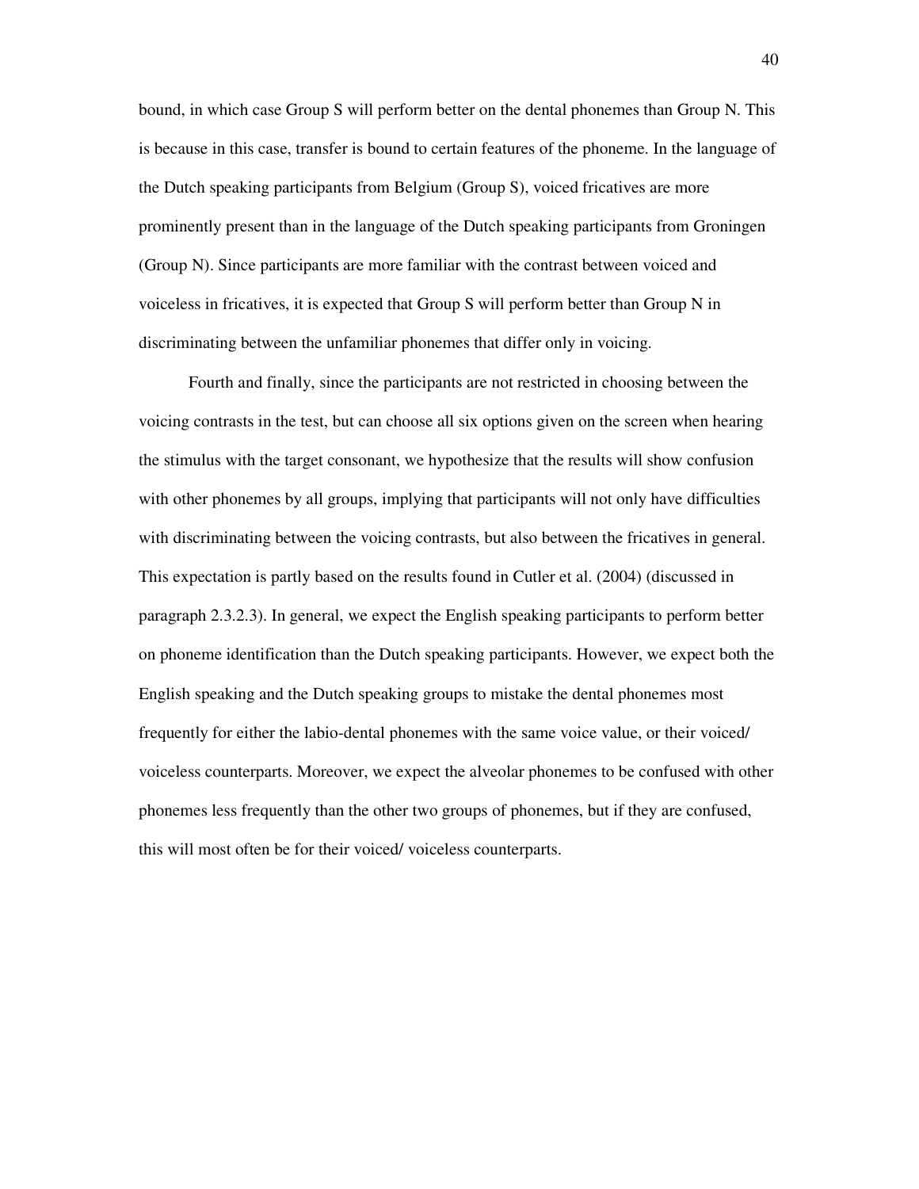bound, in which case Group S will perform better on the dental phonemes than Group N. This is because in this case, transfer is bound to certain features of the phoneme. In the language of the Dutch speaking participants from Belgium (Group S), voiced fricatives are more prominently present than in the language of the Dutch speaking participants from Groningen (Group N). Since participants are more familiar with the contrast between voiced and voiceless in fricatives, it is expected that Group S will perform better than Group N in discriminating between the unfamiliar phonemes that differ only in voicing.

Fourth and finally, since the participants are not restricted in choosing between the voicing contrasts in the test, but can choose all six options given on the screen when hearing the stimulus with the target consonant, we hypothesize that the results will show confusion with other phonemes by all groups, implying that participants will not only have difficulties with discriminating between the voicing contrasts, but also between the fricatives in general. This expectation is partly based on the results found in Cutler et al. (2004) (discussed in paragraph 2.3.2.3). In general, we expect the English speaking participants to perform better on phoneme identification than the Dutch speaking participants. However, we expect both the English speaking and the Dutch speaking groups to mistake the dental phonemes most frequently for either the labio-dental phonemes with the same voice value, or their voiced/ voiceless counterparts. Moreover, we expect the alveolar phonemes to be confused with other phonemes less frequently than the other two groups of phonemes, but if they are confused, this will most often be for their voiced/ voiceless counterparts.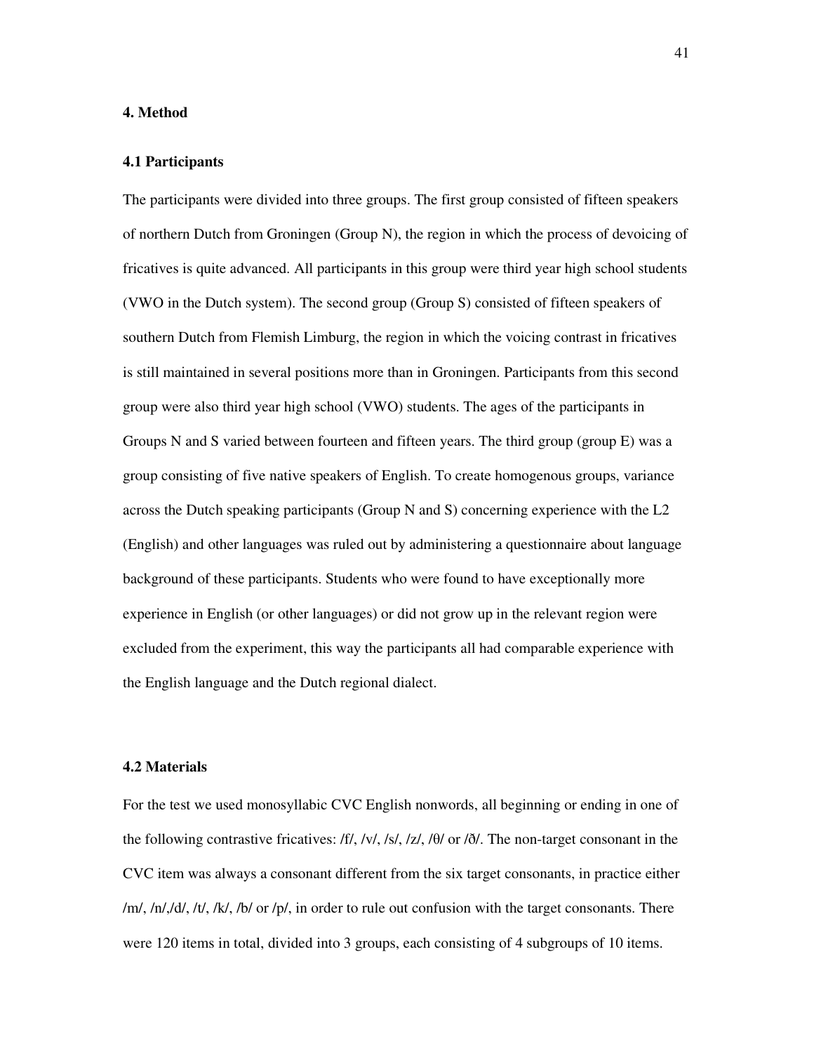## 4. Method

### 4.1 Participants

The participants were divided into three groups. The first group consisted of fifteen speakers of northern Dutch from Groningen (Group N), the region in which the process of devoicing of fricatives is quite advanced. All participants in this group were third year high school students (VWO in the Dutch system). The second group (Group S) consisted of fifteen speakers of southern Dutch from Flemish Limburg, the region in which the voicing contrast in fricatives is still maintained in several positions more than in Groningen. Participants from this second group were also third year high school (VWO) students. The ages of the participants in Groups N and S varied between fourteen and fifteen years. The third group (group E) was a group consisting of five native speakers of English. To create homogenous groups, variance across the Dutch speaking participants (Group N and S) concerning experience with the L2 (English) and other languages was ruled out by administering a questionnaire about language background of these participants. Students who were found to have exceptionally more experience in English (or other languages) or did not grow up in the relevant region were excluded from the experiment, this way the participants all had comparable experience with the English language and the Dutch regional dialect.

### 4.2 Materials

For the test we used monosyllabic CVC English nonwords, all beginning or ending in one of the following contrastive fricatives: /f/, /v/, /s/, /z/, /θ/ or /ð/. The non-target consonant in the CVC item was always a consonant different from the six target consonants, in practice either /m/, /n/,/d/, /t/, /k/, /b/ or /p/, in order to rule out confusion with the target consonants. There were 120 items in total, divided into 3 groups, each consisting of 4 subgroups of 10 items.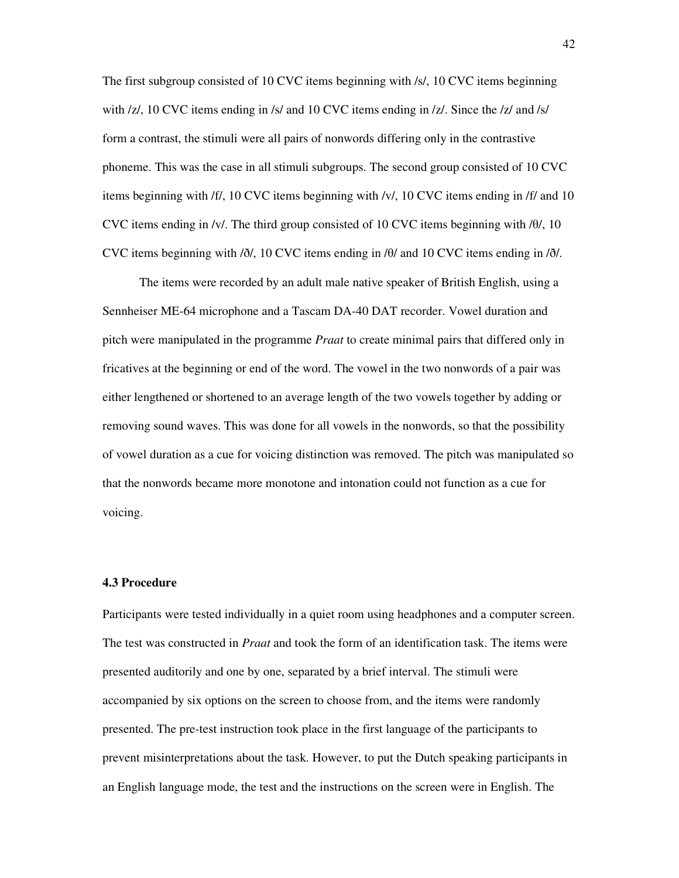The first subgroup consisted of 10 CVC items beginning with /s/, 10 CVC items beginning with /z/, 10 CVC items ending in /s/ and 10 CVC items ending in /z/. Since the /z/ and /s/ form a contrast, the stimuli were all pairs of nonwords differing only in the contrastive phoneme. This was the case in all stimuli subgroups. The second group consisted of 10 CVC items beginning with /f/, 10 CVC items beginning with /v/, 10 CVC items ending in /f/ and 10 CVC items ending in /v/. The third group consisted of 10 CVC items beginning with /θ/, 10 CVC items beginning with /ð/, 10 CVC items ending in /θ/ and 10 CVC items ending in /ð/.

The items were recorded by an adult male native speaker of British English, using a Sennheiser ME-64 microphone and a Tascam DA-40 DAT recorder. Vowel duration and pitch were manipulated in the programme *Praat* to create minimal pairs that differed only in fricatives at the beginning or end of the word. The vowel in the two nonwords of a pair was either lengthened or shortened to an average length of the two vowels together by adding or removing sound waves. This was done for all vowels in the nonwords, so that the possibility of vowel duration as a cue for voicing distinction was removed. The pitch was manipulated so that the nonwords became more monotone and intonation could not function as a cue for voicing.

### 4.3 Procedure

Participants were tested individually in a quiet room using headphones and a computer screen. The test was constructed in *Praat* and took the form of an identification task. The items were presented auditorily and one by one, separated by a brief interval. The stimuli were accompanied by six options on the screen to choose from, and the items were randomly presented. The pre-test instruction took place in the first language of the participants to prevent misinterpretations about the task. However, to put the Dutch speaking participants in an English language mode, the test and the instructions on the screen were in English. The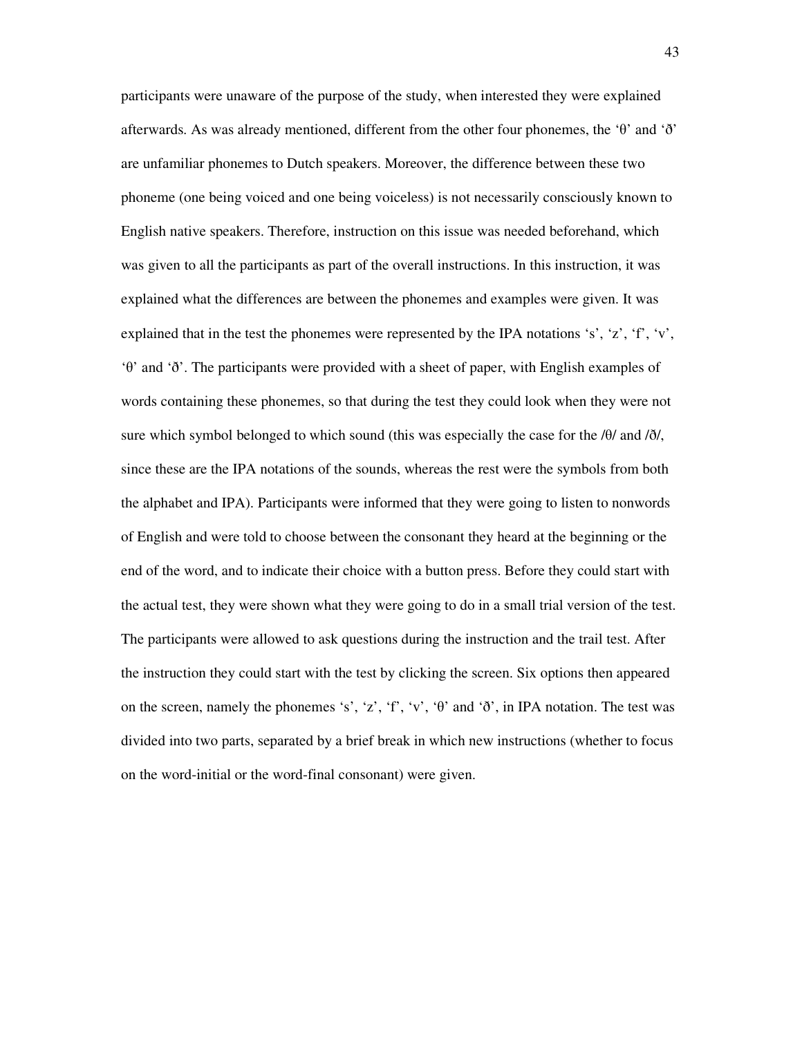participants were unaware of the purpose of the study, when interested they were explained afterwards. As was already mentioned, different from the other four phonemes, the 'θ' and 'ð' are unfamiliar phonemes to Dutch speakers. Moreover, the difference between these two phoneme (one being voiced and one being voiceless) is not necessarily consciously known to English native speakers. Therefore, instruction on this issue was needed beforehand, which was given to all the participants as part of the overall instructions. In this instruction, it was explained what the differences are between the phonemes and examples were given. It was explained that in the test the phonemes were represented by the IPA notations 's', 'z', 'f', 'v', 'θ' and 'ð'. The participants were provided with a sheet of paper, with English examples of words containing these phonemes, so that during the test they could look when they were not sure which symbol belonged to which sound (this was especially the case for the /θ/ and /ð/, since these are the IPA notations of the sounds, whereas the rest were the symbols from both the alphabet and IPA). Participants were informed that they were going to listen to nonwords of English and were told to choose between the consonant they heard at the beginning or the end of the word, and to indicate their choice with a button press. Before they could start with the actual test, they were shown what they were going to do in a small trial version of the test. The participants were allowed to ask questions during the instruction and the trail test. After the instruction they could start with the test by clicking the screen. Six options then appeared on the screen, namely the phonemes 's', 'z', 'f', 'v', 'θ' and 'ð', in IPA notation. The test was divided into two parts, separated by a brief break in which new instructions (whether to focus on the word-initial or the word-final consonant) were given.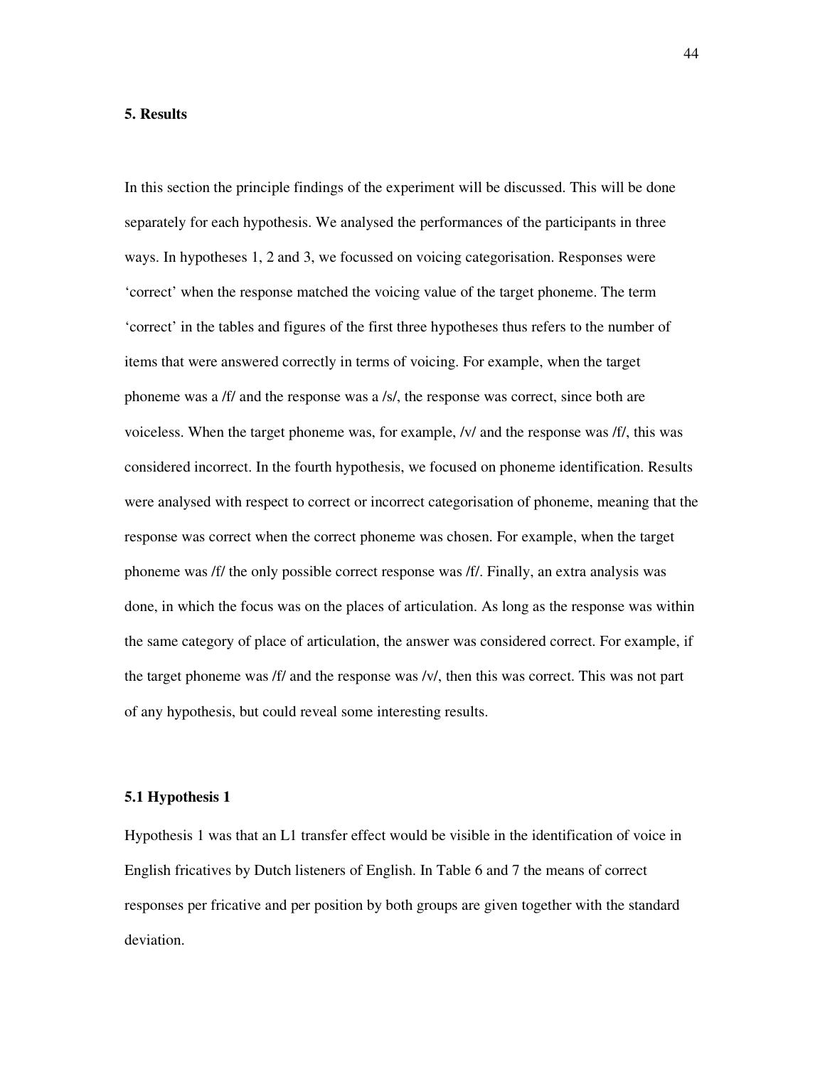## 5. Results

In this section the principle findings of the experiment will be discussed. This will be done separately for each hypothesis. We analysed the performances of the participants in three ways. In hypotheses 1, 2 and 3, we focussed on voicing categorisation. Responses were 'correct' when the response matched the voicing value of the target phoneme. The term 'correct' in the tables and figures of the first three hypotheses thus refers to the number of items that were answered correctly in terms of voicing. For example, when the target phoneme was a /f/ and the response was a /s/, the response was correct, since both are voiceless. When the target phoneme was, for example, /v/ and the response was /f/, this was considered incorrect. In the fourth hypothesis, we focused on phoneme identification. Results were analysed with respect to correct or incorrect categorisation of phoneme, meaning that the response was correct when the correct phoneme was chosen. For example, when the target phoneme was /f/ the only possible correct response was /f/. Finally, an extra analysis was done, in which the focus was on the places of articulation. As long as the response was within the same category of place of articulation, the answer was considered correct. For example, if the target phoneme was /f/ and the response was /v/, then this was correct. This was not part of any hypothesis, but could reveal some interesting results.

### 5.1 Hypothesis 1

Hypothesis 1 was that an L1 transfer effect would be visible in the identification of voice in English fricatives by Dutch listeners of English. In Table 6 and 7 the means of correct responses per fricative and per position by both groups are given together with the standard deviation.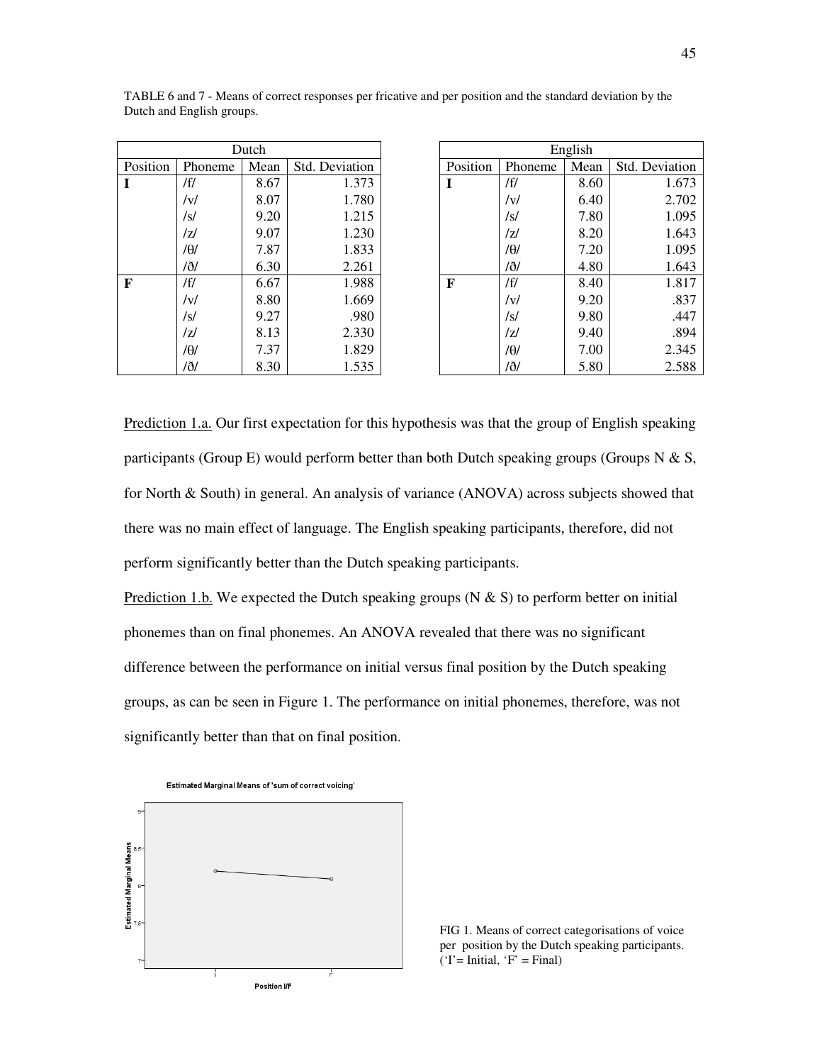TABLE 6 and 7 - Means of correct responses per fricative and per position and the standard deviation by the Dutch and English groups.

| Dutch | | | |
|---|---|---|---|
| Position | Phoneme | Mean | Std. Deviation |
| **I** | /f/ | 8.67 | 1.373 |
| | /v/ | 8.07 | 1.780 |
| | /s/ | 9.20 | 1.215 |
| | /z/ | 9.07 | 1.230 |
| | /θ/ | 7.87 | 1.833 |
| | /ð/ | 6.30 | 2.261 |
| **F** | /f/ | 6.67 | 1.988 |
| | /v/ | 8.80 | 1.669 |
| | /s/ | 9.27 | .980 |
| | /z/ | 8.13 | 2.330 |
| | /θ/ | 7.37 | 1.829 |
| | /ð/ | 8.30 | 1.535 |

| English | | | |
|---|---|---|---|
| Position | Phoneme | Mean | Std. Deviation |
| **I** | /f/ | 8.60 | 1.673 |
| | /v/ | 6.40 | 2.702 |
| | /s/ | 7.80 | 1.095 |
| | /z/ | 8.20 | 1.643 |
| | /θ/ | 7.20 | 1.095 |
| | /ð/ | 4.80 | 1.643 |
| **F** | /f/ | 8.40 | 1.817 |
| | /v/ | 9.20 | .837 |
| | /s/ | 9.80 | .447 |
| | /z/ | 9.40 | .894 |
| | /θ/ | 7.00 | 2.345 |
| | /ð/ | 5.80 | 2.588 |

Prediction 1.a. Our first expectation for this hypothesis was that the group of English speaking participants (Group E) would perform better than both Dutch speaking groups (Groups N & S, for North & South) in general. An analysis of variance (ANOVA) across subjects showed that there was no main effect of language. The English speaking participants, therefore, did not perform significantly better than the Dutch speaking participants.

Prediction 1.b. We expected the Dutch speaking groups (N & S) to perform better on initial phonemes than on final phonemes. An ANOVA revealed that there was no significant difference between the performance on initial versus final position by the Dutch speaking groups, as can be seen in Figure 1. The performance on initial phonemes, therefore, was not significantly better than that on final position.

FIG 1. Means of correct categorisations of voice per position by the Dutch speaking participants. ('I'= Initial, 'F' = Final)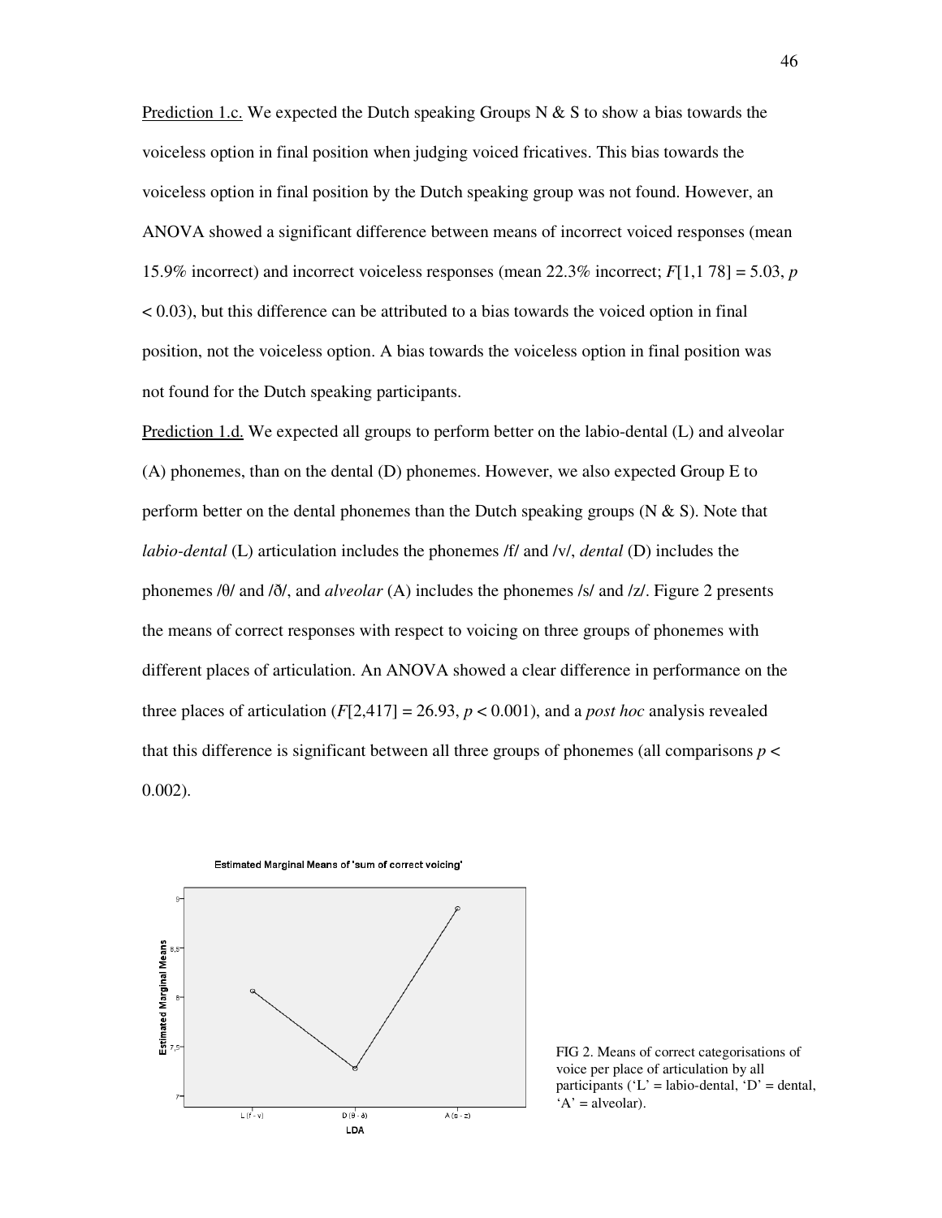Prediction 1.c. We expected the Dutch speaking Groups N & S to show a bias towards the voiceless option in final position when judging voiced fricatives. This bias towards the voiceless option in final position by the Dutch speaking group was not found. However, an ANOVA showed a significant difference between means of incorrect voiced responses (mean 15.9% incorrect) and incorrect voiceless responses (mean 22.3% incorrect; $F[1,1\ 78] = 5.03$, $p < 0.03$), but this difference can be attributed to a bias towards the voiced option in final position, not the voiceless option. A bias towards the voiceless option in final position was not found for the Dutch speaking participants.

Prediction 1.d. We expected all groups to perform better on the labio-dental (L) and alveolar (A) phonemes, than on the dental (D) phonemes. However, we also expected Group E to perform better on the dental phonemes than the Dutch speaking groups (N & S). Note that *labio-dental* (L) articulation includes the phonemes /f/ and /v/, *dental* (D) includes the phonemes /θ/ and /ð/, and *alveolar* (A) includes the phonemes /s/ and /z/. Figure 2 presents the means of correct responses with respect to voicing on three groups of phonemes with different places of articulation. An ANOVA showed a clear difference in performance on the three places of articulation ($F[2,417] = 26.93$, $p < 0.001$), and a *post hoc* analysis revealed that this difference is significant between all three groups of phonemes (all comparisons $p < 0.002$).

FIG 2. Means of correct categorisations of voice per place of articulation by all participants ('L' = labio-dental, 'D' = dental, 'A' = alveolar).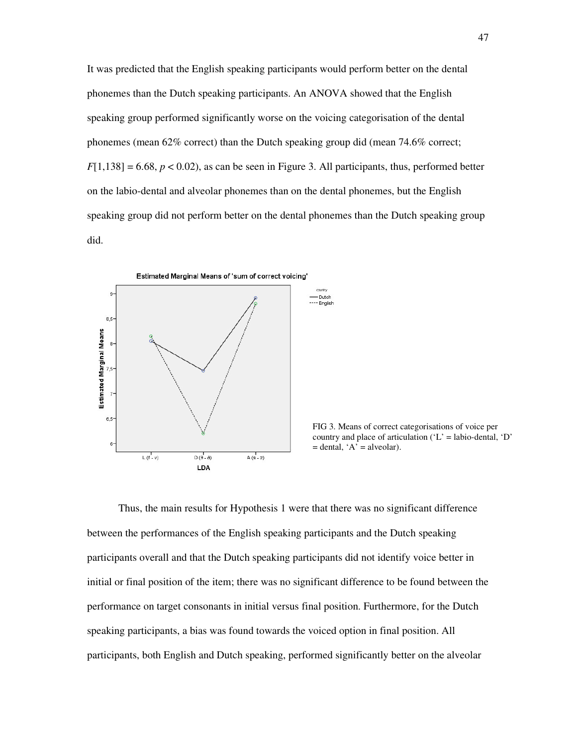It was predicted that the English speaking participants would perform better on the dental phonemes than the Dutch speaking participants. An ANOVA showed that the English speaking group performed significantly worse on the voicing categorisation of the dental phonemes (mean 62% correct) than the Dutch speaking group did (mean 74.6% correct; $F[1,138] = 6.68$, $p < 0.02$), as can be seen in Figure 3. All participants, thus, performed better on the labio-dental and alveolar phonemes than on the dental phonemes, but the English speaking group did not perform better on the dental phonemes than the Dutch speaking group did.

FIG 3. Means of correct categorisations of voice per country and place of articulation ('L' = labio-dental, 'D' = dental, 'A' = alveolar).

Thus, the main results for Hypothesis 1 were that there was no significant difference between the performances of the English speaking participants and the Dutch speaking participants overall and that the Dutch speaking participants did not identify voice better in initial or final position of the item; there was no significant difference to be found between the performance on target consonants in initial versus final position. Furthermore, for the Dutch speaking participants, a bias was found towards the voiced option in final position. All participants, both English and Dutch speaking, performed significantly better on the alveolar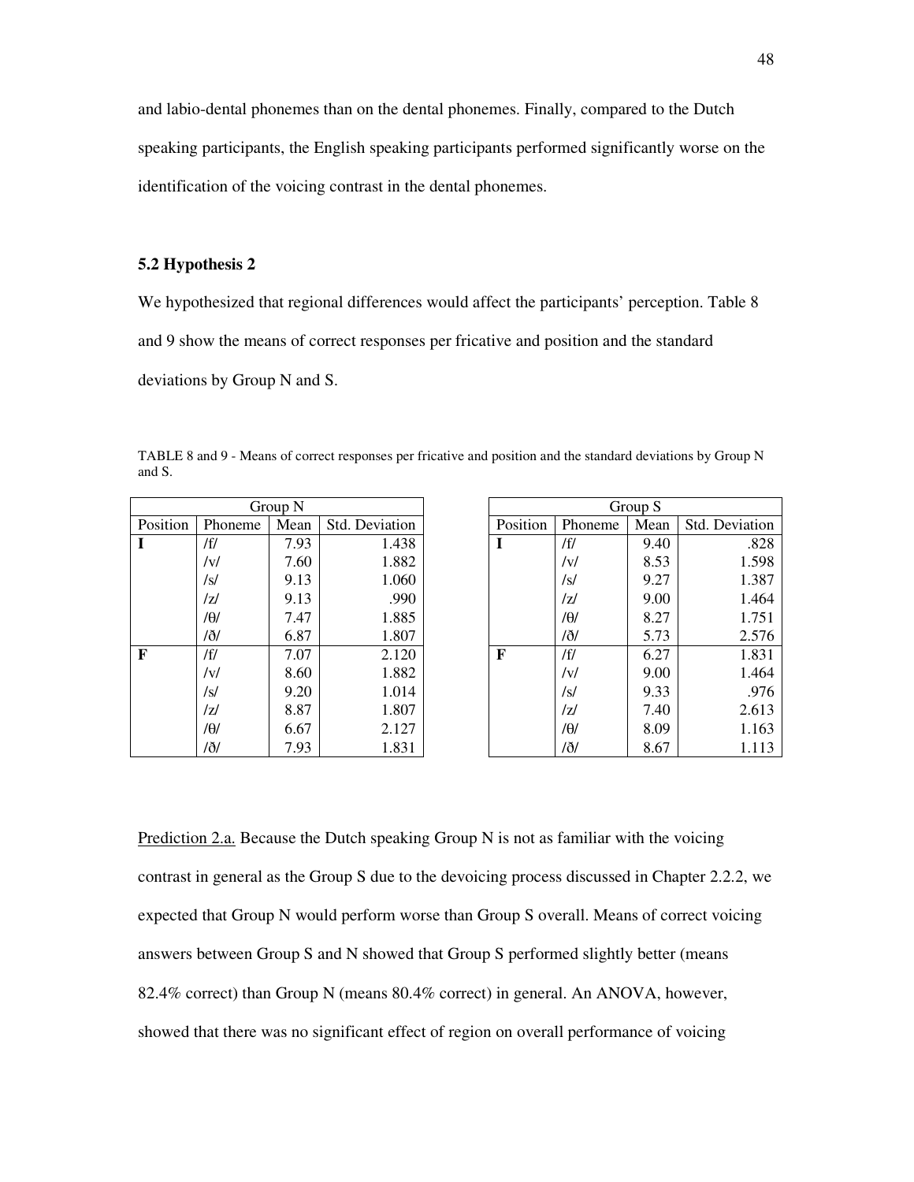and labio-dental phonemes than on the dental phonemes. Finally, compared to the Dutch speaking participants, the English speaking participants performed significantly worse on the identification of the voicing contrast in the dental phonemes.

### 5.2 Hypothesis 2

We hypothesized that regional differences would affect the participants' perception. Table 8 and 9 show the means of correct responses per fricative and position and the standard deviations by Group N and S.

TABLE 8 and 9 - Means of correct responses per fricative and position and the standard deviations by Group N and S.

| Group N | | | |
|---|---|---|---|
| Position | Phoneme | Mean | Std. Deviation |
| **I** | /f/ | 7.93 | 1.438 |
| | /v/ | 7.60 | 1.882 |
| | /s/ | 9.13 | 1.060 |
| | /z/ | 9.13 | .990 |
| | /θ/ | 7.47 | 1.885 |
| | /ð/ | 6.87 | 1.807 |
| **F** | /f/ | 7.07 | 2.120 |
| | /v/ | 8.60 | 1.882 |
| | /s/ | 9.20 | 1.014 |
| | /z/ | 8.87 | 1.807 |
| | /θ/ | 6.67 | 2.127 |
| | /ð/ | 7.93 | 1.831 |

| Group S | | | |
|---|---|---|---|
| Position | Phoneme | Mean | Std. Deviation |
| **I** | /f/ | 9.40 | .828 |
| | /v/ | 8.53 | 1.598 |
| | /s/ | 9.27 | 1.387 |
| | /z/ | 9.00 | 1.464 |
| | /θ/ | 8.27 | 1.751 |
| | /ð/ | 5.73 | 2.576 |
| **F** | /f/ | 6.27 | 1.831 |
| | /v/ | 9.00 | 1.464 |
| | /s/ | 9.33 | .976 |
| | /z/ | 7.40 | 2.613 |
| | /θ/ | 8.09 | 1.163 |
| | /ð/ | 8.67 | 1.113 |

Prediction 2.a. Because the Dutch speaking Group N is not as familiar with the voicing contrast in general as the Group S due to the devoicing process discussed in Chapter 2.2.2, we expected that Group N would perform worse than Group S overall. Means of correct voicing answers between Group S and N showed that Group S performed slightly better (means 82.4% correct) than Group N (means 80.4% correct) in general. An ANOVA, however, showed that there was no significant effect of region on overall performance of voicing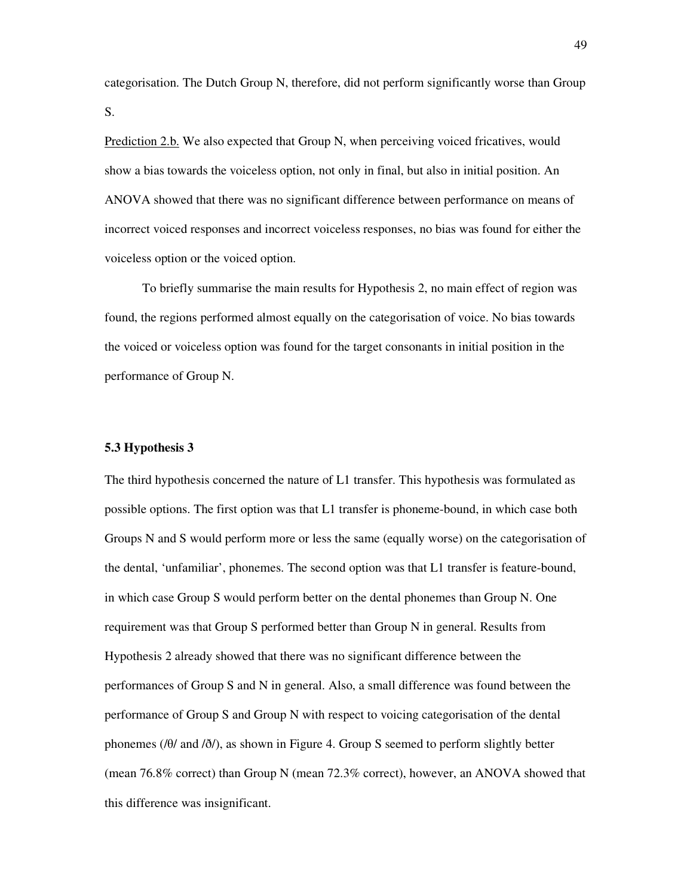categorisation. The Dutch Group N, therefore, did not perform significantly worse than Group S.

Prediction 2.b. We also expected that Group N, when perceiving voiced fricatives, would show a bias towards the voiceless option, not only in final, but also in initial position. An ANOVA showed that there was no significant difference between performance on means of incorrect voiced responses and incorrect voiceless responses, no bias was found for either the voiceless option or the voiced option.

To briefly summarise the main results for Hypothesis 2, no main effect of region was found, the regions performed almost equally on the categorisation of voice. No bias towards the voiced or voiceless option was found for the target consonants in initial position in the performance of Group N.

### 5.3 Hypothesis 3

The third hypothesis concerned the nature of L1 transfer. This hypothesis was formulated as possible options. The first option was that L1 transfer is phoneme-bound, in which case both Groups N and S would perform more or less the same (equally worse) on the categorisation of the dental, 'unfamiliar', phonemes. The second option was that L1 transfer is feature-bound, in which case Group S would perform better on the dental phonemes than Group N. One requirement was that Group S performed better than Group N in general. Results from Hypothesis 2 already showed that there was no significant difference between the performances of Group S and N in general. Also, a small difference was found between the performance of Group S and Group N with respect to voicing categorisation of the dental phonemes (/θ/ and /ð/), as shown in Figure 4. Group S seemed to perform slightly better (mean 76.8% correct) than Group N (mean 72.3% correct), however, an ANOVA showed that this difference was insignificant.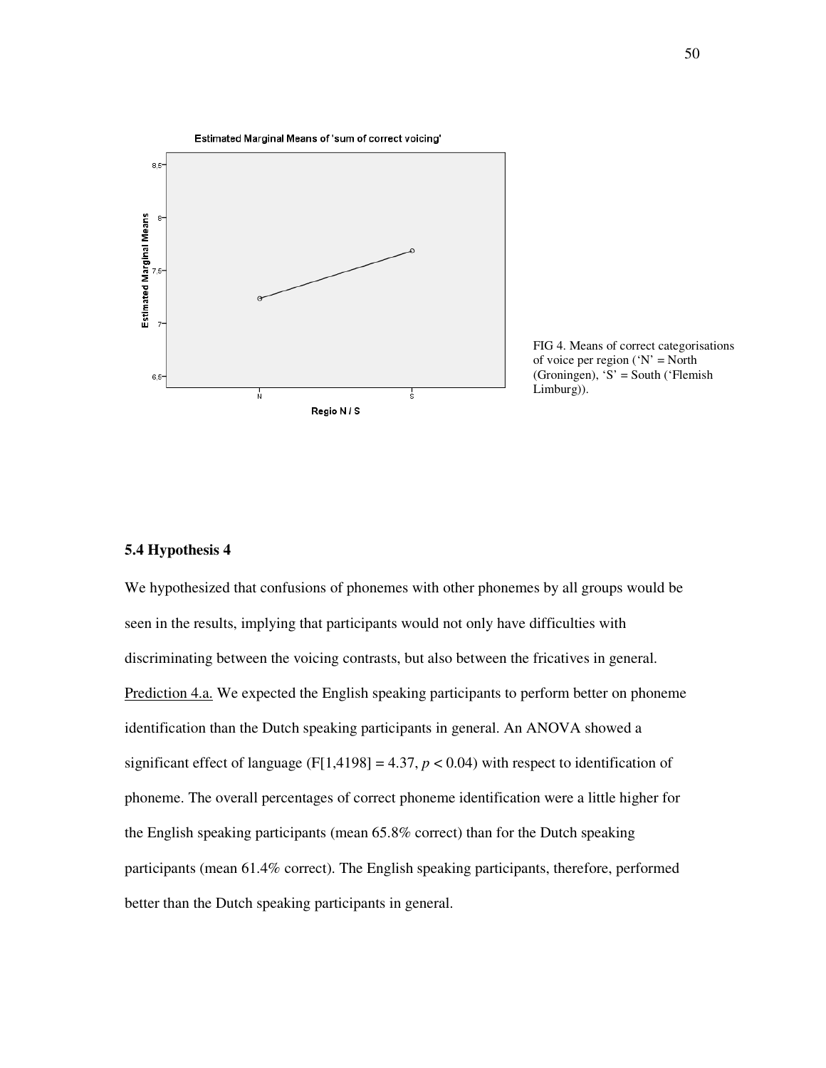FIG 4. Means of correct categorisations of voice per region ('N' = North (Groningen), 'S' = South ('Flemish Limburg)).

### 5.4 Hypothesis 4

We hypothesized that confusions of phonemes with other phonemes by all groups would be seen in the results, implying that participants would not only have difficulties with discriminating between the voicing contrasts, but also between the fricatives in general.

Prediction 4.a. We expected the English speaking participants to perform better on phoneme identification than the Dutch speaking participants in general. An ANOVA showed a significant effect of language ($F[1,4198] = 4.37$, $p < 0.04$) with respect to identification of phoneme. The overall percentages of correct phoneme identification were a little higher for the English speaking participants (mean 65.8% correct) than for the Dutch speaking participants (mean 61.4% correct). The English speaking participants, therefore, performed better than the Dutch speaking participants in general.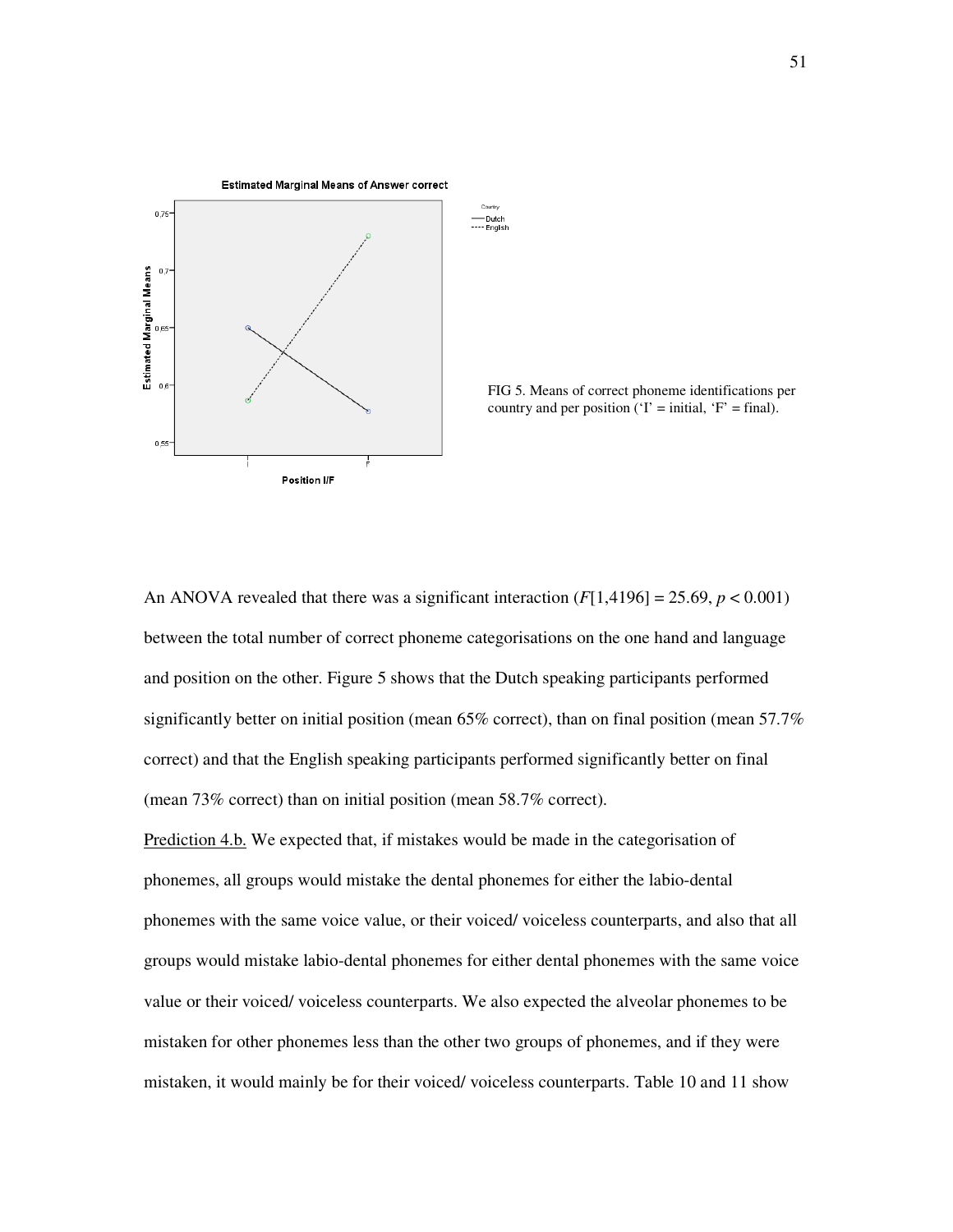FIG 5. Means of correct phoneme identifications per country and per position ('I' = initial, 'F' = final).

An ANOVA revealed that there was a significant interaction ($F[1,4196] = 25.69$, $p < 0.001$) between the total number of correct phoneme categorisations on the one hand and language and position on the other. Figure 5 shows that the Dutch speaking participants performed significantly better on initial position (mean 65% correct), than on final position (mean 57.7% correct) and that the English speaking participants performed significantly better on final (mean 73% correct) than on initial position (mean 58.7% correct).

<u>Prediction 4.b.</u> We expected that, if mistakes would be made in the categorisation of phonemes, all groups would mistake the dental phonemes for either the labio-dental phonemes with the same voice value, or their voiced/ voiceless counterparts, and also that all groups would mistake labio-dental phonemes for either dental phonemes with the same voice value or their voiced/ voiceless counterparts. We also expected the alveolar phonemes to be mistaken for other phonemes less than the other two groups of phonemes, and if they were mistaken, it would mainly be for their voiced/ voiceless counterparts. Table 10 and 11 show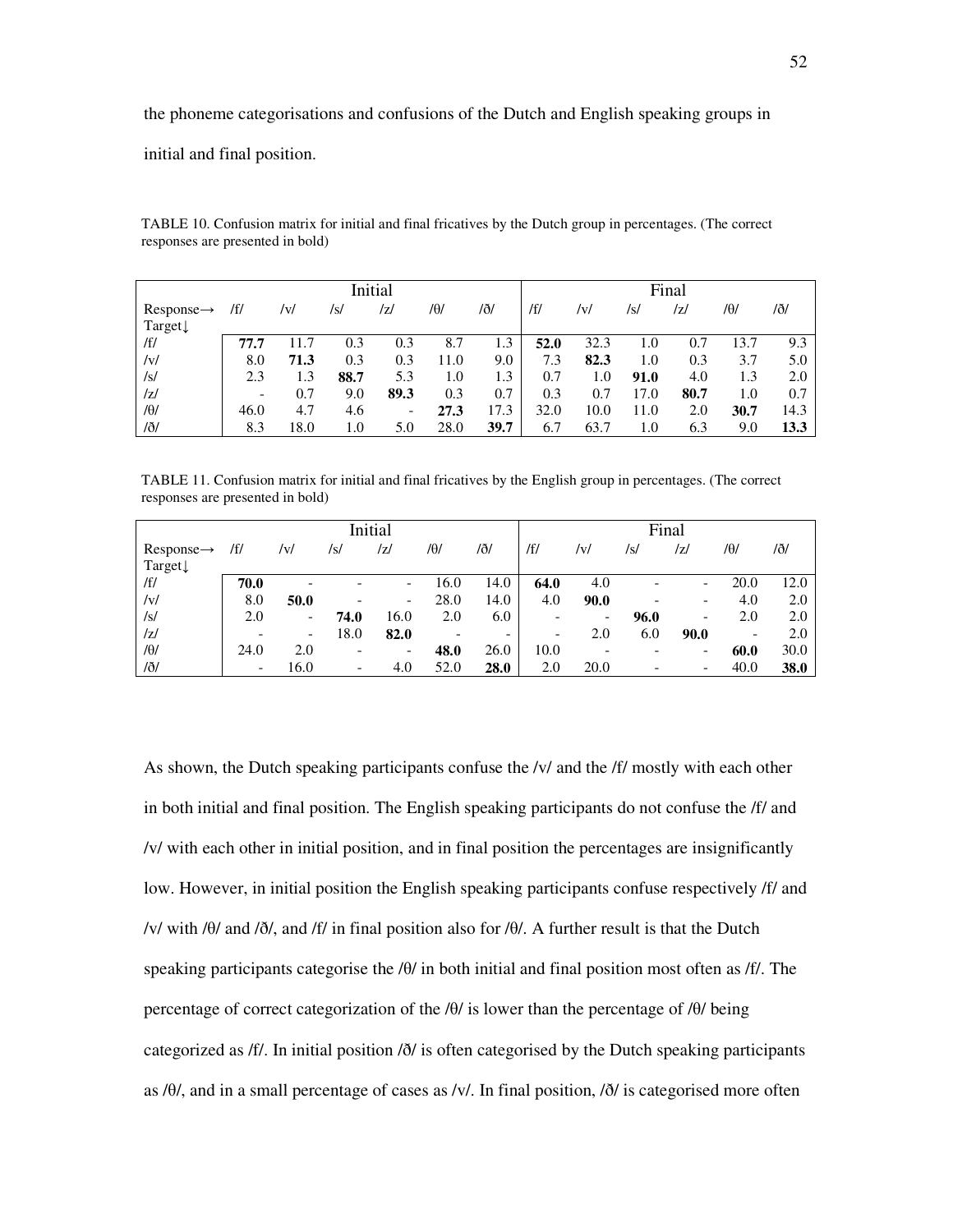the phoneme categorisations and confusions of the Dutch and English speaking groups in initial and final position.

TABLE 10. Confusion matrix for initial and final fricatives by the Dutch group in percentages. (The correct responses are presented in bold)

| | Initial | | | | | | Final | | | | | |
|---|---|---|---|---|---|---|---|---|---|---|---|---|
| Response→ Target↓ | /f/ | /v/ | /s/ | /z/ | /θ/ | /ð/ | /f/ | /v/ | /s/ | /z/ | /θ/ | /ð/ |
| /f/ | **77.7** | 11.7 | 0.3 | 0.3 | 8.7 | 1.3 | **52.0** | 32.3 | 1.0 | 0.7 | 13.7 | 9.3 |
| /v/ | 8.0 | **71.3** | 0.3 | 0.3 | 11.0 | 9.0 | 7.3 | **82.3** | 1.0 | 0.3 | 3.7 | 5.0 |
| /s/ | 2.3 | 1.3 | **88.7** | 5.3 | 1.0 | 1.3 | 0.7 | 1.0 | **91.0** | 4.0 | 1.3 | 2.0 |
| /z/ | - | 0.7 | 9.0 | **89.3** | 0.3 | 0.7 | 0.3 | 0.7 | 17.0 | **80.7** | 1.0 | 0.7 |
| /θ/ | 46.0 | 4.7 | 4.6 | - | **27.3** | 17.3 | 32.0 | 10.0 | 11.0 | 2.0 | **30.7** | 14.3 |
| /ð/ | 8.3 | 18.0 | 1.0 | 5.0 | 28.0 | **39.7** | 6.7 | 63.7 | 1.0 | 6.3 | 9.0 | **13.3** |

TABLE 11. Confusion matrix for initial and final fricatives by the English group in percentages. (The correct responses are presented in bold)

| | Initial | | | | | | Final | | | | | |
|---|---|---|---|---|---|---|---|---|---|---|---|---|
| Response→ Target↓ | /f/ | /v/ | /s/ | /z/ | /θ/ | /ð/ | /f/ | /v/ | /s/ | /z/ | /θ/ | /ð/ |
| /f/ | **70.0** | - | - | - | 16.0 | 14.0 | **64.0** | 4.0 | - | - | 20.0 | 12.0 |
| /v/ | 8.0 | **50.0** | - | - | 28.0 | 14.0 | 4.0 | **90.0** | - | - | 4.0 | 2.0 |
| /s/ | 2.0 | - | **74.0** | 16.0 | 2.0 | 6.0 | - | - | **96.0** | - | 2.0 | 2.0 |
| /z/ | - | - | 18.0 | **82.0** | - | - | - | 2.0 | 6.0 | **90.0** | - | 2.0 |
| /θ/ | 24.0 | 2.0 | - | - | **48.0** | 26.0 | 10.0 | - | - | - | **60.0** | 30.0 |
| /ð/ | - | 16.0 | - | 4.0 | 52.0 | **28.0** | 2.0 | 20.0 | - | - | 40.0 | **38.0** |

As shown, the Dutch speaking participants confuse the /v/ and the /f/ mostly with each other in both initial and final position. The English speaking participants do not confuse the /f/ and /v/ with each other in initial position, and in final position the percentages are insignificantly low. However, in initial position the English speaking participants confuse respectively /f/ and /v/ with /θ/ and /ð/, and /f/ in final position also for /θ/. A further result is that the Dutch speaking participants categorise the /θ/ in both initial and final position most often as /f/. The percentage of correct categorization of the /θ/ is lower than the percentage of /θ/ being categorized as /f/. In initial position /ð/ is often categorised by the Dutch speaking participants as /θ/, and in a small percentage of cases as /v/. In final position, /ð/ is categorised more often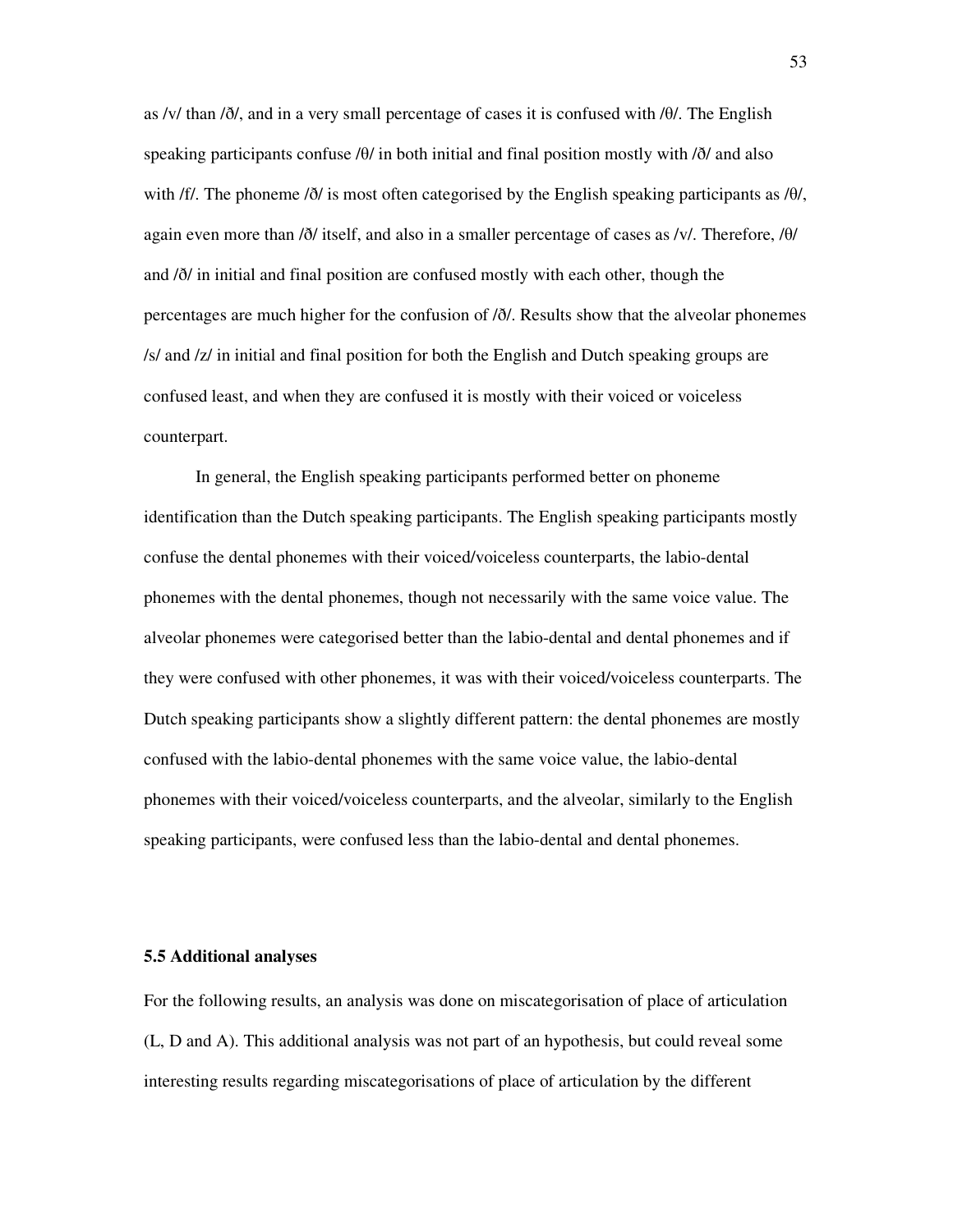as /v/ than /ð/, and in a very small percentage of cases it is confused with /θ/. The English speaking participants confuse /θ/ in both initial and final position mostly with /ð/ and also with /f/. The phoneme /ð/ is most often categorised by the English speaking participants as /θ/, again even more than /ð/ itself, and also in a smaller percentage of cases as /v/. Therefore, /θ/ and /ð/ in initial and final position are confused mostly with each other, though the percentages are much higher for the confusion of /ð/. Results show that the alveolar phonemes /s/ and /z/ in initial and final position for both the English and Dutch speaking groups are confused least, and when they are confused it is mostly with their voiced or voiceless counterpart.

In general, the English speaking participants performed better on phoneme identification than the Dutch speaking participants. The English speaking participants mostly confuse the dental phonemes with their voiced/voiceless counterparts, the labio-dental phonemes with the dental phonemes, though not necessarily with the same voice value. The alveolar phonemes were categorised better than the labio-dental and dental phonemes and if they were confused with other phonemes, it was with their voiced/voiceless counterparts. The Dutch speaking participants show a slightly different pattern: the dental phonemes are mostly confused with the labio-dental phonemes with the same voice value, the labio-dental phonemes with their voiced/voiceless counterparts, and the alveolar, similarly to the English speaking participants, were confused less than the labio-dental and dental phonemes.

### 5.5 Additional analyses

For the following results, an analysis was done on miscategorisation of place of articulation (L, D and A). This additional analysis was not part of an hypothesis, but could reveal some interesting results regarding miscategorisations of place of articulation by the different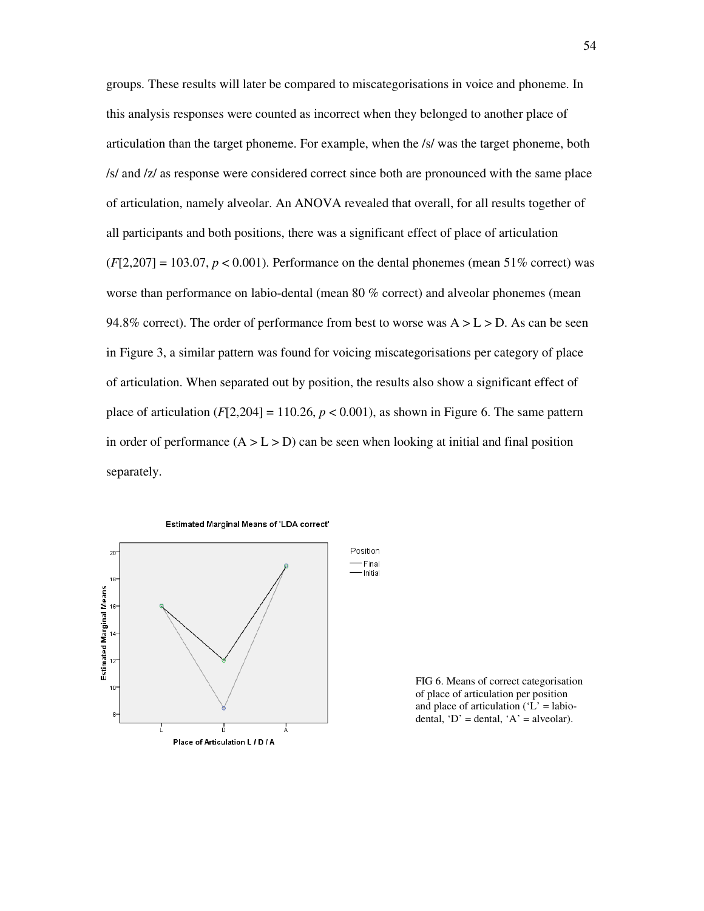groups. These results will later be compared to miscategorisations in voice and phoneme. In this analysis responses were counted as incorrect when they belonged to another place of articulation than the target phoneme. For example, when the /s/ was the target phoneme, both /s/ and /z/ as response were considered correct since both are pronounced with the same place of articulation, namely alveolar. An ANOVA revealed that overall, for all results together of all participants and both positions, there was a significant effect of place of articulation ($F[2,207] = 103.07$, $p < 0.001$). Performance on the dental phonemes (mean 51% correct) was worse than performance on labio-dental (mean 80 % correct) and alveolar phonemes (mean 94.8% correct). The order of performance from best to worse was A > L > D. As can be seen in Figure 3, a similar pattern was found for voicing miscategorisations per category of place of articulation. When separated out by position, the results also show a significant effect of place of articulation ($F[2,204] = 110.26$, $p < 0.001$), as shown in Figure 6. The same pattern in order of performance (A > L > D) can be seen when looking at initial and final position separately.

FIG 6. Means of correct categorisation of place of articulation per position and place of articulation ('L' = labio-dental, 'D' = dental, 'A' = alveolar).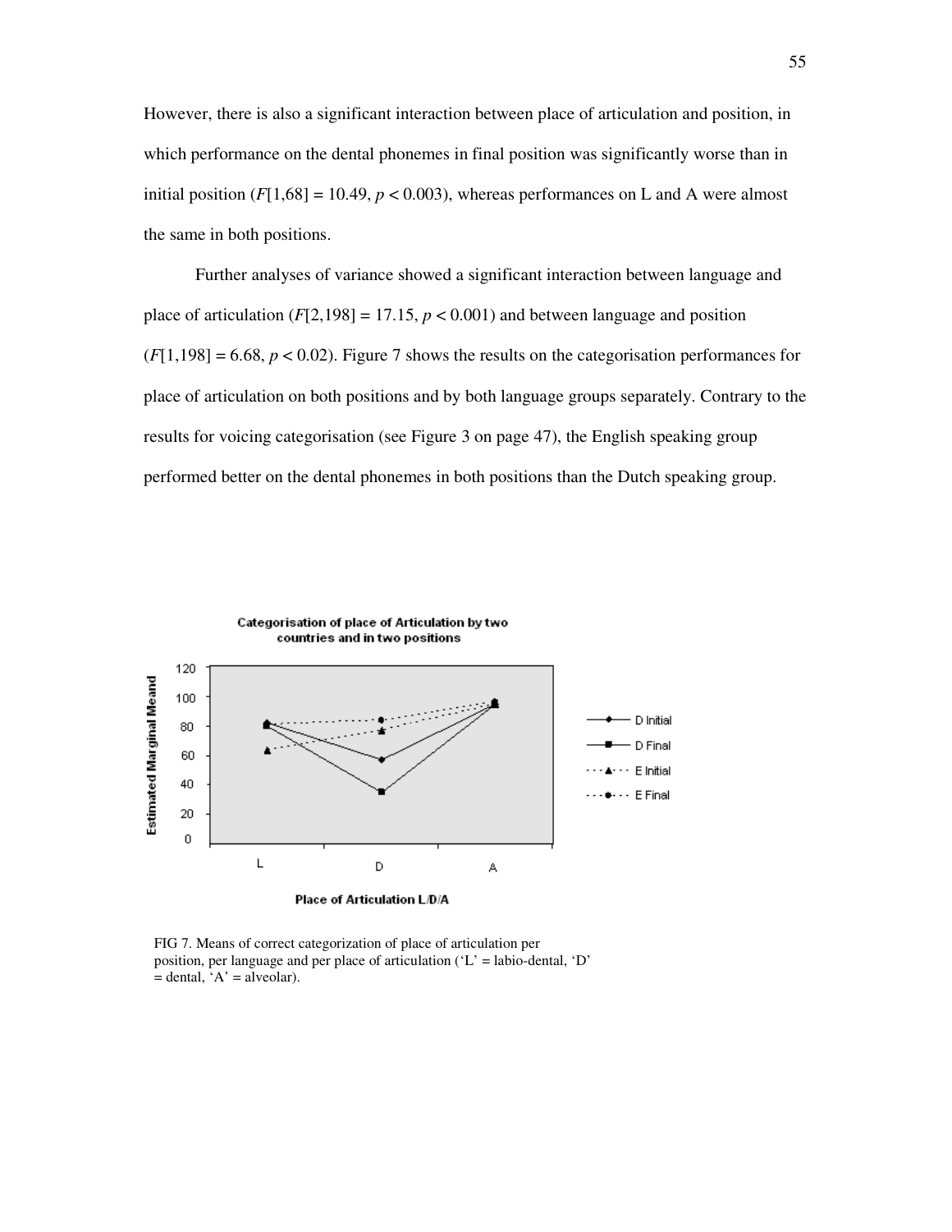However, there is also a significant interaction between place of articulation and position, in which performance on the dental phonemes in final position was significantly worse than in initial position ($F[1,68] = 10.49$, $p < 0.003$), whereas performances on L and A were almost the same in both positions.

Further analyses of variance showed a significant interaction between language and place of articulation ($F[2,198] = 17.15$, $p < 0.001$) and between language and position ($F[1,198] = 6.68$, $p < 0.02$). Figure 7 shows the results on the categorisation performances for place of articulation on both positions and by both language groups separately. Contrary to the results for voicing categorisation (see Figure 3 on page 47), the English speaking group performed better on the dental phonemes in both positions than the Dutch speaking group.

FIG 7. Means of correct categorization of place of articulation per position, per language and per place of articulation ('L' = labio-dental, 'D' = dental, 'A' = alveolar).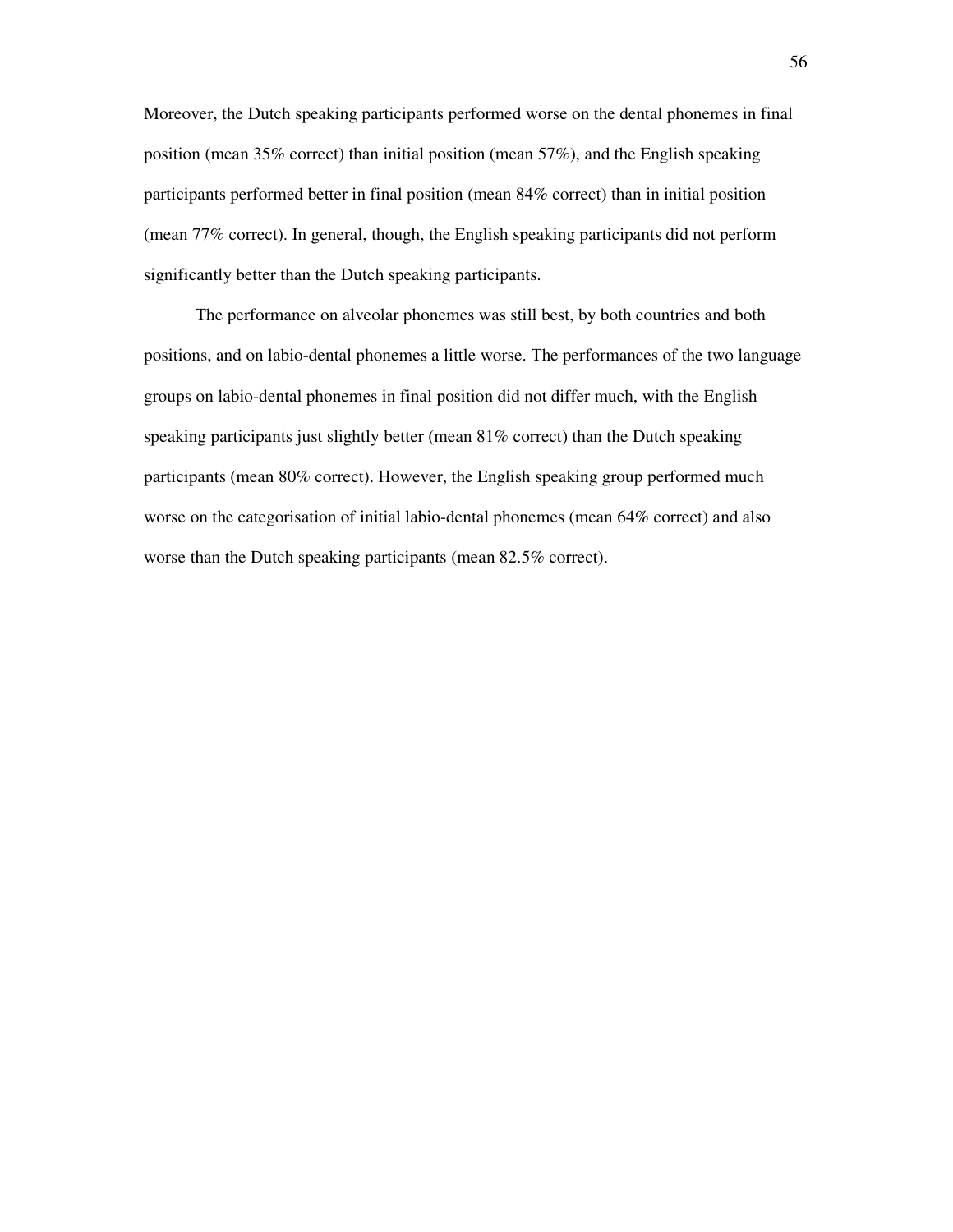Moreover, the Dutch speaking participants performed worse on the dental phonemes in final position (mean 35% correct) than initial position (mean 57%), and the English speaking participants performed better in final position (mean 84% correct) than in initial position (mean 77% correct). In general, though, the English speaking participants did not perform significantly better than the Dutch speaking participants.

The performance on alveolar phonemes was still best, by both countries and both positions, and on labio-dental phonemes a little worse. The performances of the two language groups on labio-dental phonemes in final position did not differ much, with the English speaking participants just slightly better (mean 81% correct) than the Dutch speaking participants (mean 80% correct). However, the English speaking group performed much worse on the categorisation of initial labio-dental phonemes (mean 64% correct) and also worse than the Dutch speaking participants (mean 82.5% correct).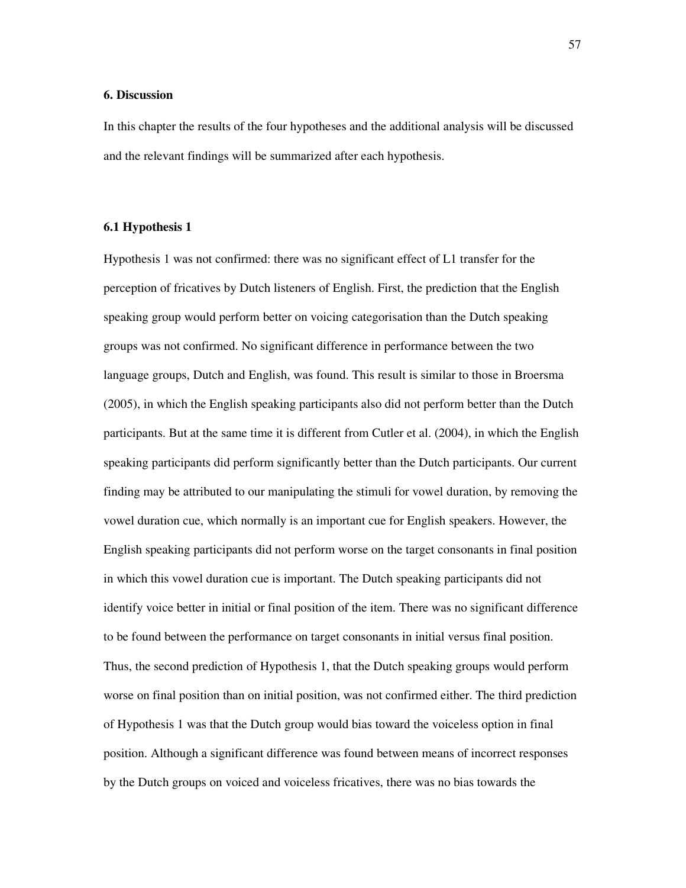## 6. Discussion

In this chapter the results of the four hypotheses and the additional analysis will be discussed and the relevant findings will be summarized after each hypothesis.

### 6.1 Hypothesis 1

Hypothesis 1 was not confirmed: there was no significant effect of L1 transfer for the perception of fricatives by Dutch listeners of English. First, the prediction that the English speaking group would perform better on voicing categorisation than the Dutch speaking groups was not confirmed. No significant difference in performance between the two language groups, Dutch and English, was found. This result is similar to those in Broersma (2005), in which the English speaking participants also did not perform better than the Dutch participants. But at the same time it is different from Cutler et al. (2004), in which the English speaking participants did perform significantly better than the Dutch participants. Our current finding may be attributed to our manipulating the stimuli for vowel duration, by removing the vowel duration cue, which normally is an important cue for English speakers. However, the English speaking participants did not perform worse on the target consonants in final position in which this vowel duration cue is important. The Dutch speaking participants did not identify voice better in initial or final position of the item. There was no significant difference to be found between the performance on target consonants in initial versus final position. Thus, the second prediction of Hypothesis 1, that the Dutch speaking groups would perform worse on final position than on initial position, was not confirmed either. The third prediction of Hypothesis 1 was that the Dutch group would bias toward the voiceless option in final position. Although a significant difference was found between means of incorrect responses by the Dutch groups on voiced and voiceless fricatives, there was no bias towards the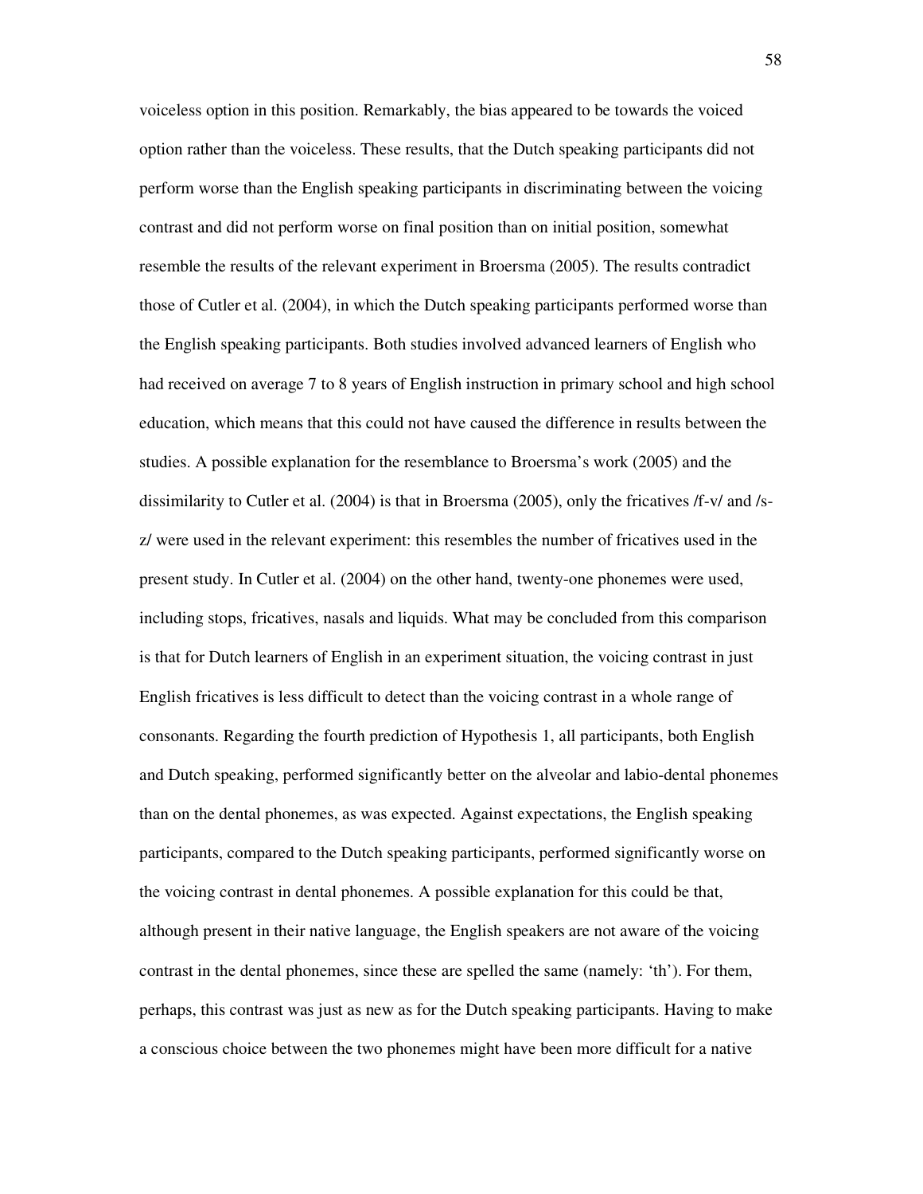voiceless option in this position. Remarkably, the bias appeared to be towards the voiced option rather than the voiceless. These results, that the Dutch speaking participants did not perform worse than the English speaking participants in discriminating between the voicing contrast and did not perform worse on final position than on initial position, somewhat resemble the results of the relevant experiment in Broersma (2005). The results contradict those of Cutler et al. (2004), in which the Dutch speaking participants performed worse than the English speaking participants. Both studies involved advanced learners of English who had received on average 7 to 8 years of English instruction in primary school and high school education, which means that this could not have caused the difference in results between the studies. A possible explanation for the resemblance to Broersma's work (2005) and the dissimilarity to Cutler et al. (2004) is that in Broersma (2005), only the fricatives /f-v/ and /s-z/ were used in the relevant experiment: this resembles the number of fricatives used in the present study. In Cutler et al. (2004) on the other hand, twenty-one phonemes were used, including stops, fricatives, nasals and liquids. What may be concluded from this comparison is that for Dutch learners of English in an experiment situation, the voicing contrast in just English fricatives is less difficult to detect than the voicing contrast in a whole range of consonants. Regarding the fourth prediction of Hypothesis 1, all participants, both English and Dutch speaking, performed significantly better on the alveolar and labio-dental phonemes than on the dental phonemes, as was expected. Against expectations, the English speaking participants, compared to the Dutch speaking participants, performed significantly worse on the voicing contrast in dental phonemes. A possible explanation for this could be that, although present in their native language, the English speakers are not aware of the voicing contrast in the dental phonemes, since these are spelled the same (namely: 'th'). For them, perhaps, this contrast was just as new as for the Dutch speaking participants. Having to make a conscious choice between the two phonemes might have been more difficult for a native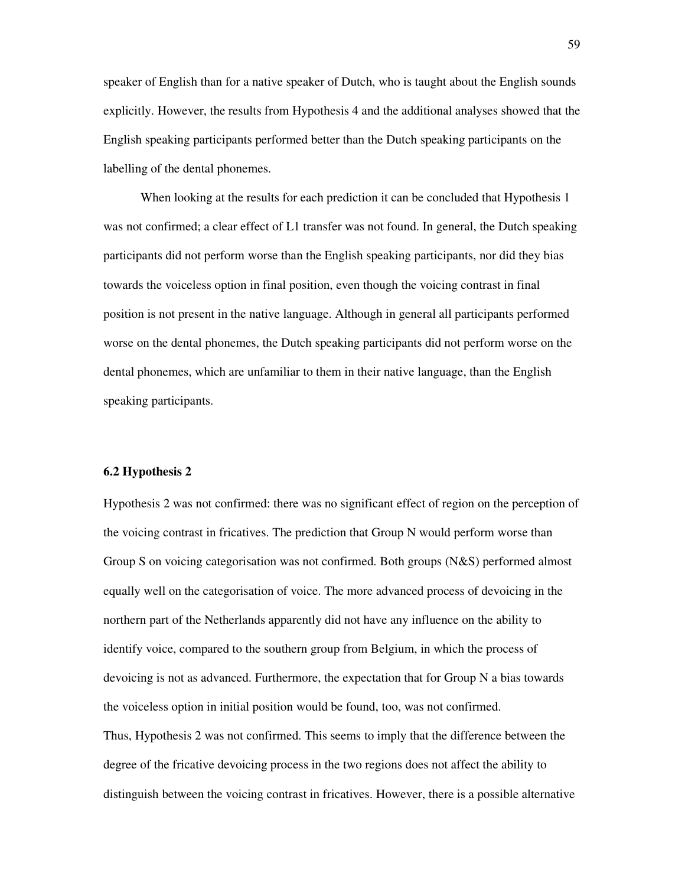speaker of English than for a native speaker of Dutch, who is taught about the English sounds explicitly. However, the results from Hypothesis 4 and the additional analyses showed that the English speaking participants performed better than the Dutch speaking participants on the labelling of the dental phonemes.

When looking at the results for each prediction it can be concluded that Hypothesis 1 was not confirmed; a clear effect of L1 transfer was not found. In general, the Dutch speaking participants did not perform worse than the English speaking participants, nor did they bias towards the voiceless option in final position, even though the voicing contrast in final position is not present in the native language. Although in general all participants performed worse on the dental phonemes, the Dutch speaking participants did not perform worse on the dental phonemes, which are unfamiliar to them in their native language, than the English speaking participants.

### 6.2 Hypothesis 2

Hypothesis 2 was not confirmed: there was no significant effect of region on the perception of the voicing contrast in fricatives. The prediction that Group N would perform worse than Group S on voicing categorisation was not confirmed. Both groups (N&S) performed almost equally well on the categorisation of voice. The more advanced process of devoicing in the northern part of the Netherlands apparently did not have any influence on the ability to identify voice, compared to the southern group from Belgium, in which the process of devoicing is not as advanced. Furthermore, the expectation that for Group N a bias towards the voiceless option in initial position would be found, too, was not confirmed.

Thus, Hypothesis 2 was not confirmed. This seems to imply that the difference between the degree of the fricative devoicing process in the two regions does not affect the ability to distinguish between the voicing contrast in fricatives. However, there is a possible alternative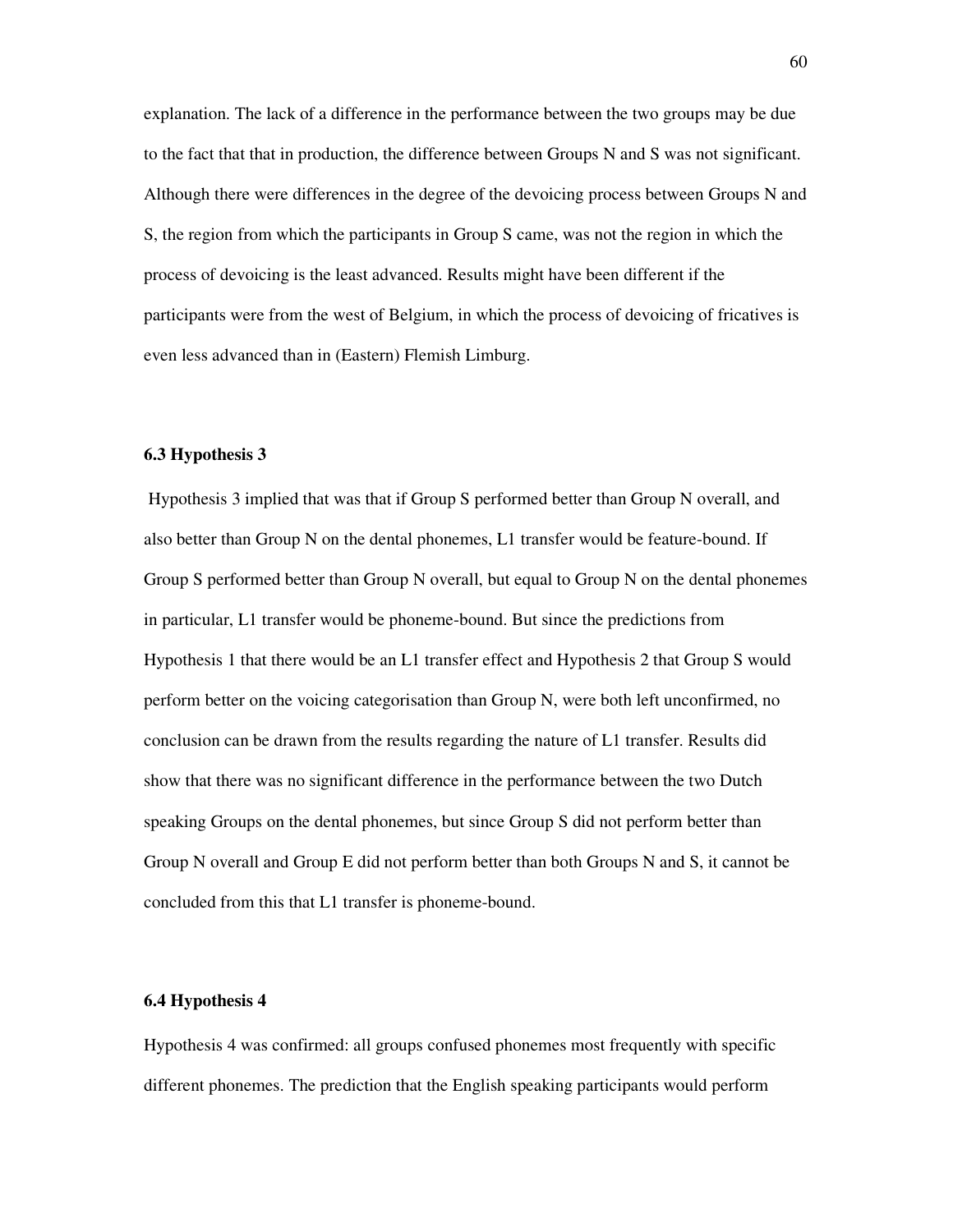explanation. The lack of a difference in the performance between the two groups may be due to the fact that that in production, the difference between Groups N and S was not significant. Although there were differences in the degree of the devoicing process between Groups N and S, the region from which the participants in Group S came, was not the region in which the process of devoicing is the least advanced. Results might have been different if the participants were from the west of Belgium, in which the process of devoicing of fricatives is even less advanced than in (Eastern) Flemish Limburg.

### 6.3 Hypothesis 3

Hypothesis 3 implied that was that if Group S performed better than Group N overall, and also better than Group N on the dental phonemes, L1 transfer would be feature-bound. If Group S performed better than Group N overall, but equal to Group N on the dental phonemes in particular, L1 transfer would be phoneme-bound. But since the predictions from Hypothesis 1 that there would be an L1 transfer effect and Hypothesis 2 that Group S would perform better on the voicing categorisation than Group N, were both left unconfirmed, no conclusion can be drawn from the results regarding the nature of L1 transfer. Results did show that there was no significant difference in the performance between the two Dutch speaking Groups on the dental phonemes, but since Group S did not perform better than Group N overall and Group E did not perform better than both Groups N and S, it cannot be concluded from this that L1 transfer is phoneme-bound.

### 6.4 Hypothesis 4

Hypothesis 4 was confirmed: all groups confused phonemes most frequently with specific different phonemes. The prediction that the English speaking participants would perform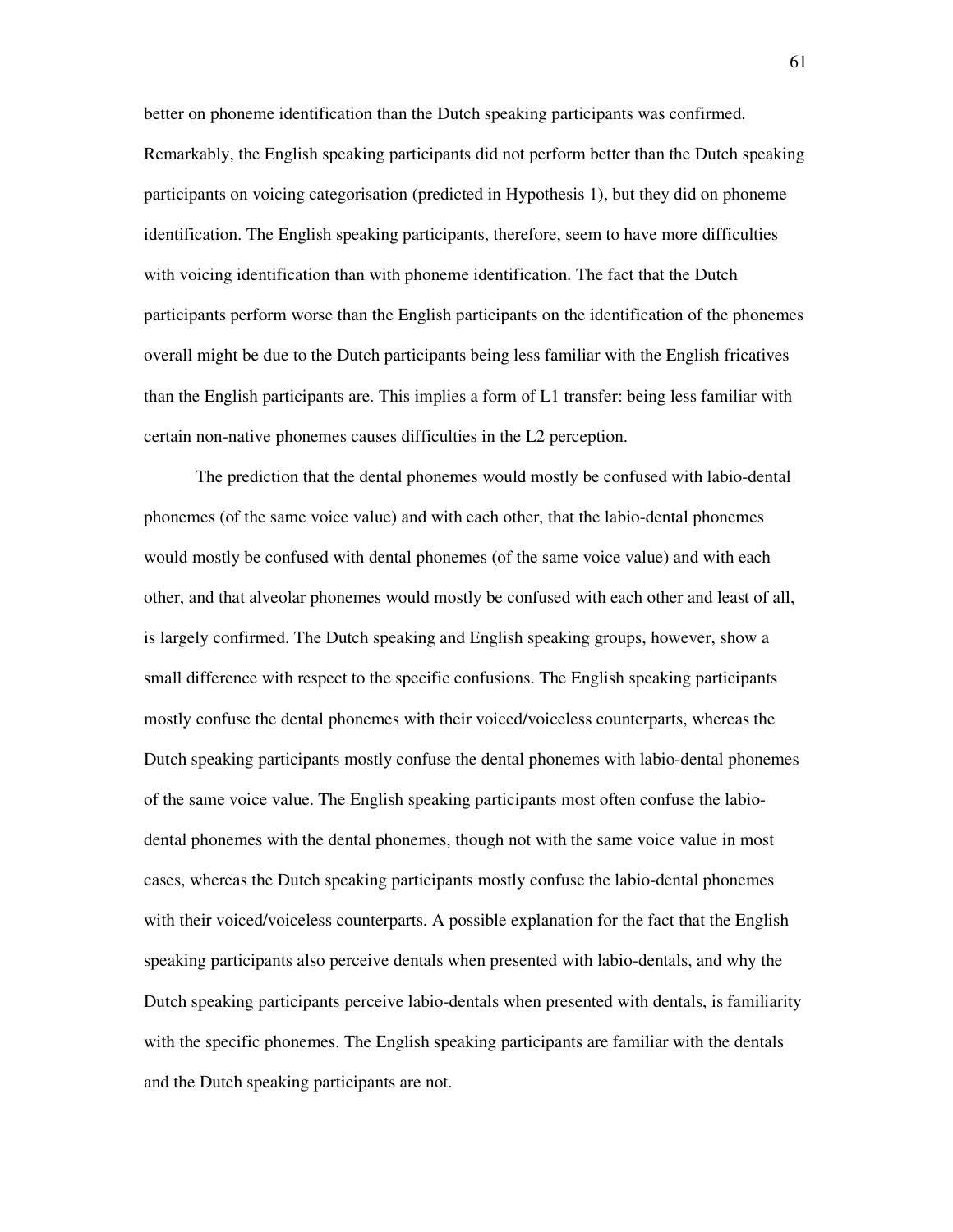better on phoneme identification than the Dutch speaking participants was confirmed. Remarkably, the English speaking participants did not perform better than the Dutch speaking participants on voicing categorisation (predicted in Hypothesis 1), but they did on phoneme identification. The English speaking participants, therefore, seem to have more difficulties with voicing identification than with phoneme identification. The fact that the Dutch participants perform worse than the English participants on the identification of the phonemes overall might be due to the Dutch participants being less familiar with the English fricatives than the English participants are. This implies a form of L1 transfer: being less familiar with certain non-native phonemes causes difficulties in the L2 perception.

The prediction that the dental phonemes would mostly be confused with labio-dental phonemes (of the same voice value) and with each other, that the labio-dental phonemes would mostly be confused with dental phonemes (of the same voice value) and with each other, and that alveolar phonemes would mostly be confused with each other and least of all, is largely confirmed. The Dutch speaking and English speaking groups, however, show a small difference with respect to the specific confusions. The English speaking participants mostly confuse the dental phonemes with their voiced/voiceless counterparts, whereas the Dutch speaking participants mostly confuse the dental phonemes with labio-dental phonemes of the same voice value. The English speaking participants most often confuse the labio-dental phonemes with the dental phonemes, though not with the same voice value in most cases, whereas the Dutch speaking participants mostly confuse the labio-dental phonemes with their voiced/voiceless counterparts. A possible explanation for the fact that the English speaking participants also perceive dentals when presented with labio-dentals, and why the Dutch speaking participants perceive labio-dentals when presented with dentals, is familiarity with the specific phonemes. The English speaking participants are familiar with the dentals and the Dutch speaking participants are not.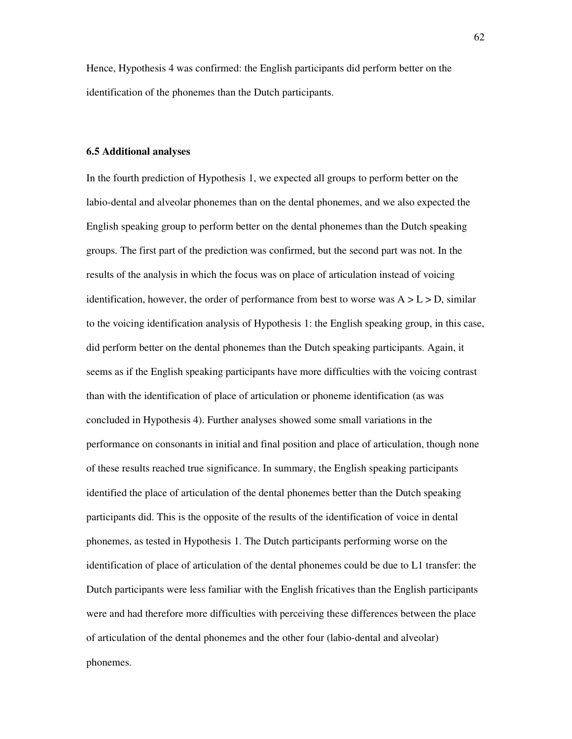Hence, Hypothesis 4 was confirmed: the English participants did perform better on the identification of the phonemes than the Dutch participants.

### 6.5 Additional analyses

In the fourth prediction of Hypothesis 1, we expected all groups to perform better on the labio-dental and alveolar phonemes than on the dental phonemes, and we also expected the English speaking group to perform better on the dental phonemes than the Dutch speaking groups. The first part of the prediction was confirmed, but the second part was not. In the results of the analysis in which the focus was on place of articulation instead of voicing identification, however, the order of performance from best to worse was A > L > D, similar to the voicing identification analysis of Hypothesis 1: the English speaking group, in this case, did perform better on the dental phonemes than the Dutch speaking participants. Again, it seems as if the English speaking participants have more difficulties with the voicing contrast than with the identification of place of articulation or phoneme identification (as was concluded in Hypothesis 4). Further analyses showed some small variations in the performance on consonants in initial and final position and place of articulation, though none of these results reached true significance. In summary, the English speaking participants identified the place of articulation of the dental phonemes better than the Dutch speaking participants did. This is the opposite of the results of the identification of voice in dental phonemes, as tested in Hypothesis 1. The Dutch participants performing worse on the identification of place of articulation of the dental phonemes could be due to L1 transfer: the Dutch participants were less familiar with the English fricatives than the English participants were and had therefore more difficulties with perceiving these differences between the place of articulation of the dental phonemes and the other four (labio-dental and alveolar) phonemes.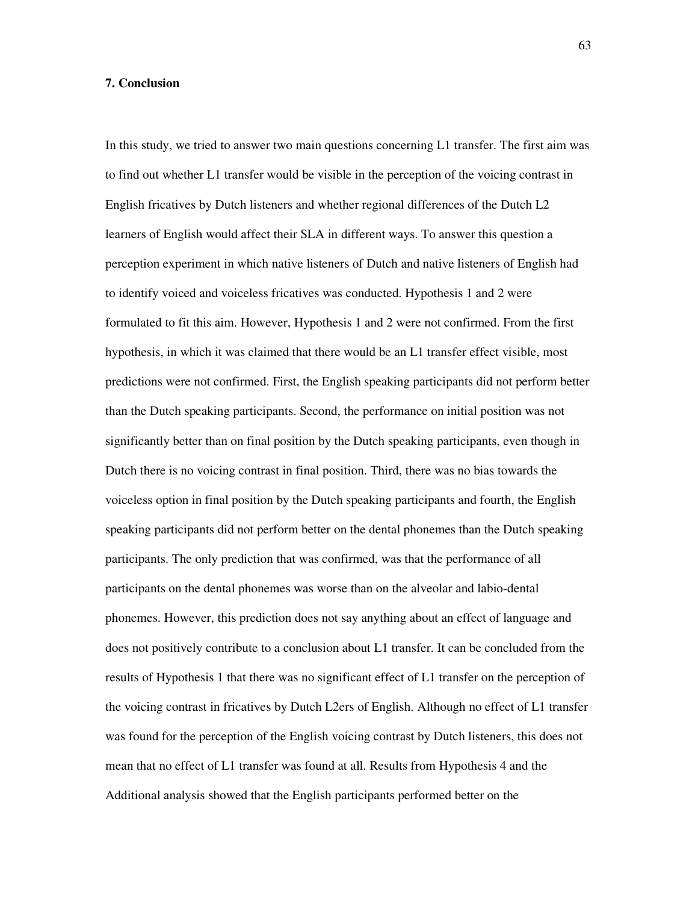## 7. Conclusion

In this study, we tried to answer two main questions concerning L1 transfer. The first aim was to find out whether L1 transfer would be visible in the perception of the voicing contrast in English fricatives by Dutch listeners and whether regional differences of the Dutch L2 learners of English would affect their SLA in different ways. To answer this question a perception experiment in which native listeners of Dutch and native listeners of English had to identify voiced and voiceless fricatives was conducted. Hypothesis 1 and 2 were formulated to fit this aim. However, Hypothesis 1 and 2 were not confirmed. From the first hypothesis, in which it was claimed that there would be an L1 transfer effect visible, most predictions were not confirmed. First, the English speaking participants did not perform better than the Dutch speaking participants. Second, the performance on initial position was not significantly better than on final position by the Dutch speaking participants, even though in Dutch there is no voicing contrast in final position. Third, there was no bias towards the voiceless option in final position by the Dutch speaking participants and fourth, the English speaking participants did not perform better on the dental phonemes than the Dutch speaking participants. The only prediction that was confirmed, was that the performance of all participants on the dental phonemes was worse than on the alveolar and labio-dental phonemes. However, this prediction does not say anything about an effect of language and does not positively contribute to a conclusion about L1 transfer. It can be concluded from the results of Hypothesis 1 that there was no significant effect of L1 transfer on the perception of the voicing contrast in fricatives by Dutch L2ers of English. Although no effect of L1 transfer was found for the perception of the English voicing contrast by Dutch listeners, this does not mean that no effect of L1 transfer was found at all. Results from Hypothesis 4 and the Additional analysis showed that the English participants performed better on the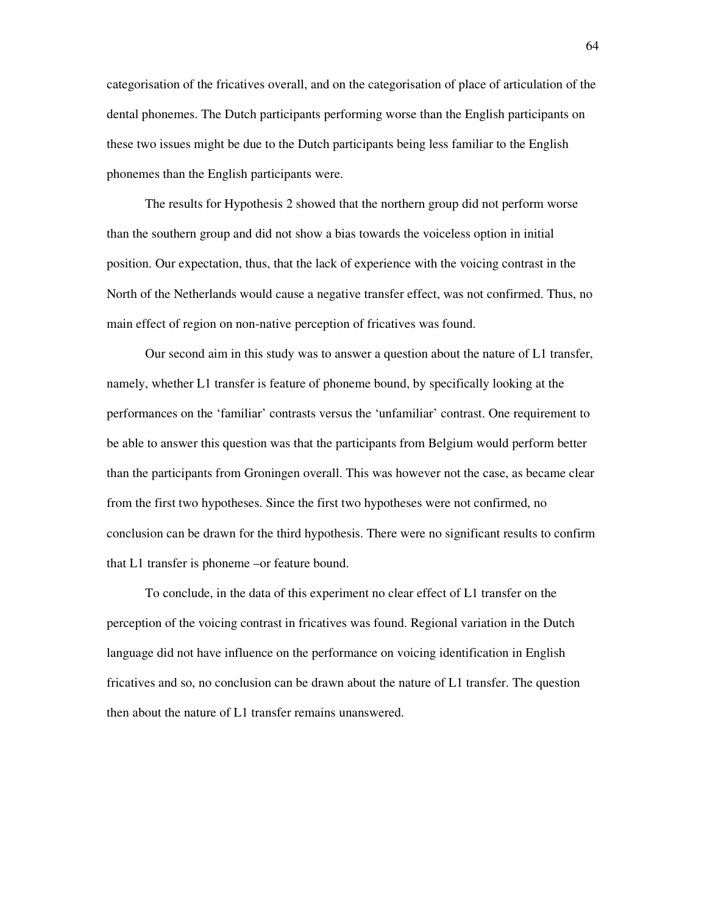categorisation of the fricatives overall, and on the categorisation of place of articulation of the dental phonemes. The Dutch participants performing worse than the English participants on these two issues might be due to the Dutch participants being less familiar to the English phonemes than the English participants were.

The results for Hypothesis 2 showed that the northern group did not perform worse than the southern group and did not show a bias towards the voiceless option in initial position. Our expectation, thus, that the lack of experience with the voicing contrast in the North of the Netherlands would cause a negative transfer effect, was not confirmed. Thus, no main effect of region on non-native perception of fricatives was found.

Our second aim in this study was to answer a question about the nature of L1 transfer, namely, whether L1 transfer is feature of phoneme bound, by specifically looking at the performances on the 'familiar' contrasts versus the 'unfamiliar' contrast. One requirement to be able to answer this question was that the participants from Belgium would perform better than the participants from Groningen overall. This was however not the case, as became clear from the first two hypotheses. Since the first two hypotheses were not confirmed, no conclusion can be drawn for the third hypothesis. There were no significant results to confirm that L1 transfer is phoneme –or feature bound.

To conclude, in the data of this experiment no clear effect of L1 transfer on the perception of the voicing contrast in fricatives was found. Regional variation in the Dutch language did not have influence on the performance on voicing identification in English fricatives and so, no conclusion can be drawn about the nature of L1 transfer. The question then about the nature of L1 transfer remains unanswered.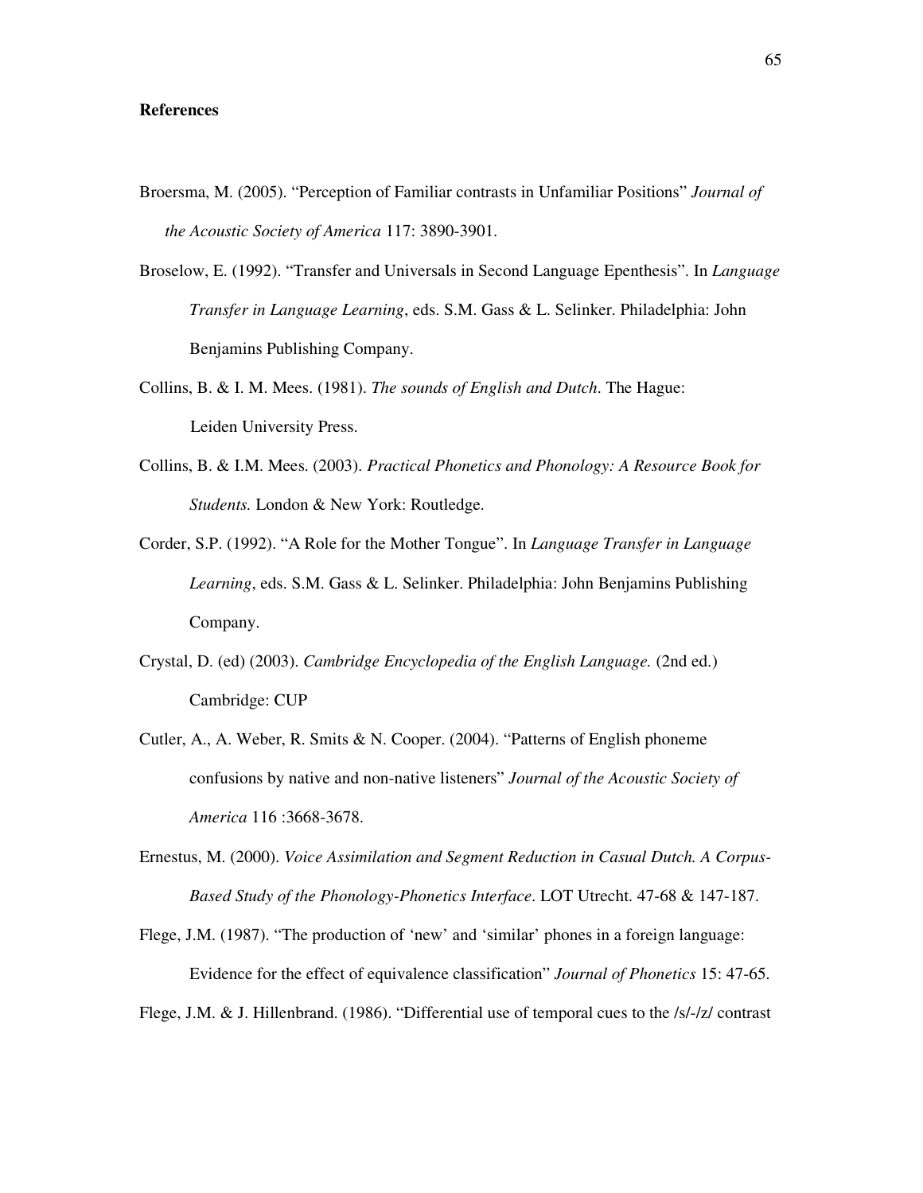**References**

Broersma, M. (2005). "Perception of Familiar contrasts in Unfamiliar Positions" *Journal of the Acoustic Society of America* 117: 3890-3901.

Broselow, E. (1992). "Transfer and Universals in Second Language Epenthesis". In *Language Transfer in Language Learning*, eds. S.M. Gass & L. Selinker. Philadelphia: John Benjamins Publishing Company.

Collins, B. & I. M. Mees. (1981). *The sounds of English and Dutch*. The Hague: Leiden University Press.

Collins, B. & I.M. Mees. (2003). *Practical Phonetics and Phonology: A Resource Book for Students.* London & New York: Routledge.

Corder, S.P. (1992). "A Role for the Mother Tongue". In *Language Transfer in Language Learning*, eds. S.M. Gass & L. Selinker. Philadelphia: John Benjamins Publishing Company.

Crystal, D. (ed) (2003). *Cambridge Encyclopedia of the English Language.* (2nd ed.) Cambridge: CUP

Cutler, A., A. Weber, R. Smits & N. Cooper. (2004). "Patterns of English phoneme confusions by native and non-native listeners" *Journal of the Acoustic Society of America* 116 :3668-3678.

Ernestus, M. (2000). *Voice Assimilation and Segment Reduction in Casual Dutch. A Corpus-Based Study of the Phonology-Phonetics Interface*. LOT Utrecht. 47-68 & 147-187.

Flege, J.M. (1987). "The production of 'new' and 'similar' phones in a foreign language: Evidence for the effect of equivalence classification" *Journal of Phonetics* 15: 47-65.

Flege, J.M. & J. Hillenbrand. (1986). "Differential use of temporal cues to the /s/-/z/ contrast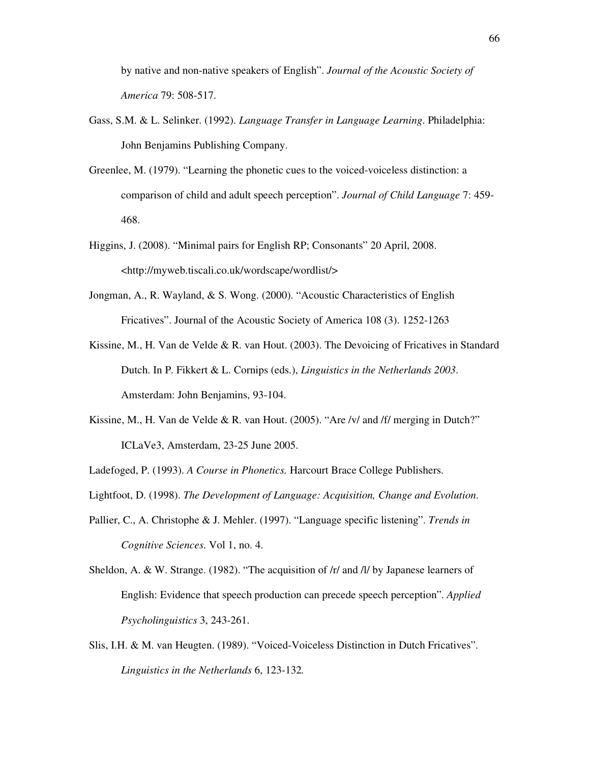by native and non-native speakers of English". *Journal of the Acoustic Society of America* 79: 508-517.

Gass, S.M. & L. Selinker. (1992). *Language Transfer in Language Learning*. Philadelphia: John Benjamins Publishing Company.

Greenlee, M. (1979). "Learning the phonetic cues to the voiced-voiceless distinction: a comparison of child and adult speech perception". *Journal of Child Language* 7: 459-468.

Higgins, J. (2008). "Minimal pairs for English RP; Consonants" 20 April, 2008. <http://myweb.tiscali.co.uk/wordscape/wordlist/>

Jongman, A., R. Wayland, & S. Wong. (2000). "Acoustic Characteristics of English Fricatives". Journal of the Acoustic Society of America 108 (3). 1252-1263

Kissine, M., H. Van de Velde & R. van Hout. (2003). The Devoicing of Fricatives in Standard Dutch. In P. Fikkert & L. Cornips (eds.), *Linguistics in the Netherlands 2003*. Amsterdam: John Benjamins, 93-104.

Kissine, M., H. Van de Velde & R. van Hout. (2005). "Are /v/ and /f/ merging in Dutch?" ICLaVe3, Amsterdam, 23-25 June 2005.

Ladefoged, P. (1993). *A Course in Phonetics.* Harcourt Brace College Publishers.

Lightfoot, D. (1998). *The Development of Language: Acquisition, Change and Evolution*.

Pallier, C., A. Christophe & J. Mehler. (1997). "Language specific listening". *Trends in Cognitive Sciences*. Vol 1, no. 4.

Sheldon, A. & W. Strange. (1982). "The acquisition of /r/ and /l/ by Japanese learners of English: Evidence that speech production can precede speech perception". *Applied Psycholinguistics* 3, 243-261.

Slis, I.H. & M. van Heugten. (1989). "Voiced-Voiceless Distinction in Dutch Fricatives". *Linguistics in the Netherlands* 6, 123-132*.*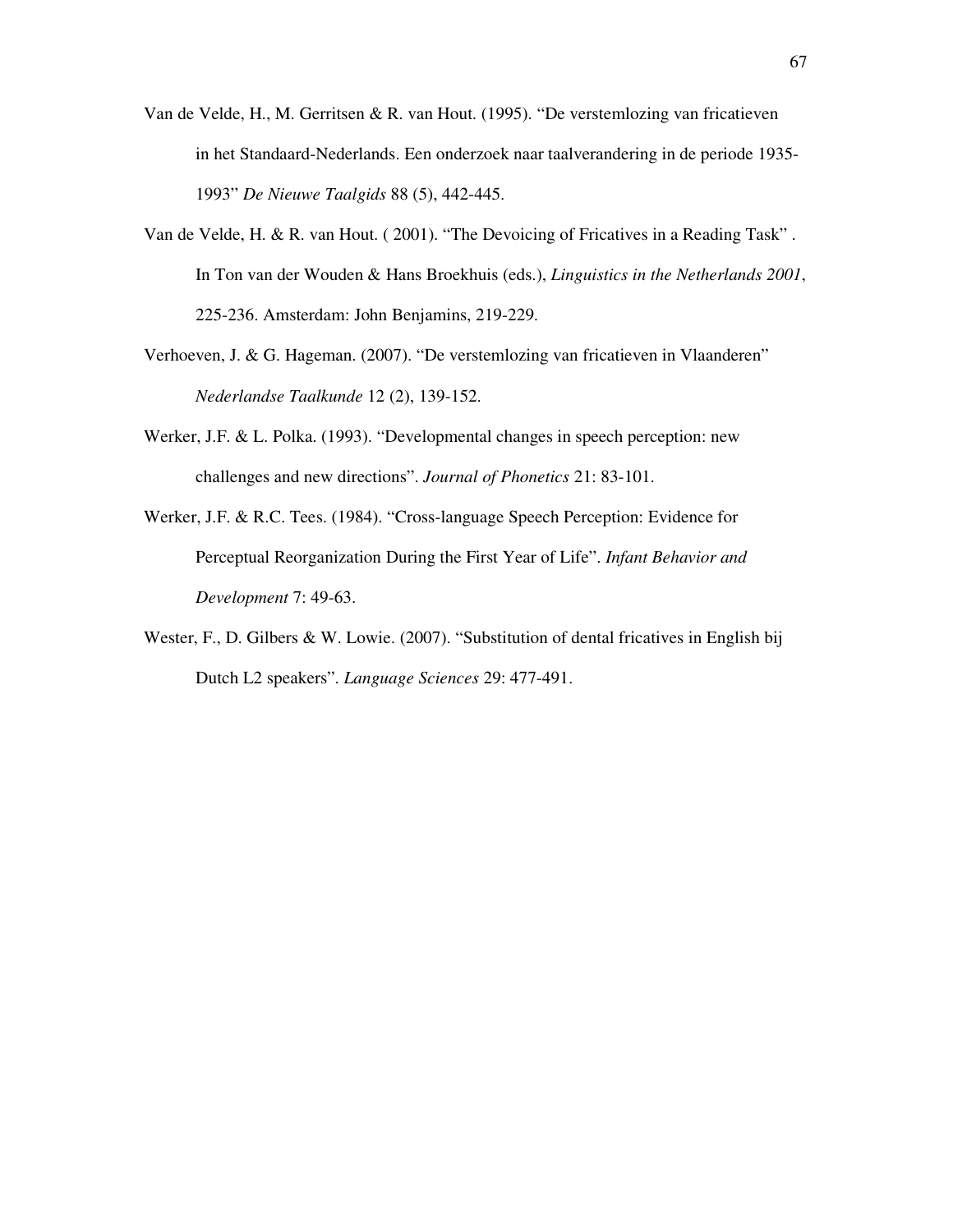Van de Velde, H., M. Gerritsen & R. van Hout. (1995). "De verstemlozing van fricatieven in het Standaard-Nederlands. Een onderzoek naar taalverandering in de periode 1935-1993" *De Nieuwe Taalgids* 88 (5), 442-445.

Van de Velde, H. & R. van Hout. ( 2001). "The Devoicing of Fricatives in a Reading Task" . In Ton van der Wouden & Hans Broekhuis (eds.), *Linguistics in the Netherlands 2001*, 225-236. Amsterdam: John Benjamins, 219-229.

Verhoeven, J. & G. Hageman. (2007). "De verstemlozing van fricatieven in Vlaanderen" *Nederlandse Taalkunde* 12 (2), 139-152.

Werker, J.F. & L. Polka. (1993). "Developmental changes in speech perception: new challenges and new directions". *Journal of Phonetics* 21: 83-101.

Werker, J.F. & R.C. Tees. (1984). "Cross-language Speech Perception: Evidence for Perceptual Reorganization During the First Year of Life". *Infant Behavior and Development* 7: 49-63.

Wester, F., D. Gilbers & W. Lowie. (2007). "Substitution of dental fricatives in English bij Dutch L2 speakers". *Language Sciences* 29: 477-491.